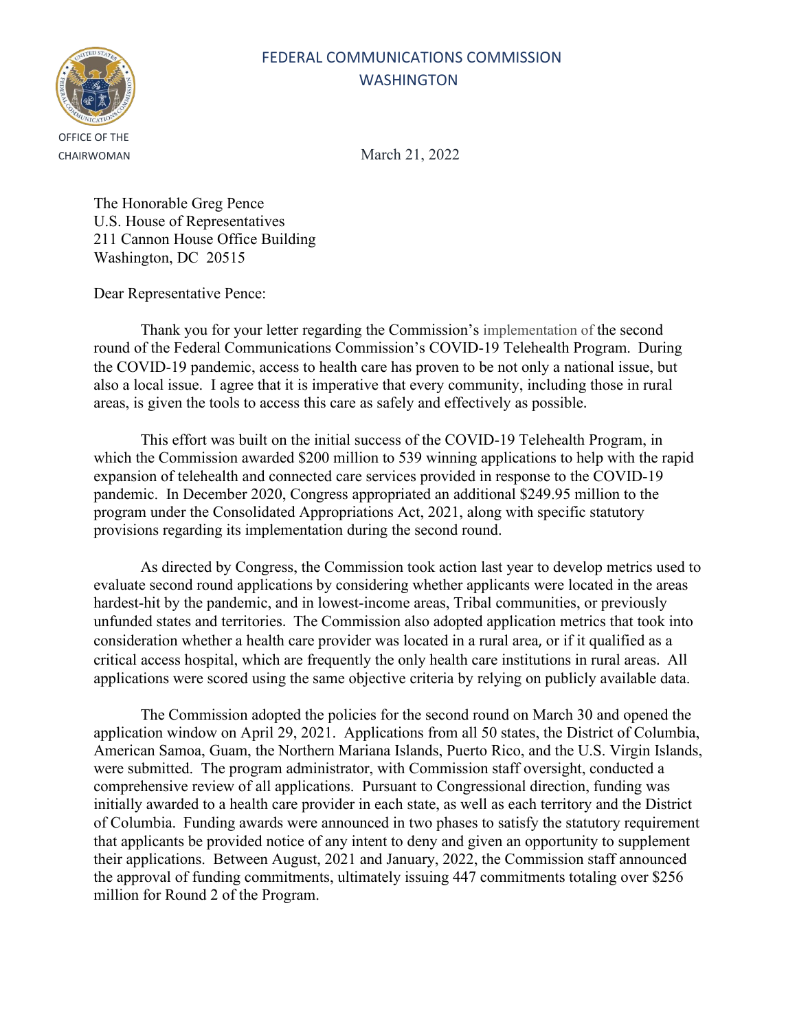FEDERAL COMMUNICATIONS COMMISSION
WASHINGTON

OFFICE OF THE CHAIRWOMAN

March 21, 2022

The Honorable Greg Pence
U.S. House of Representatives
211 Cannon House Office Building
Washington, DC 20515

Dear Representative Pence:

Thank you for your letter regarding the Commission's implementation of the second round of the Federal Communications Commission's COVID-19 Telehealth Program. During the COVID-19 pandemic, access to health care has proven to be not only a national issue, but also a local issue. I agree that it is imperative that every community, including those in rural areas, is given the tools to access this care as safely and effectively as possible.

This effort was built on the initial success of the COVID-19 Telehealth Program, in which the Commission awarded $200 million to 539 winning applications to help with the rapid expansion of telehealth and connected care services provided in response to the COVID-19 pandemic. In December 2020, Congress appropriated an additional $249.95 million to the program under the Consolidated Appropriations Act, 2021, along with specific statutory provisions regarding its implementation during the second round.

As directed by Congress, the Commission took action last year to develop metrics used to evaluate second round applications by considering whether applicants were located in the areas hardest-hit by the pandemic, and in lowest-income areas, Tribal communities, or previously unfunded states and territories. The Commission also adopted application metrics that took into consideration whether a health care provider was located in a rural area, or if it qualified as a critical access hospital, which are frequently the only health care institutions in rural areas. All applications were scored using the same objective criteria by relying on publicly available data.

The Commission adopted the policies for the second round on March 30 and opened the application window on April 29, 2021. Applications from all 50 states, the District of Columbia, American Samoa, Guam, the Northern Mariana Islands, Puerto Rico, and the U.S. Virgin Islands, were submitted. The program administrator, with Commission staff oversight, conducted a comprehensive review of all applications. Pursuant to Congressional direction, funding was initially awarded to a health care provider in each state, as well as each territory and the District of Columbia. Funding awards were announced in two phases to satisfy the statutory requirement that applicants be provided notice of any intent to deny and given an opportunity to supplement their applications. Between August, 2021 and January, 2022, the Commission staff announced the approval of funding commitments, ultimately issuing 447 commitments totaling over $256 million for Round 2 of the Program.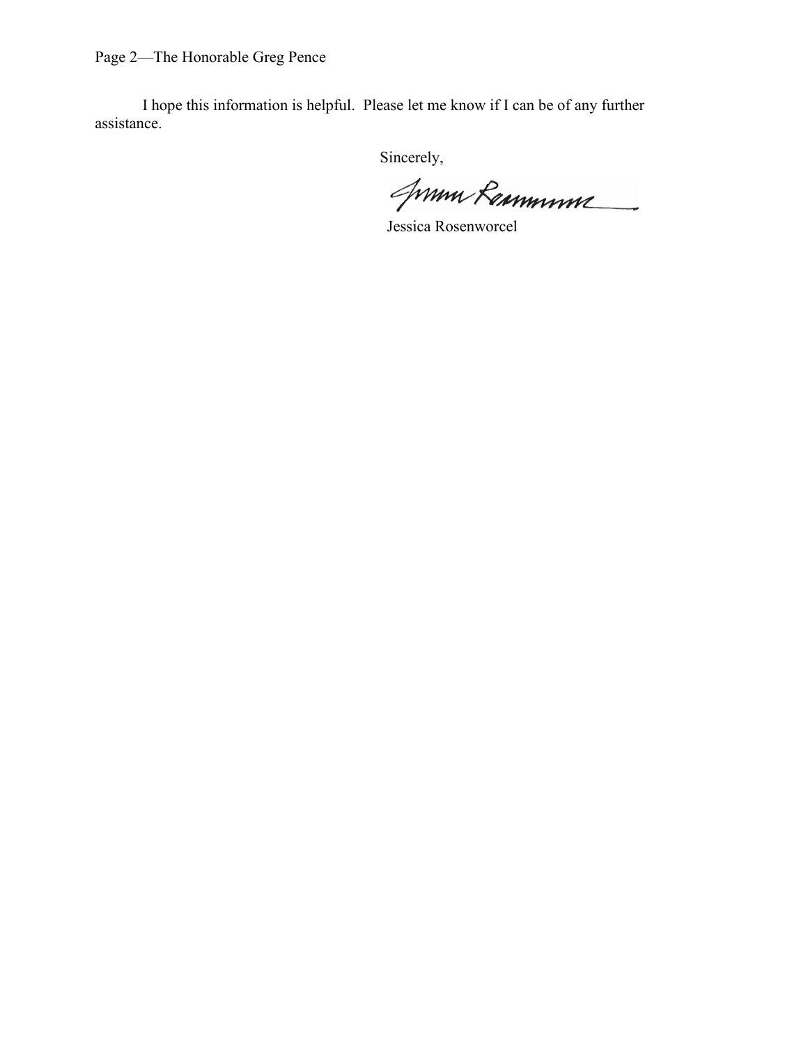I hope this information is helpful. Please let me know if I can be of any further assistance.

Sincerely,

Jessica Rosenworcel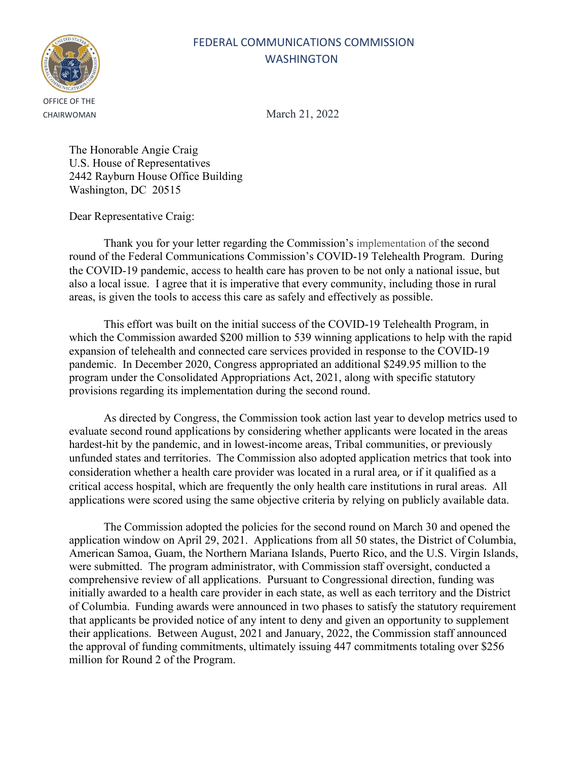FEDERAL COMMUNICATIONS COMMISSION
WASHINGTON

OFFICE OF THE CHAIRWOMAN

March 21, 2022

The Honorable Angie Craig
U.S. House of Representatives
2442 Rayburn House Office Building
Washington, DC 20515

Dear Representative Craig:

Thank you for your letter regarding the Commission's implementation of the second round of the Federal Communications Commission's COVID-19 Telehealth Program. During the COVID-19 pandemic, access to health care has proven to be not only a national issue, but also a local issue. I agree that it is imperative that every community, including those in rural areas, is given the tools to access this care as safely and effectively as possible.

This effort was built on the initial success of the COVID-19 Telehealth Program, in which the Commission awarded $200 million to 539 winning applications to help with the rapid expansion of telehealth and connected care services provided in response to the COVID-19 pandemic. In December 2020, Congress appropriated an additional $249.95 million to the program under the Consolidated Appropriations Act, 2021, along with specific statutory provisions regarding its implementation during the second round.

As directed by Congress, the Commission took action last year to develop metrics used to evaluate second round applications by considering whether applicants were located in the areas hardest-hit by the pandemic, and in lowest-income areas, Tribal communities, or previously unfunded states and territories. The Commission also adopted application metrics that took into consideration whether a health care provider was located in a rural area, or if it qualified as a critical access hospital, which are frequently the only health care institutions in rural areas. All applications were scored using the same objective criteria by relying on publicly available data.

The Commission adopted the policies for the second round on March 30 and opened the application window on April 29, 2021. Applications from all 50 states, the District of Columbia, American Samoa, Guam, the Northern Mariana Islands, Puerto Rico, and the U.S. Virgin Islands, were submitted. The program administrator, with Commission staff oversight, conducted a comprehensive review of all applications. Pursuant to Congressional direction, funding was initially awarded to a health care provider in each state, as well as each territory and the District of Columbia. Funding awards were announced in two phases to satisfy the statutory requirement that applicants be provided notice of any intent to deny and given an opportunity to supplement their applications. Between August, 2021 and January, 2022, the Commission staff announced the approval of funding commitments, ultimately issuing 447 commitments totaling over $256 million for Round 2 of the Program.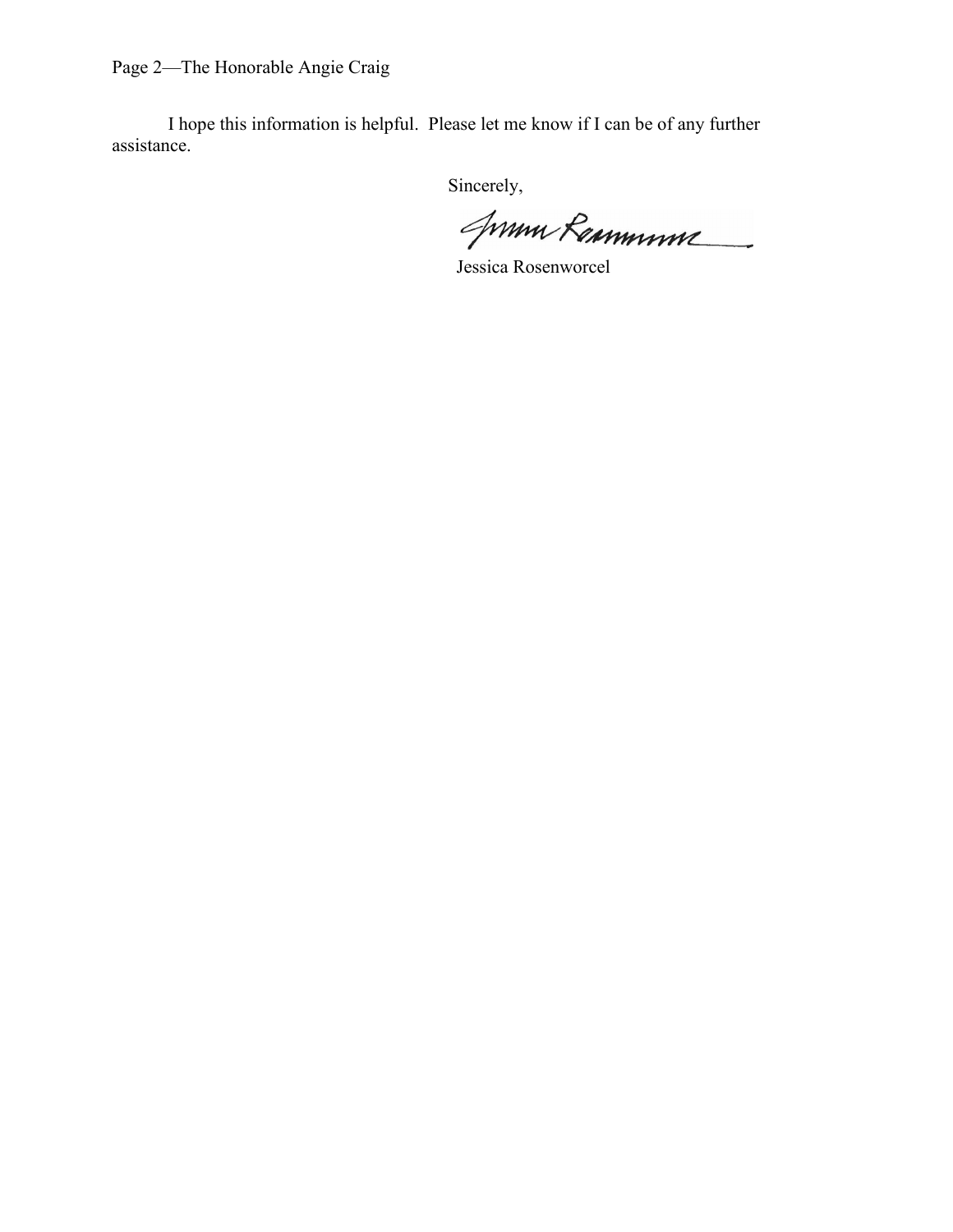I hope this information is helpful. Please let me know if I can be of any further assistance.

Sincerely,

Jessica Rosenworcel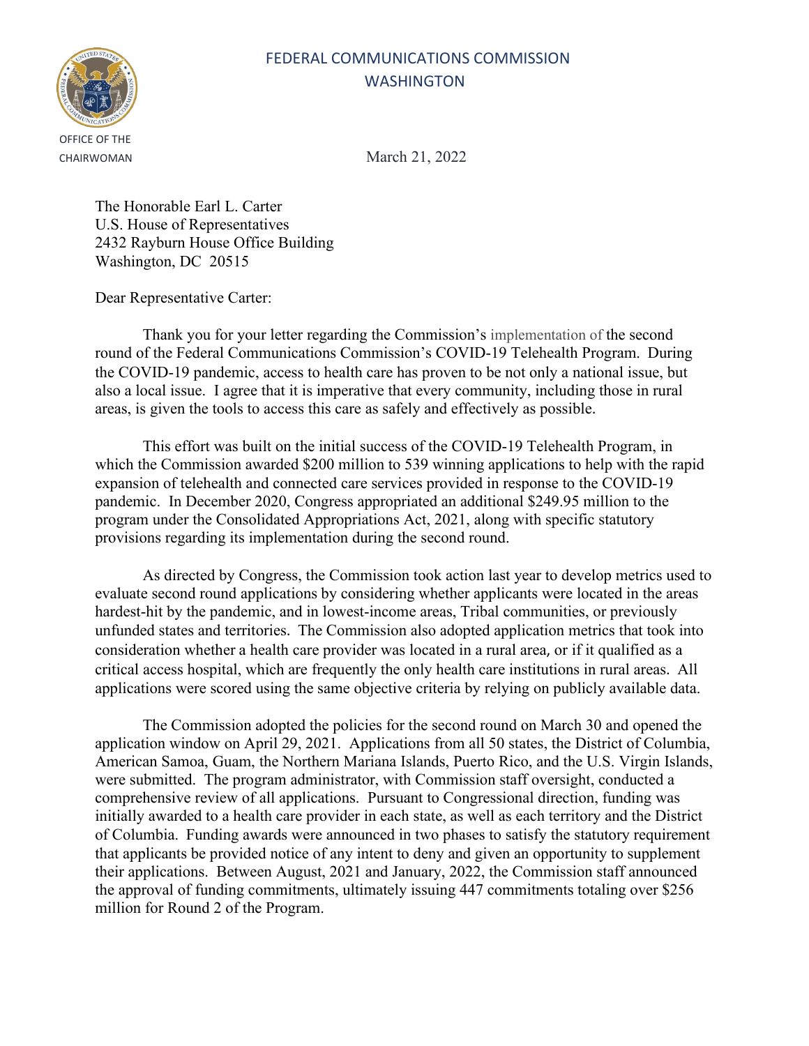FEDERAL COMMUNICATIONS COMMISSION
WASHINGTON

OFFICE OF THE CHAIRWOMAN

March 21, 2022

The Honorable Earl L. Carter
U.S. House of Representatives
2432 Rayburn House Office Building
Washington, DC 20515

Dear Representative Carter:

Thank you for your letter regarding the Commission's implementation of the second round of the Federal Communications Commission's COVID-19 Telehealth Program. During the COVID-19 pandemic, access to health care has proven to be not only a national issue, but also a local issue. I agree that it is imperative that every community, including those in rural areas, is given the tools to access this care as safely and effectively as possible.

This effort was built on the initial success of the COVID-19 Telehealth Program, in which the Commission awarded $200 million to 539 winning applications to help with the rapid expansion of telehealth and connected care services provided in response to the COVID-19 pandemic. In December 2020, Congress appropriated an additional $249.95 million to the program under the Consolidated Appropriations Act, 2021, along with specific statutory provisions regarding its implementation during the second round.

As directed by Congress, the Commission took action last year to develop metrics used to evaluate second round applications by considering whether applicants were located in the areas hardest-hit by the pandemic, and in lowest-income areas, Tribal communities, or previously unfunded states and territories. The Commission also adopted application metrics that took into consideration whether a health care provider was located in a rural area, or if it qualified as a critical access hospital, which are frequently the only health care institutions in rural areas. All applications were scored using the same objective criteria by relying on publicly available data.

The Commission adopted the policies for the second round on March 30 and opened the application window on April 29, 2021. Applications from all 50 states, the District of Columbia, American Samoa, Guam, the Northern Mariana Islands, Puerto Rico, and the U.S. Virgin Islands, were submitted. The program administrator, with Commission staff oversight, conducted a comprehensive review of all applications. Pursuant to Congressional direction, funding was initially awarded to a health care provider in each state, as well as each territory and the District of Columbia. Funding awards were announced in two phases to satisfy the statutory requirement that applicants be provided notice of any intent to deny and given an opportunity to supplement their applications. Between August, 2021 and January, 2022, the Commission staff announced the approval of funding commitments, ultimately issuing 447 commitments totaling over $256 million for Round 2 of the Program.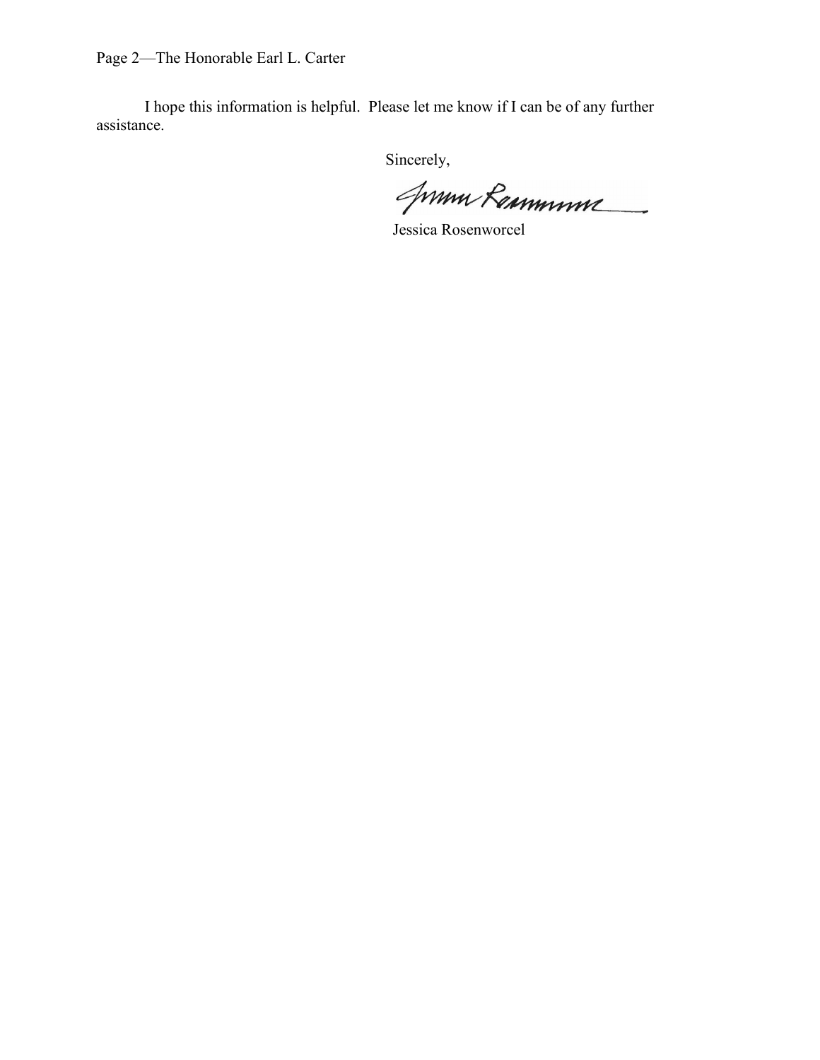I hope this information is helpful. Please let me know if I can be of any further assistance.

Sincerely,

Jessica Rosenworcel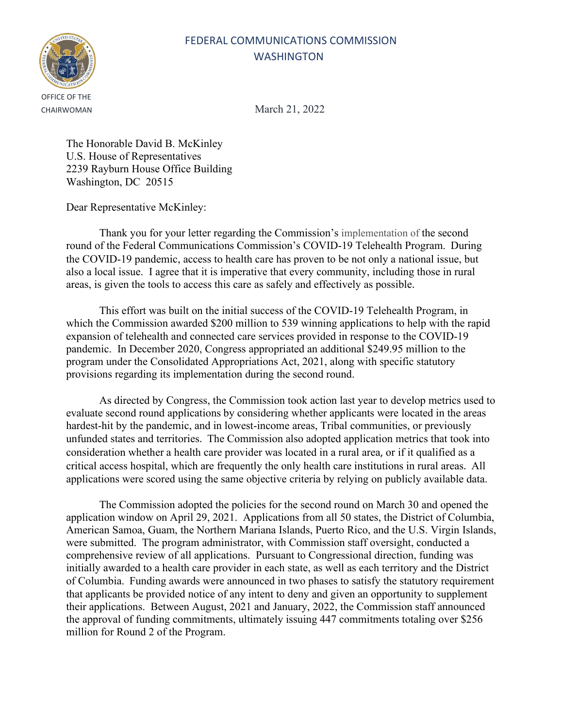FEDERAL COMMUNICATIONS COMMISSION
WASHINGTON

OFFICE OF THE CHAIRWOMAN

March 21, 2022

The Honorable David B. McKinley
U.S. House of Representatives
2239 Rayburn House Office Building
Washington, DC 20515

Dear Representative McKinley:

Thank you for your letter regarding the Commission's implementation of the second round of the Federal Communications Commission's COVID-19 Telehealth Program. During the COVID-19 pandemic, access to health care has proven to be not only a national issue, but also a local issue. I agree that it is imperative that every community, including those in rural areas, is given the tools to access this care as safely and effectively as possible.

This effort was built on the initial success of the COVID-19 Telehealth Program, in which the Commission awarded $200 million to 539 winning applications to help with the rapid expansion of telehealth and connected care services provided in response to the COVID-19 pandemic. In December 2020, Congress appropriated an additional $249.95 million to the program under the Consolidated Appropriations Act, 2021, along with specific statutory provisions regarding its implementation during the second round.

As directed by Congress, the Commission took action last year to develop metrics used to evaluate second round applications by considering whether applicants were located in the areas hardest-hit by the pandemic, and in lowest-income areas, Tribal communities, or previously unfunded states and territories. The Commission also adopted application metrics that took into consideration whether a health care provider was located in a rural area, or if it qualified as a critical access hospital, which are frequently the only health care institutions in rural areas. All applications were scored using the same objective criteria by relying on publicly available data.

The Commission adopted the policies for the second round on March 30 and opened the application window on April 29, 2021. Applications from all 50 states, the District of Columbia, American Samoa, Guam, the Northern Mariana Islands, Puerto Rico, and the U.S. Virgin Islands, were submitted. The program administrator, with Commission staff oversight, conducted a comprehensive review of all applications. Pursuant to Congressional direction, funding was initially awarded to a health care provider in each state, as well as each territory and the District of Columbia. Funding awards were announced in two phases to satisfy the statutory requirement that applicants be provided notice of any intent to deny and given an opportunity to supplement their applications. Between August, 2021 and January, 2022, the Commission staff announced the approval of funding commitments, ultimately issuing 447 commitments totaling over $256 million for Round 2 of the Program.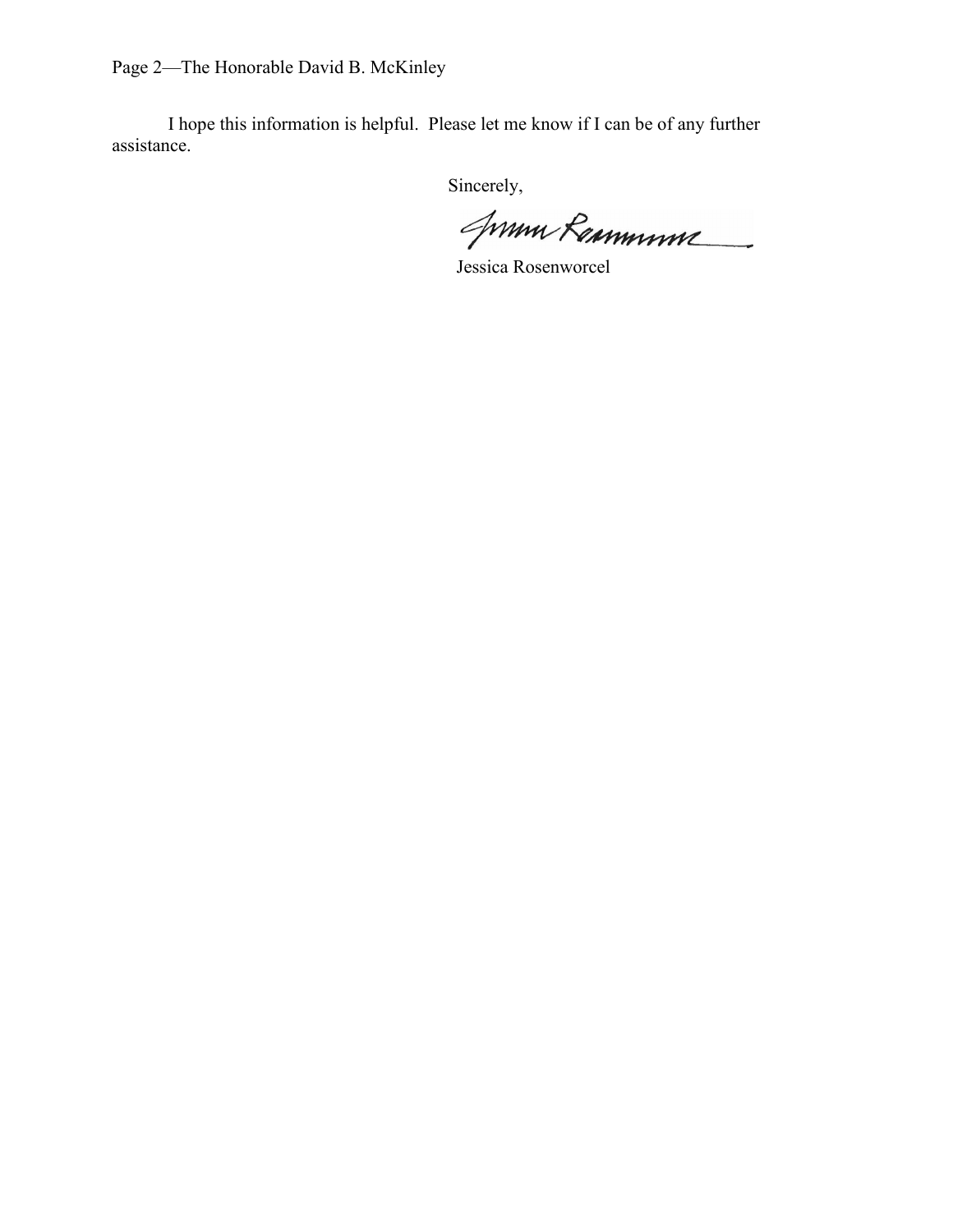I hope this information is helpful. Please let me know if I can be of any further assistance.

Sincerely,

Jessica Rosenworcel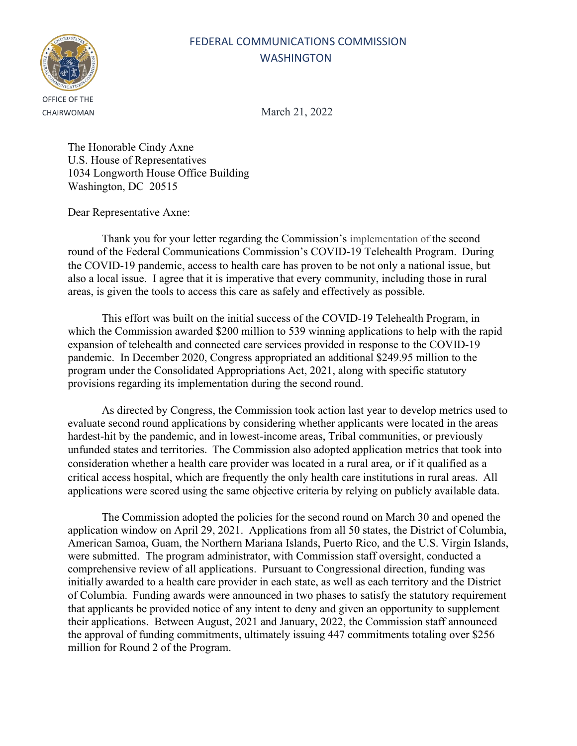FEDERAL COMMUNICATIONS COMMISSION
WASHINGTON

OFFICE OF THE CHAIRWOMAN

March 21, 2022

The Honorable Cindy Axne
U.S. House of Representatives
1034 Longworth House Office Building
Washington, DC 20515

Dear Representative Axne:

Thank you for your letter regarding the Commission's implementation of the second round of the Federal Communications Commission's COVID-19 Telehealth Program. During the COVID-19 pandemic, access to health care has proven to be not only a national issue, but also a local issue. I agree that it is imperative that every community, including those in rural areas, is given the tools to access this care as safely and effectively as possible.

This effort was built on the initial success of the COVID-19 Telehealth Program, in which the Commission awarded $200 million to 539 winning applications to help with the rapid expansion of telehealth and connected care services provided in response to the COVID-19 pandemic. In December 2020, Congress appropriated an additional $249.95 million to the program under the Consolidated Appropriations Act, 2021, along with specific statutory provisions regarding its implementation during the second round.

As directed by Congress, the Commission took action last year to develop metrics used to evaluate second round applications by considering whether applicants were located in the areas hardest-hit by the pandemic, and in lowest-income areas, Tribal communities, or previously unfunded states and territories. The Commission also adopted application metrics that took into consideration whether a health care provider was located in a rural area, or if it qualified as a critical access hospital, which are frequently the only health care institutions in rural areas. All applications were scored using the same objective criteria by relying on publicly available data.

The Commission adopted the policies for the second round on March 30 and opened the application window on April 29, 2021. Applications from all 50 states, the District of Columbia, American Samoa, Guam, the Northern Mariana Islands, Puerto Rico, and the U.S. Virgin Islands, were submitted. The program administrator, with Commission staff oversight, conducted a comprehensive review of all applications. Pursuant to Congressional direction, funding was initially awarded to a health care provider in each state, as well as each territory and the District of Columbia. Funding awards were announced in two phases to satisfy the statutory requirement that applicants be provided notice of any intent to deny and given an opportunity to supplement their applications. Between August, 2021 and January, 2022, the Commission staff announced the approval of funding commitments, ultimately issuing 447 commitments totaling over $256 million for Round 2 of the Program.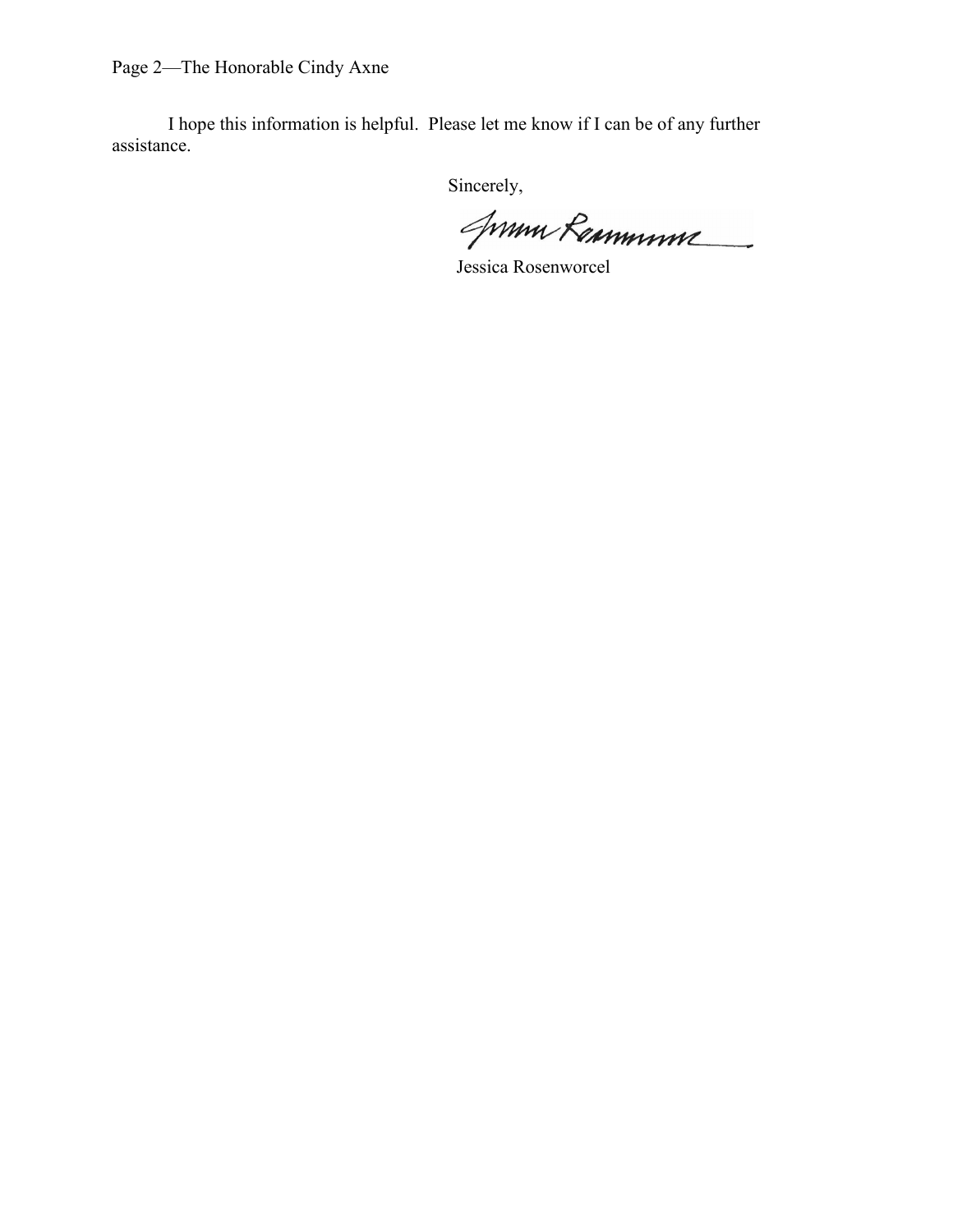I hope this information is helpful. Please let me know if I can be of any further assistance.

Sincerely,

Jessica Rosenworcel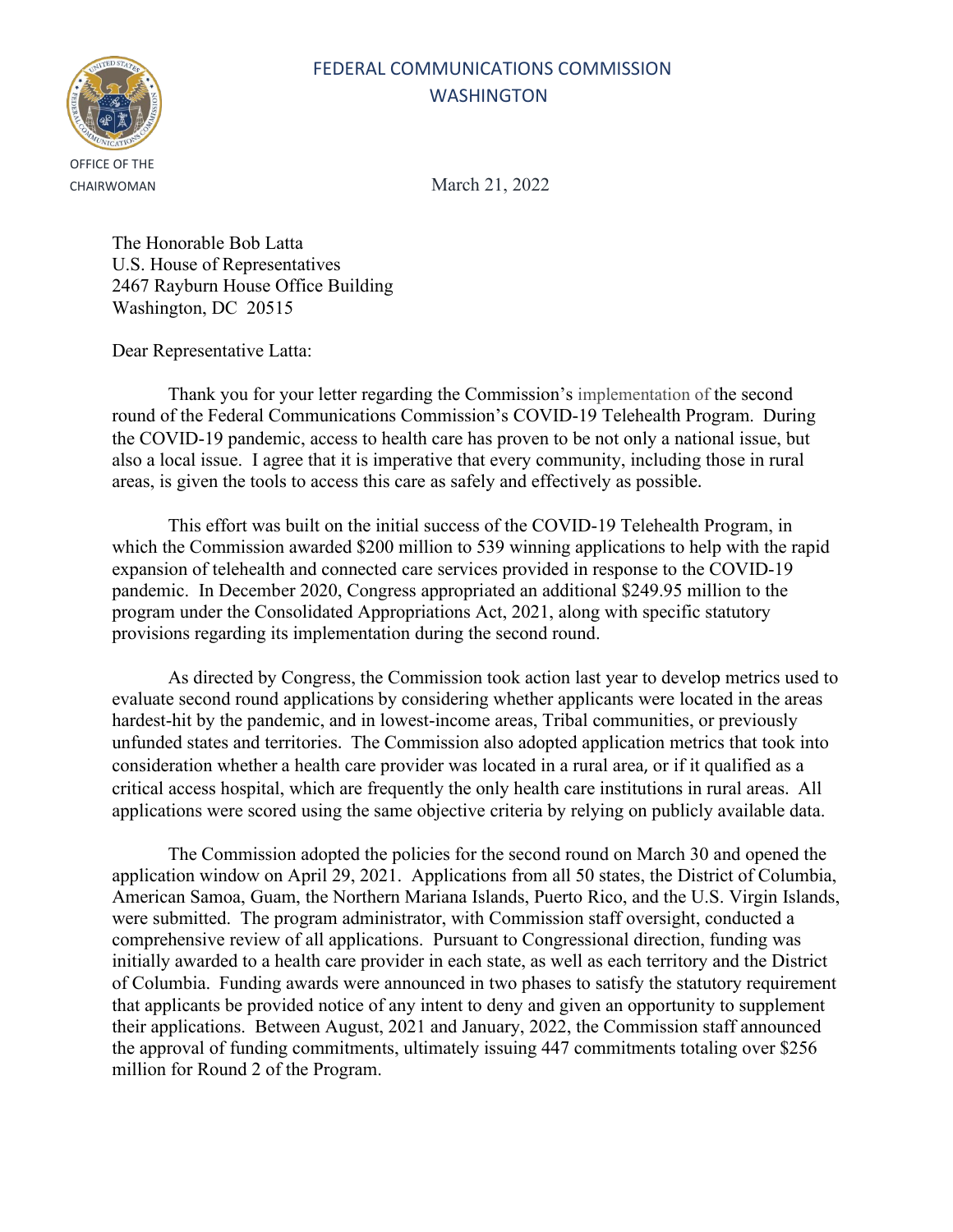FEDERAL COMMUNICATIONS COMMISSION
WASHINGTON

OFFICE OF THE CHAIRWOMAN

March 21, 2022

The Honorable Bob Latta
U.S. House of Representatives
2467 Rayburn House Office Building
Washington, DC 20515

Dear Representative Latta:

Thank you for your letter regarding the Commission's implementation of the second round of the Federal Communications Commission's COVID-19 Telehealth Program. During the COVID-19 pandemic, access to health care has proven to be not only a national issue, but also a local issue. I agree that it is imperative that every community, including those in rural areas, is given the tools to access this care as safely and effectively as possible.

This effort was built on the initial success of the COVID-19 Telehealth Program, in which the Commission awarded $200 million to 539 winning applications to help with the rapid expansion of telehealth and connected care services provided in response to the COVID-19 pandemic. In December 2020, Congress appropriated an additional $249.95 million to the program under the Consolidated Appropriations Act, 2021, along with specific statutory provisions regarding its implementation during the second round.

As directed by Congress, the Commission took action last year to develop metrics used to evaluate second round applications by considering whether applicants were located in the areas hardest-hit by the pandemic, and in lowest-income areas, Tribal communities, or previously unfunded states and territories. The Commission also adopted application metrics that took into consideration whether a health care provider was located in a rural area, or if it qualified as a critical access hospital, which are frequently the only health care institutions in rural areas. All applications were scored using the same objective criteria by relying on publicly available data.

The Commission adopted the policies for the second round on March 30 and opened the application window on April 29, 2021. Applications from all 50 states, the District of Columbia, American Samoa, Guam, the Northern Mariana Islands, Puerto Rico, and the U.S. Virgin Islands, were submitted. The program administrator, with Commission staff oversight, conducted a comprehensive review of all applications. Pursuant to Congressional direction, funding was initially awarded to a health care provider in each state, as well as each territory and the District of Columbia. Funding awards were announced in two phases to satisfy the statutory requirement that applicants be provided notice of any intent to deny and given an opportunity to supplement their applications. Between August, 2021 and January, 2022, the Commission staff announced the approval of funding commitments, ultimately issuing 447 commitments totaling over $256 million for Round 2 of the Program.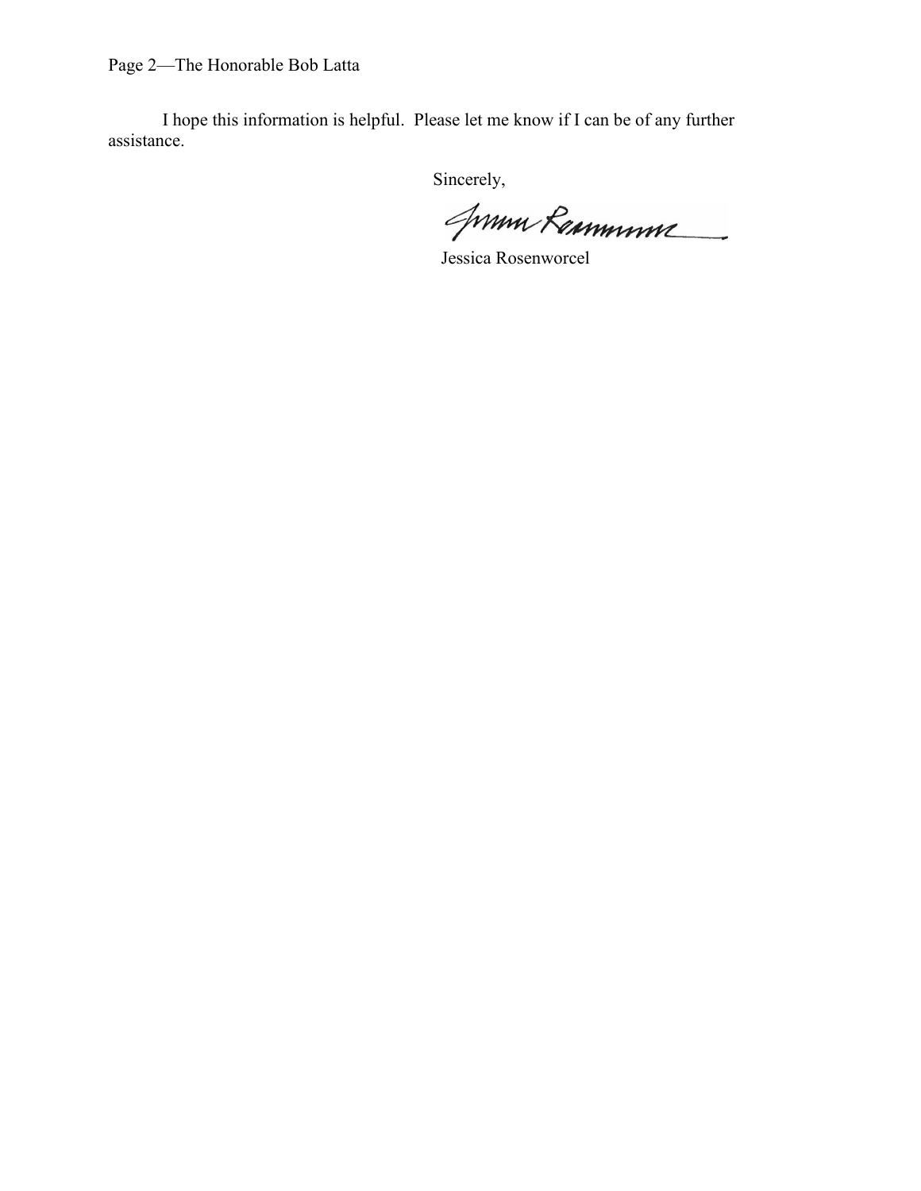I hope this information is helpful. Please let me know if I can be of any further assistance.

Sincerely,

Jessica Rosenworcel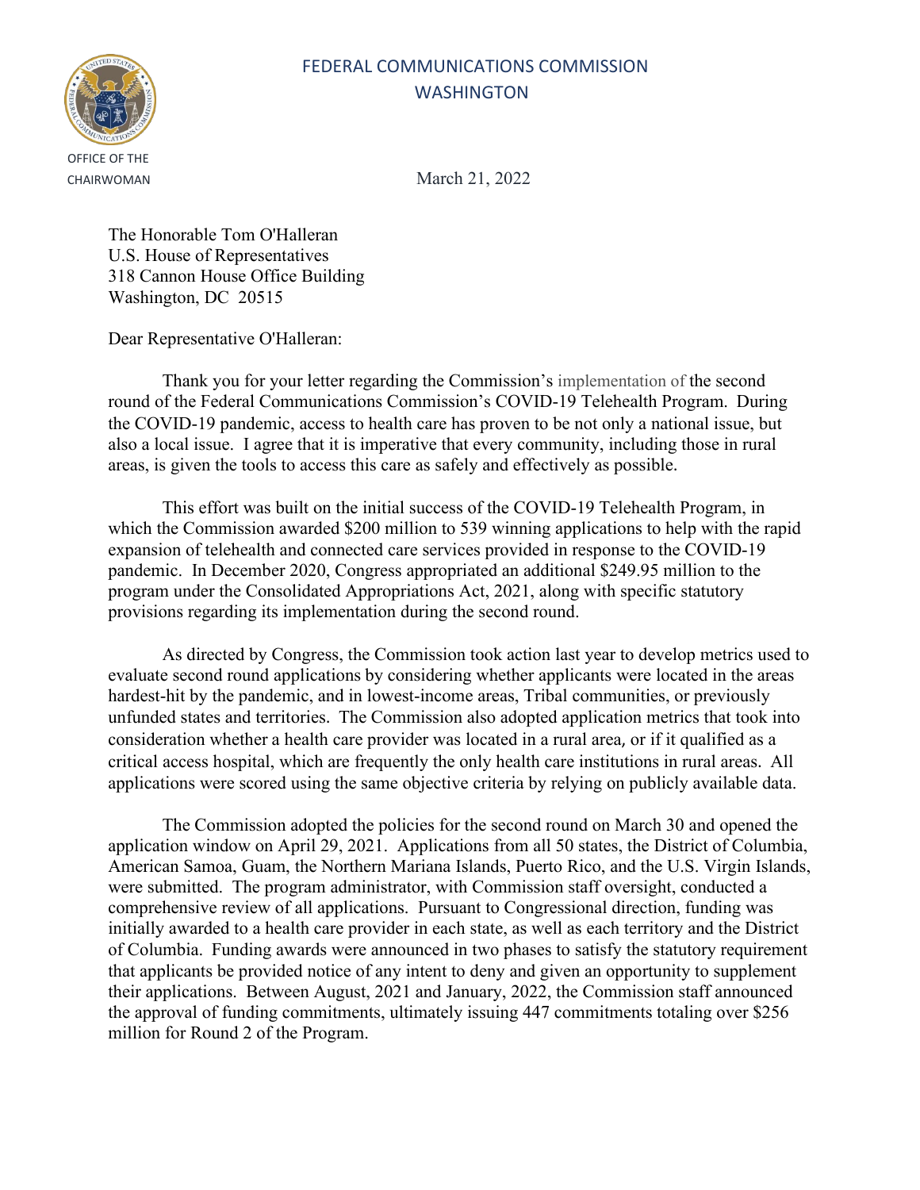FEDERAL COMMUNICATIONS COMMISSION
WASHINGTON

OFFICE OF THE CHAIRWOMAN

March 21, 2022

The Honorable Tom O'Halleran
U.S. House of Representatives
318 Cannon House Office Building
Washington, DC 20515

Dear Representative O'Halleran:

Thank you for your letter regarding the Commission's implementation of the second round of the Federal Communications Commission's COVID-19 Telehealth Program. During the COVID-19 pandemic, access to health care has proven to be not only a national issue, but also a local issue. I agree that it is imperative that every community, including those in rural areas, is given the tools to access this care as safely and effectively as possible.

This effort was built on the initial success of the COVID-19 Telehealth Program, in which the Commission awarded $200 million to 539 winning applications to help with the rapid expansion of telehealth and connected care services provided in response to the COVID-19 pandemic. In December 2020, Congress appropriated an additional $249.95 million to the program under the Consolidated Appropriations Act, 2021, along with specific statutory provisions regarding its implementation during the second round.

As directed by Congress, the Commission took action last year to develop metrics used to evaluate second round applications by considering whether applicants were located in the areas hardest-hit by the pandemic, and in lowest-income areas, Tribal communities, or previously unfunded states and territories. The Commission also adopted application metrics that took into consideration whether a health care provider was located in a rural area, or if it qualified as a critical access hospital, which are frequently the only health care institutions in rural areas. All applications were scored using the same objective criteria by relying on publicly available data.

The Commission adopted the policies for the second round on March 30 and opened the application window on April 29, 2021. Applications from all 50 states, the District of Columbia, American Samoa, Guam, the Northern Mariana Islands, Puerto Rico, and the U.S. Virgin Islands, were submitted. The program administrator, with Commission staff oversight, conducted a comprehensive review of all applications. Pursuant to Congressional direction, funding was initially awarded to a health care provider in each state, as well as each territory and the District of Columbia. Funding awards were announced in two phases to satisfy the statutory requirement that applicants be provided notice of any intent to deny and given an opportunity to supplement their applications. Between August, 2021 and January, 2022, the Commission staff announced the approval of funding commitments, ultimately issuing 447 commitments totaling over $256 million for Round 2 of the Program.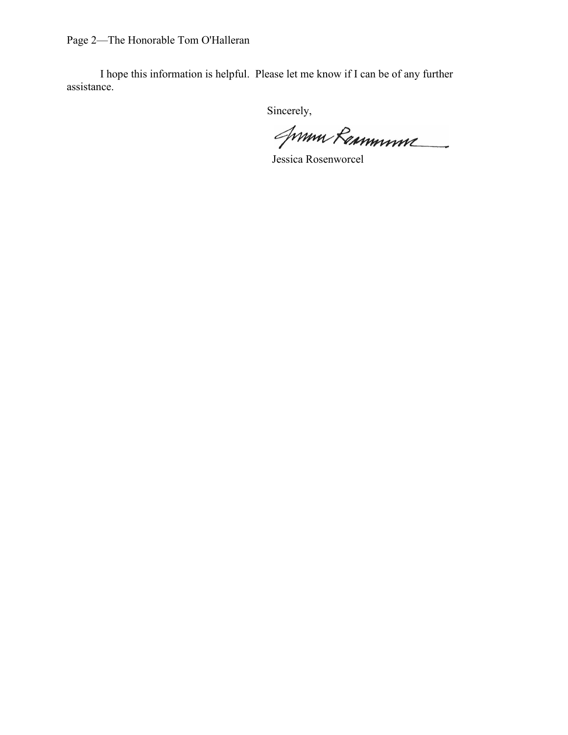I hope this information is helpful. Please let me know if I can be of any further assistance.

Sincerely,

Jessica Rosenworcel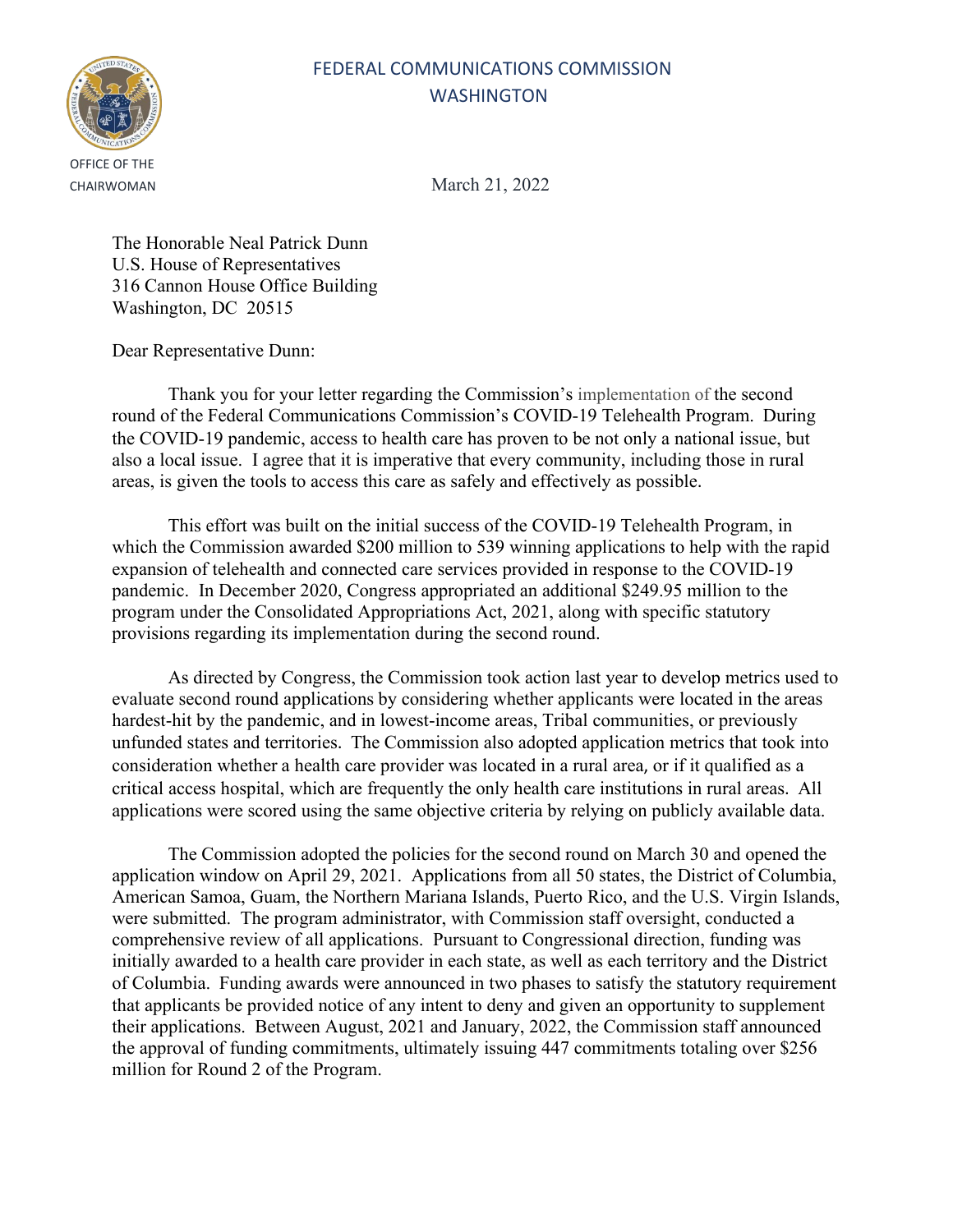FEDERAL COMMUNICATIONS COMMISSION
WASHINGTON

OFFICE OF THE CHAIRWOMAN

March 21, 2022

The Honorable Neal Patrick Dunn
U.S. House of Representatives
316 Cannon House Office Building
Washington, DC 20515

Dear Representative Dunn:

Thank you for your letter regarding the Commission's implementation of the second round of the Federal Communications Commission's COVID-19 Telehealth Program. During the COVID-19 pandemic, access to health care has proven to be not only a national issue, but also a local issue. I agree that it is imperative that every community, including those in rural areas, is given the tools to access this care as safely and effectively as possible.

This effort was built on the initial success of the COVID-19 Telehealth Program, in which the Commission awarded $200 million to 539 winning applications to help with the rapid expansion of telehealth and connected care services provided in response to the COVID-19 pandemic. In December 2020, Congress appropriated an additional $249.95 million to the program under the Consolidated Appropriations Act, 2021, along with specific statutory provisions regarding its implementation during the second round.

As directed by Congress, the Commission took action last year to develop metrics used to evaluate second round applications by considering whether applicants were located in the areas hardest-hit by the pandemic, and in lowest-income areas, Tribal communities, or previously unfunded states and territories. The Commission also adopted application metrics that took into consideration whether a health care provider was located in a rural area, or if it qualified as a critical access hospital, which are frequently the only health care institutions in rural areas. All applications were scored using the same objective criteria by relying on publicly available data.

The Commission adopted the policies for the second round on March 30 and opened the application window on April 29, 2021. Applications from all 50 states, the District of Columbia, American Samoa, Guam, the Northern Mariana Islands, Puerto Rico, and the U.S. Virgin Islands, were submitted. The program administrator, with Commission staff oversight, conducted a comprehensive review of all applications. Pursuant to Congressional direction, funding was initially awarded to a health care provider in each state, as well as each territory and the District of Columbia. Funding awards were announced in two phases to satisfy the statutory requirement that applicants be provided notice of any intent to deny and given an opportunity to supplement their applications. Between August, 2021 and January, 2022, the Commission staff announced the approval of funding commitments, ultimately issuing 447 commitments totaling over $256 million for Round 2 of the Program.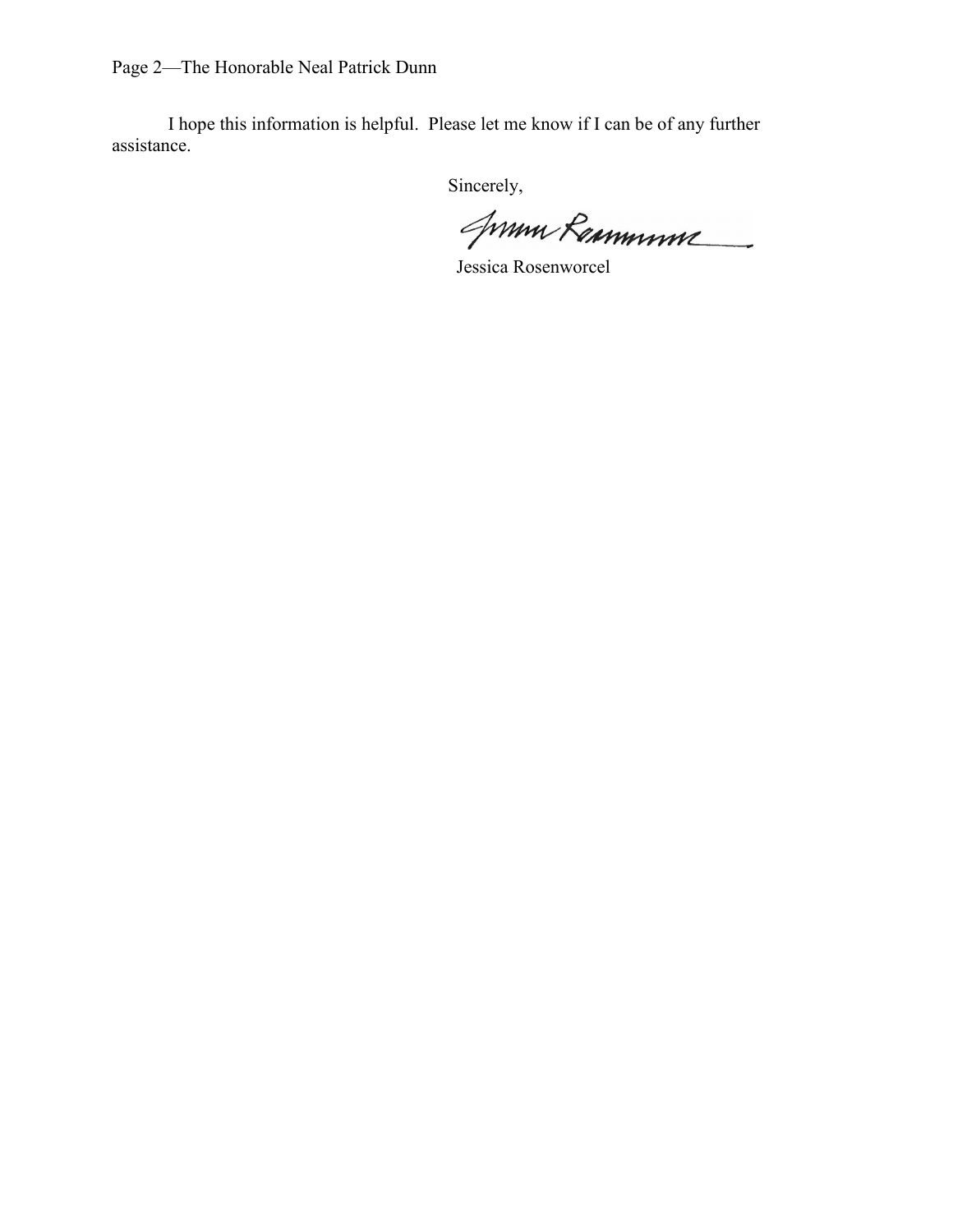I hope this information is helpful. Please let me know if I can be of any further assistance.

Sincerely,

Jessica Rosenworcel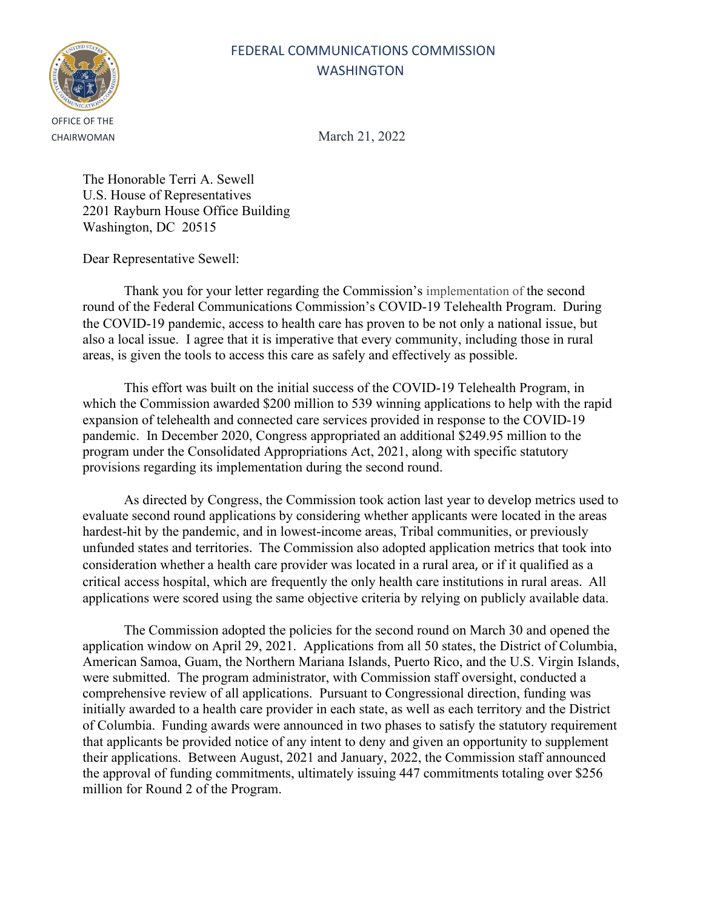FEDERAL COMMUNICATIONS COMMISSION
WASHINGTON

OFFICE OF THE CHAIRWOMAN

March 21, 2022

The Honorable Terri A. Sewell
U.S. House of Representatives
2201 Rayburn House Office Building
Washington, DC 20515

Dear Representative Sewell:

Thank you for your letter regarding the Commission's implementation of the second round of the Federal Communications Commission's COVID-19 Telehealth Program. During the COVID-19 pandemic, access to health care has proven to be not only a national issue, but also a local issue. I agree that it is imperative that every community, including those in rural areas, is given the tools to access this care as safely and effectively as possible.

This effort was built on the initial success of the COVID-19 Telehealth Program, in which the Commission awarded $200 million to 539 winning applications to help with the rapid expansion of telehealth and connected care services provided in response to the COVID-19 pandemic. In December 2020, Congress appropriated an additional $249.95 million to the program under the Consolidated Appropriations Act, 2021, along with specific statutory provisions regarding its implementation during the second round.

As directed by Congress, the Commission took action last year to develop metrics used to evaluate second round applications by considering whether applicants were located in the areas hardest-hit by the pandemic, and in lowest-income areas, Tribal communities, or previously unfunded states and territories. The Commission also adopted application metrics that took into consideration whether a health care provider was located in a rural area, or if it qualified as a critical access hospital, which are frequently the only health care institutions in rural areas. All applications were scored using the same objective criteria by relying on publicly available data.

The Commission adopted the policies for the second round on March 30 and opened the application window on April 29, 2021. Applications from all 50 states, the District of Columbia, American Samoa, Guam, the Northern Mariana Islands, Puerto Rico, and the U.S. Virgin Islands, were submitted. The program administrator, with Commission staff oversight, conducted a comprehensive review of all applications. Pursuant to Congressional direction, funding was initially awarded to a health care provider in each state, as well as each territory and the District of Columbia. Funding awards were announced in two phases to satisfy the statutory requirement that applicants be provided notice of any intent to deny and given an opportunity to supplement their applications. Between August, 2021 and January, 2022, the Commission staff announced the approval of funding commitments, ultimately issuing 447 commitments totaling over $256 million for Round 2 of the Program.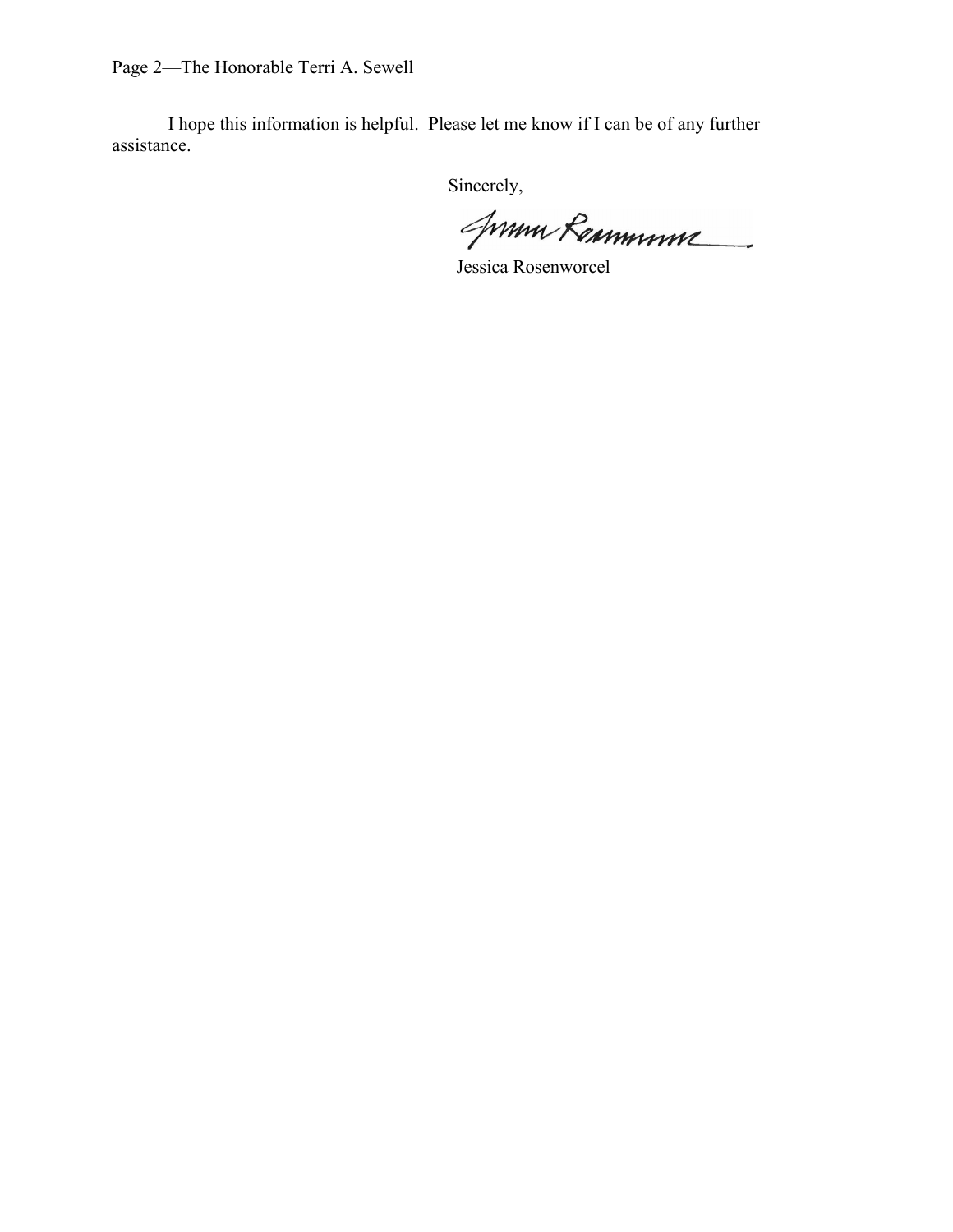I hope this information is helpful. Please let me know if I can be of any further assistance.

Sincerely,

Jessica Rosenworcel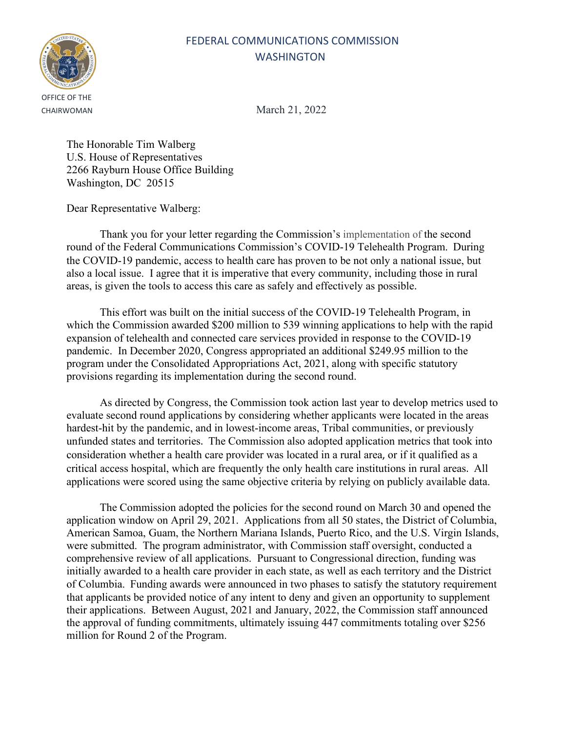FEDERAL COMMUNICATIONS COMMISSION
WASHINGTON

OFFICE OF THE CHAIRWOMAN

March 21, 2022

The Honorable Tim Walberg
U.S. House of Representatives
2266 Rayburn House Office Building
Washington, DC 20515

Dear Representative Walberg:

Thank you for your letter regarding the Commission's implementation of the second round of the Federal Communications Commission's COVID-19 Telehealth Program. During the COVID-19 pandemic, access to health care has proven to be not only a national issue, but also a local issue. I agree that it is imperative that every community, including those in rural areas, is given the tools to access this care as safely and effectively as possible.

This effort was built on the initial success of the COVID-19 Telehealth Program, in which the Commission awarded $200 million to 539 winning applications to help with the rapid expansion of telehealth and connected care services provided in response to the COVID-19 pandemic. In December 2020, Congress appropriated an additional $249.95 million to the program under the Consolidated Appropriations Act, 2021, along with specific statutory provisions regarding its implementation during the second round.

As directed by Congress, the Commission took action last year to develop metrics used to evaluate second round applications by considering whether applicants were located in the areas hardest-hit by the pandemic, and in lowest-income areas, Tribal communities, or previously unfunded states and territories. The Commission also adopted application metrics that took into consideration whether a health care provider was located in a rural area, or if it qualified as a critical access hospital, which are frequently the only health care institutions in rural areas. All applications were scored using the same objective criteria by relying on publicly available data.

The Commission adopted the policies for the second round on March 30 and opened the application window on April 29, 2021. Applications from all 50 states, the District of Columbia, American Samoa, Guam, the Northern Mariana Islands, Puerto Rico, and the U.S. Virgin Islands, were submitted. The program administrator, with Commission staff oversight, conducted a comprehensive review of all applications. Pursuant to Congressional direction, funding was initially awarded to a health care provider in each state, as well as each territory and the District of Columbia. Funding awards were announced in two phases to satisfy the statutory requirement that applicants be provided notice of any intent to deny and given an opportunity to supplement their applications. Between August, 2021 and January, 2022, the Commission staff announced the approval of funding commitments, ultimately issuing 447 commitments totaling over $256 million for Round 2 of the Program.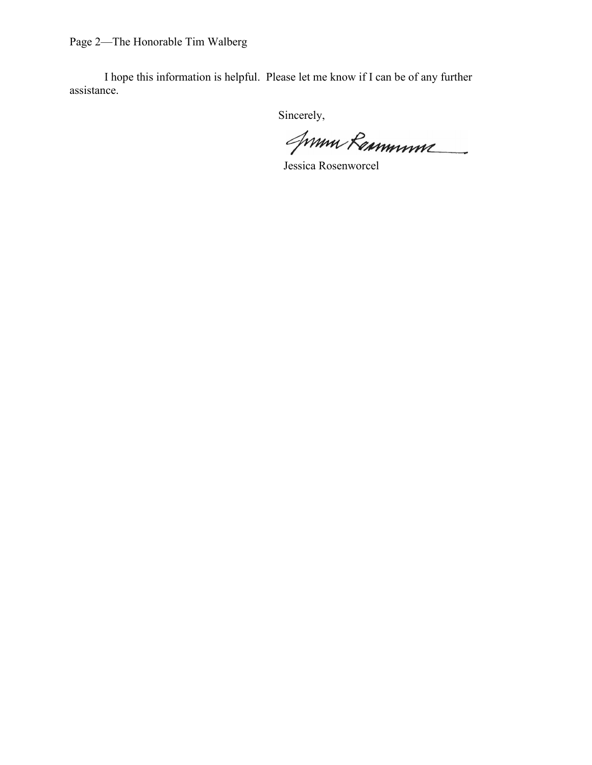I hope this information is helpful. Please let me know if I can be of any further assistance.

Sincerely,

Jessica Rosenworcel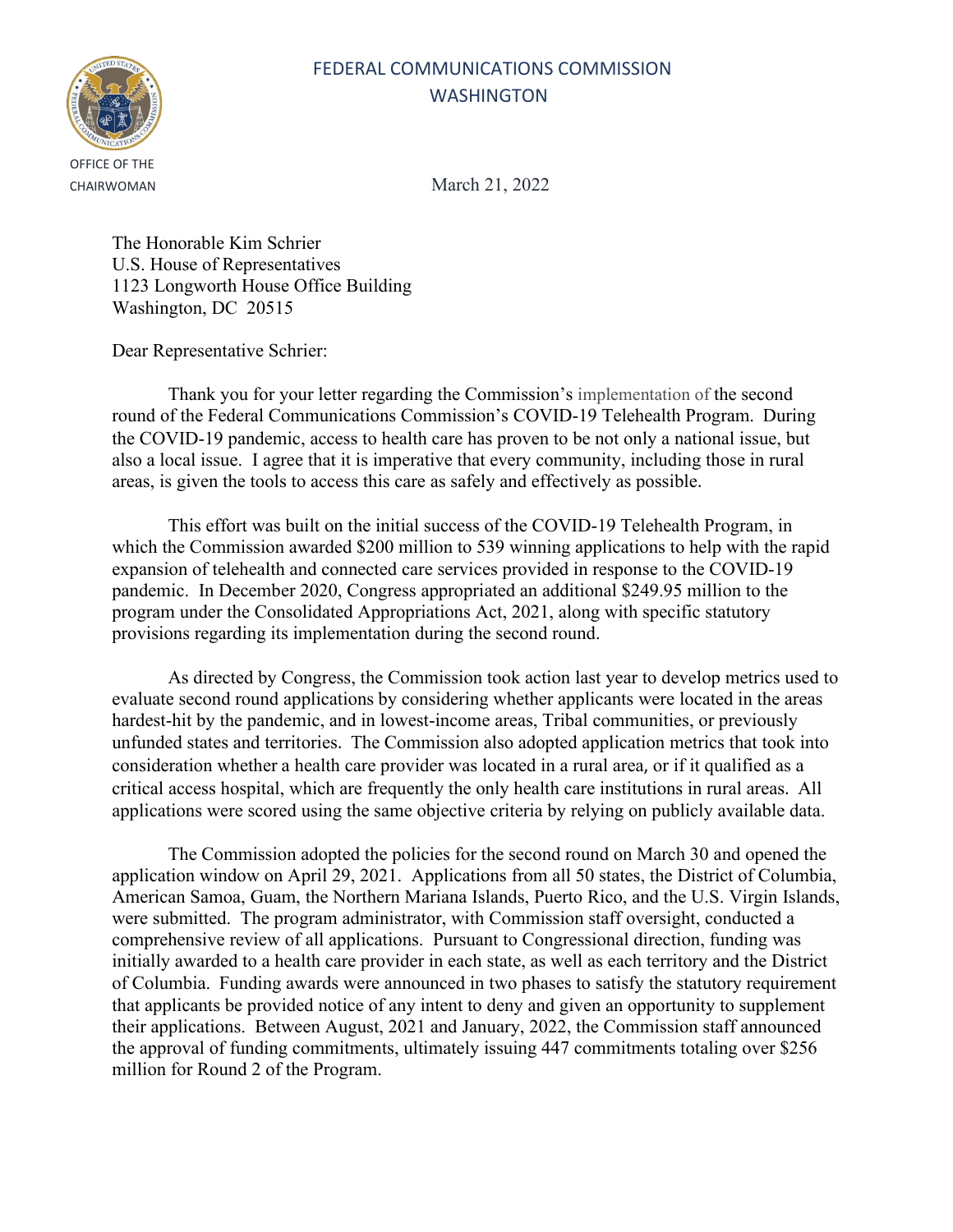FEDERAL COMMUNICATIONS COMMISSION
WASHINGTON

OFFICE OF THE CHAIRWOMAN

March 21, 2022

The Honorable Kim Schrier
U.S. House of Representatives
1123 Longworth House Office Building
Washington, DC 20515

Dear Representative Schrier:

Thank you for your letter regarding the Commission's implementation of the second round of the Federal Communications Commission's COVID-19 Telehealth Program. During the COVID-19 pandemic, access to health care has proven to be not only a national issue, but also a local issue. I agree that it is imperative that every community, including those in rural areas, is given the tools to access this care as safely and effectively as possible.

This effort was built on the initial success of the COVID-19 Telehealth Program, in which the Commission awarded $200 million to 539 winning applications to help with the rapid expansion of telehealth and connected care services provided in response to the COVID-19 pandemic. In December 2020, Congress appropriated an additional $249.95 million to the program under the Consolidated Appropriations Act, 2021, along with specific statutory provisions regarding its implementation during the second round.

As directed by Congress, the Commission took action last year to develop metrics used to evaluate second round applications by considering whether applicants were located in the areas hardest-hit by the pandemic, and in lowest-income areas, Tribal communities, or previously unfunded states and territories. The Commission also adopted application metrics that took into consideration whether a health care provider was located in a rural area, or if it qualified as a critical access hospital, which are frequently the only health care institutions in rural areas. All applications were scored using the same objective criteria by relying on publicly available data.

The Commission adopted the policies for the second round on March 30 and opened the application window on April 29, 2021. Applications from all 50 states, the District of Columbia, American Samoa, Guam, the Northern Mariana Islands, Puerto Rico, and the U.S. Virgin Islands, were submitted. The program administrator, with Commission staff oversight, conducted a comprehensive review of all applications. Pursuant to Congressional direction, funding was initially awarded to a health care provider in each state, as well as each territory and the District of Columbia. Funding awards were announced in two phases to satisfy the statutory requirement that applicants be provided notice of any intent to deny and given an opportunity to supplement their applications. Between August, 2021 and January, 2022, the Commission staff announced the approval of funding commitments, ultimately issuing 447 commitments totaling over $256 million for Round 2 of the Program.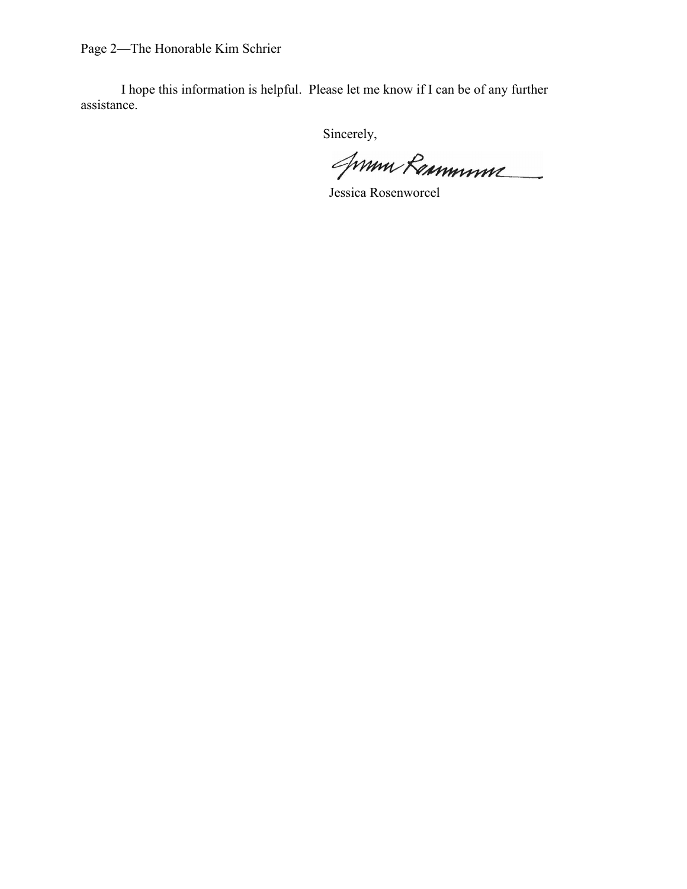I hope this information is helpful. Please let me know if I can be of any further assistance.

Sincerely,

Jessica Rosenworcel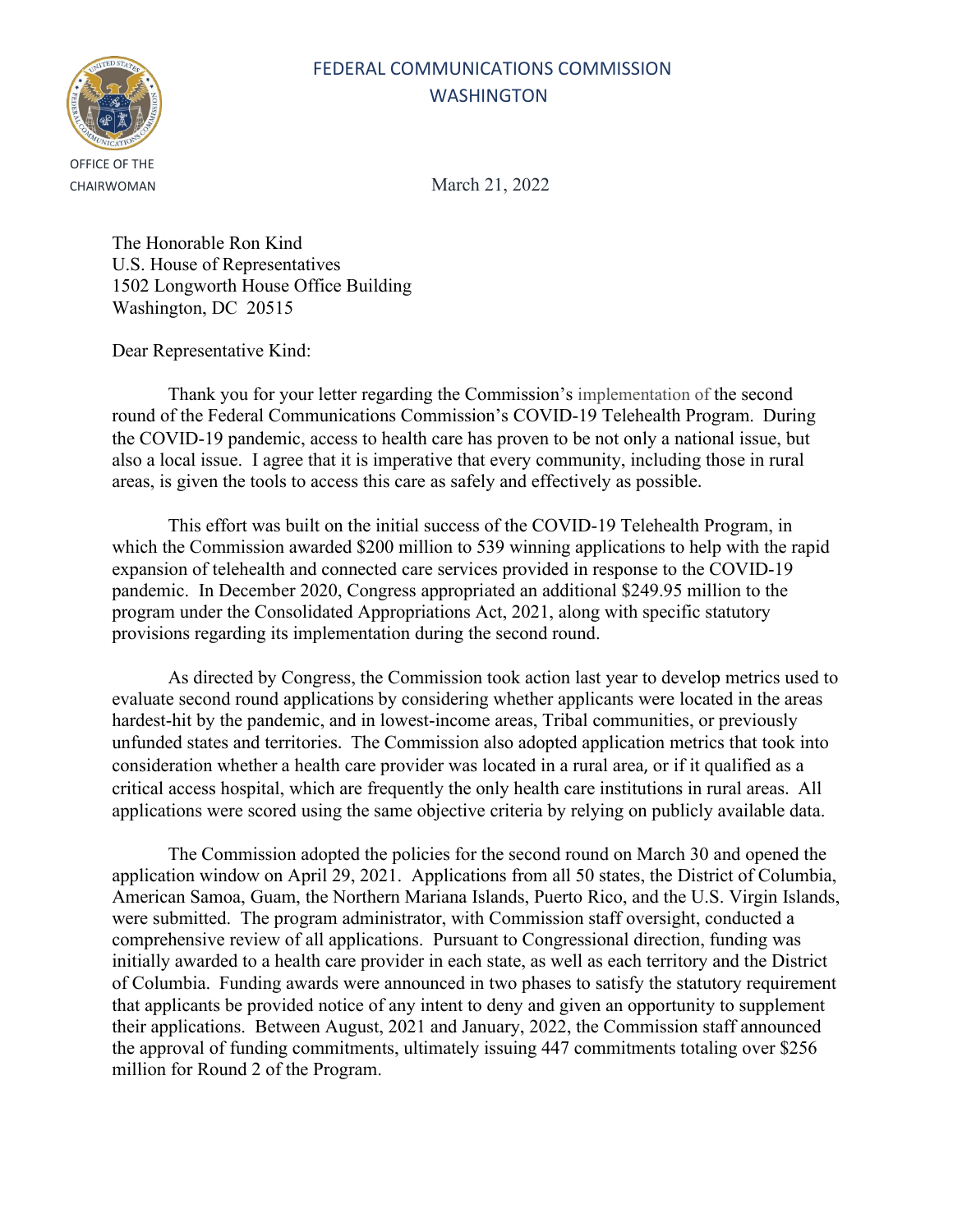FEDERAL COMMUNICATIONS COMMISSION
WASHINGTON

OFFICE OF THE CHAIRWOMAN

March 21, 2022

The Honorable Ron Kind
U.S. House of Representatives
1502 Longworth House Office Building
Washington, DC 20515

Dear Representative Kind:

Thank you for your letter regarding the Commission's implementation of the second round of the Federal Communications Commission's COVID-19 Telehealth Program. During the COVID-19 pandemic, access to health care has proven to be not only a national issue, but also a local issue. I agree that it is imperative that every community, including those in rural areas, is given the tools to access this care as safely and effectively as possible.

This effort was built on the initial success of the COVID-19 Telehealth Program, in which the Commission awarded $200 million to 539 winning applications to help with the rapid expansion of telehealth and connected care services provided in response to the COVID-19 pandemic. In December 2020, Congress appropriated an additional $249.95 million to the program under the Consolidated Appropriations Act, 2021, along with specific statutory provisions regarding its implementation during the second round.

As directed by Congress, the Commission took action last year to develop metrics used to evaluate second round applications by considering whether applicants were located in the areas hardest-hit by the pandemic, and in lowest-income areas, Tribal communities, or previously unfunded states and territories. The Commission also adopted application metrics that took into consideration whether a health care provider was located in a rural area, or if it qualified as a critical access hospital, which are frequently the only health care institutions in rural areas. All applications were scored using the same objective criteria by relying on publicly available data.

The Commission adopted the policies for the second round on March 30 and opened the application window on April 29, 2021. Applications from all 50 states, the District of Columbia, American Samoa, Guam, the Northern Mariana Islands, Puerto Rico, and the U.S. Virgin Islands, were submitted. The program administrator, with Commission staff oversight, conducted a comprehensive review of all applications. Pursuant to Congressional direction, funding was initially awarded to a health care provider in each state, as well as each territory and the District of Columbia. Funding awards were announced in two phases to satisfy the statutory requirement that applicants be provided notice of any intent to deny and given an opportunity to supplement their applications. Between August, 2021 and January, 2022, the Commission staff announced the approval of funding commitments, ultimately issuing 447 commitments totaling over $256 million for Round 2 of the Program.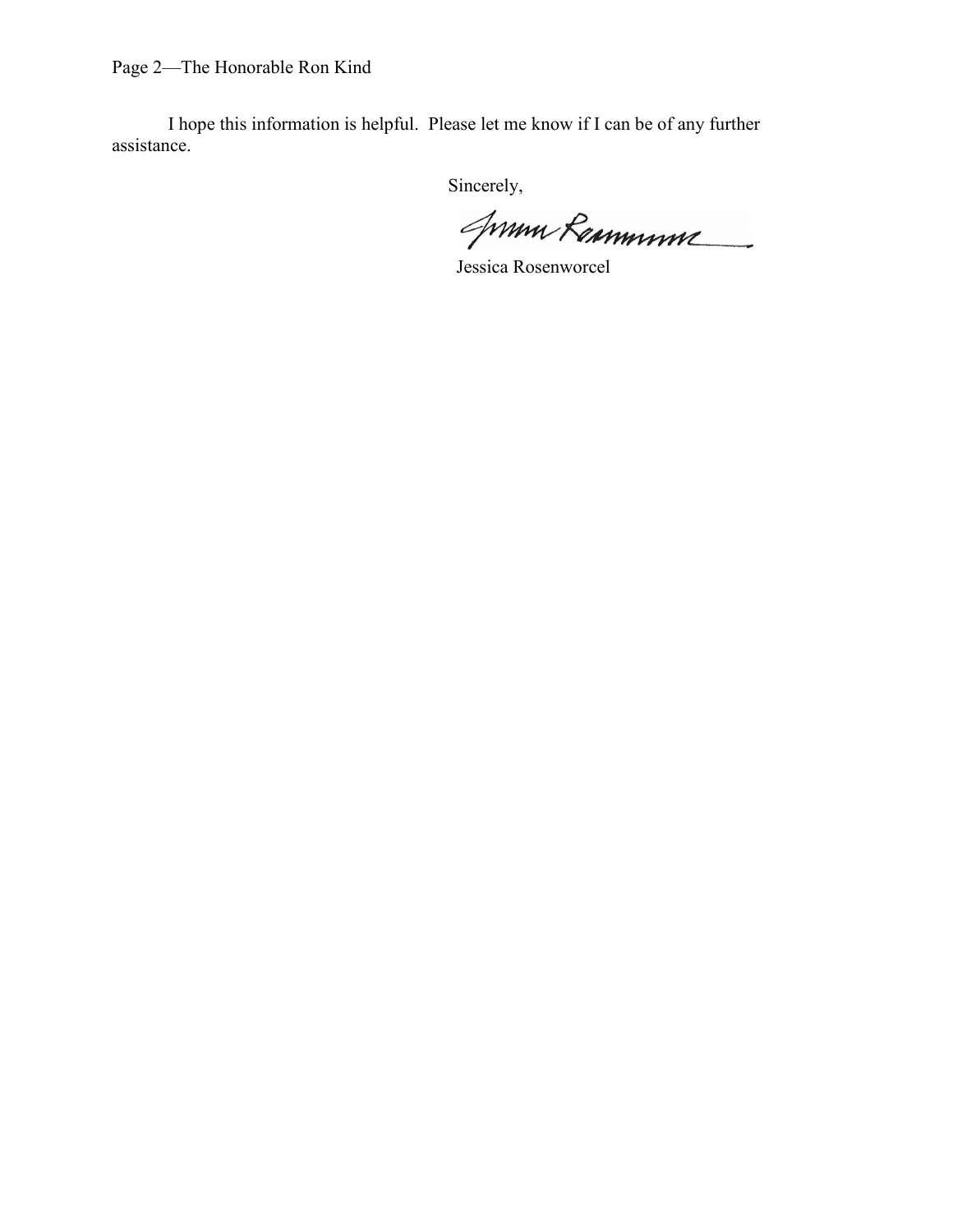I hope this information is helpful. Please let me know if I can be of any further assistance.

Sincerely,

Jessica Rosenworcel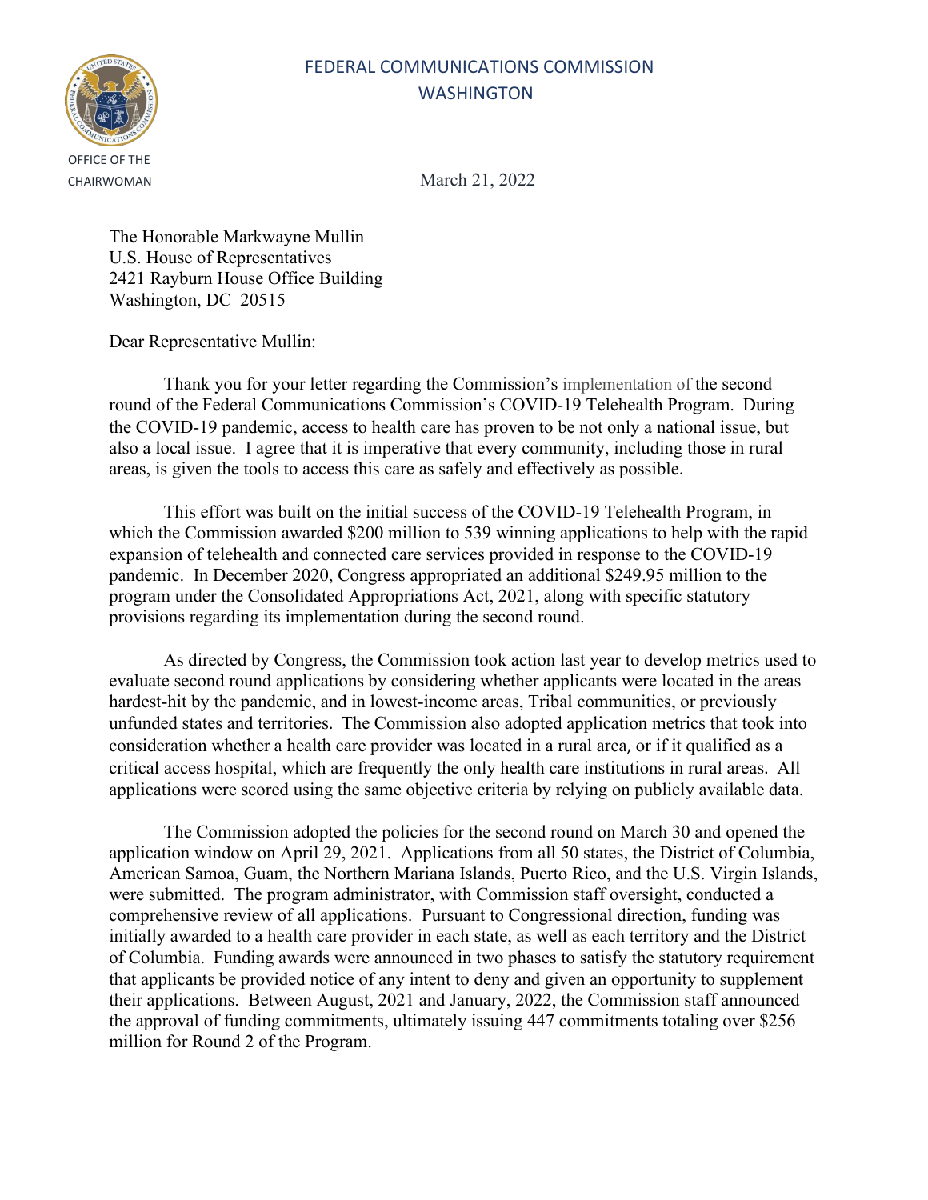FEDERAL COMMUNICATIONS COMMISSION
WASHINGTON

OFFICE OF THE CHAIRWOMAN

March 21, 2022

The Honorable Markwayne Mullin
U.S. House of Representatives
2421 Rayburn House Office Building
Washington, DC 20515

Dear Representative Mullin:

Thank you for your letter regarding the Commission's implementation of the second round of the Federal Communications Commission's COVID-19 Telehealth Program. During the COVID-19 pandemic, access to health care has proven to be not only a national issue, but also a local issue. I agree that it is imperative that every community, including those in rural areas, is given the tools to access this care as safely and effectively as possible.

This effort was built on the initial success of the COVID-19 Telehealth Program, in which the Commission awarded $200 million to 539 winning applications to help with the rapid expansion of telehealth and connected care services provided in response to the COVID-19 pandemic. In December 2020, Congress appropriated an additional $249.95 million to the program under the Consolidated Appropriations Act, 2021, along with specific statutory provisions regarding its implementation during the second round.

As directed by Congress, the Commission took action last year to develop metrics used to evaluate second round applications by considering whether applicants were located in the areas hardest-hit by the pandemic, and in lowest-income areas, Tribal communities, or previously unfunded states and territories. The Commission also adopted application metrics that took into consideration whether a health care provider was located in a rural area, or if it qualified as a critical access hospital, which are frequently the only health care institutions in rural areas. All applications were scored using the same objective criteria by relying on publicly available data.

The Commission adopted the policies for the second round on March 30 and opened the application window on April 29, 2021. Applications from all 50 states, the District of Columbia, American Samoa, Guam, the Northern Mariana Islands, Puerto Rico, and the U.S. Virgin Islands, were submitted. The program administrator, with Commission staff oversight, conducted a comprehensive review of all applications. Pursuant to Congressional direction, funding was initially awarded to a health care provider in each state, as well as each territory and the District of Columbia. Funding awards were announced in two phases to satisfy the statutory requirement that applicants be provided notice of any intent to deny and given an opportunity to supplement their applications. Between August, 2021 and January, 2022, the Commission staff announced the approval of funding commitments, ultimately issuing 447 commitments totaling over $256 million for Round 2 of the Program.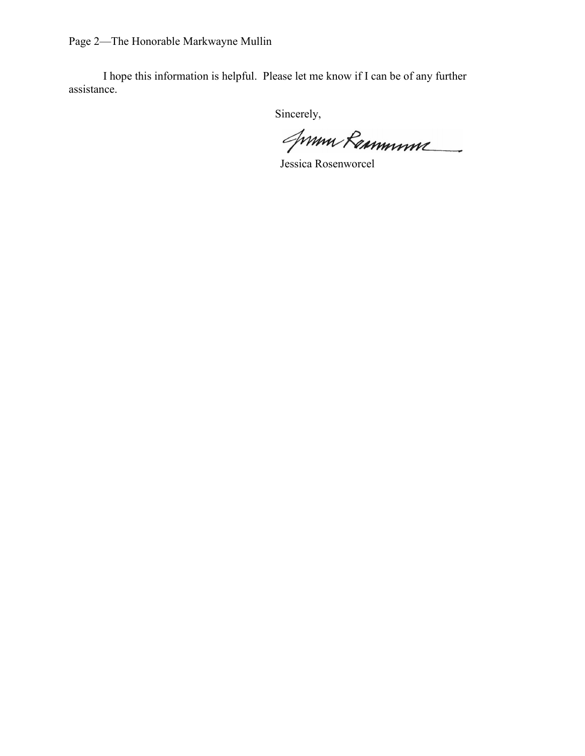I hope this information is helpful. Please let me know if I can be of any further assistance.

Sincerely,

Jessica Rosenworcel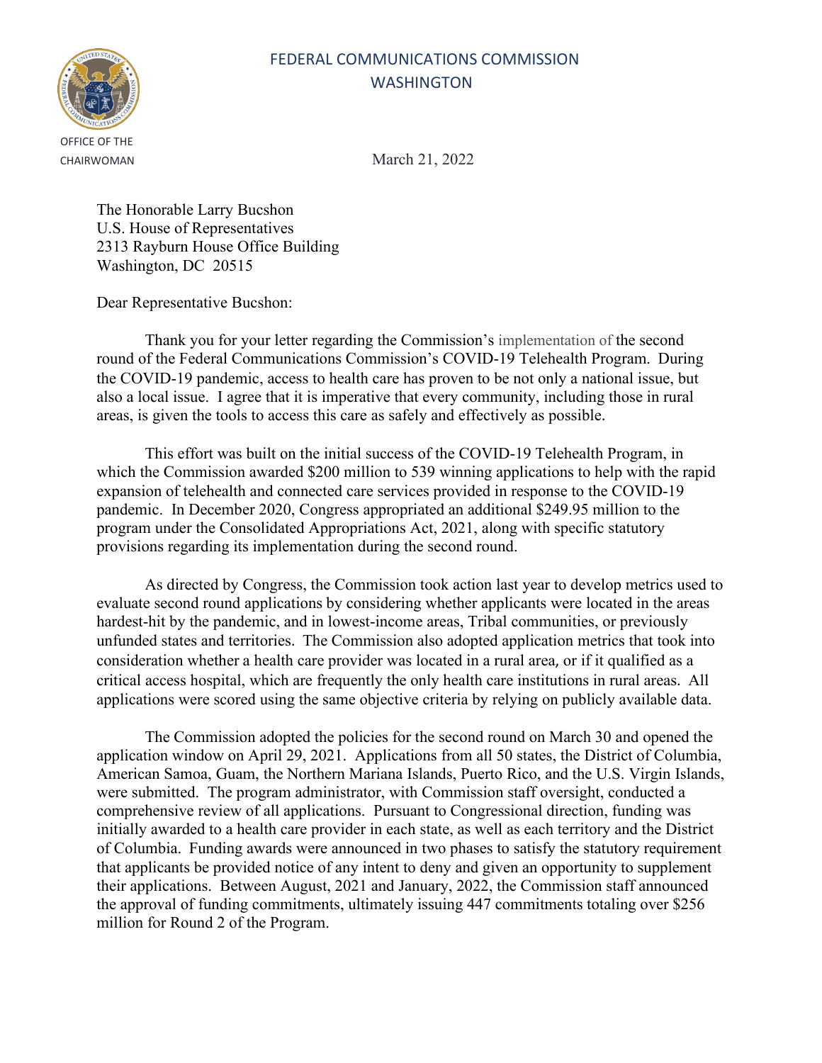FEDERAL COMMUNICATIONS COMMISSION
WASHINGTON

OFFICE OF THE CHAIRWOMAN

March 21, 2022

The Honorable Larry Bucshon
U.S. House of Representatives
2313 Rayburn House Office Building
Washington, DC 20515

Dear Representative Bucshon:

Thank you for your letter regarding the Commission's implementation of the second round of the Federal Communications Commission's COVID-19 Telehealth Program. During the COVID-19 pandemic, access to health care has proven to be not only a national issue, but also a local issue. I agree that it is imperative that every community, including those in rural areas, is given the tools to access this care as safely and effectively as possible.

This effort was built on the initial success of the COVID-19 Telehealth Program, in which the Commission awarded $200 million to 539 winning applications to help with the rapid expansion of telehealth and connected care services provided in response to the COVID-19 pandemic. In December 2020, Congress appropriated an additional $249.95 million to the program under the Consolidated Appropriations Act, 2021, along with specific statutory provisions regarding its implementation during the second round.

As directed by Congress, the Commission took action last year to develop metrics used to evaluate second round applications by considering whether applicants were located in the areas hardest-hit by the pandemic, and in lowest-income areas, Tribal communities, or previously unfunded states and territories. The Commission also adopted application metrics that took into consideration whether a health care provider was located in a rural area, or if it qualified as a critical access hospital, which are frequently the only health care institutions in rural areas. All applications were scored using the same objective criteria by relying on publicly available data.

The Commission adopted the policies for the second round on March 30 and opened the application window on April 29, 2021. Applications from all 50 states, the District of Columbia, American Samoa, Guam, the Northern Mariana Islands, Puerto Rico, and the U.S. Virgin Islands, were submitted. The program administrator, with Commission staff oversight, conducted a comprehensive review of all applications. Pursuant to Congressional direction, funding was initially awarded to a health care provider in each state, as well as each territory and the District of Columbia. Funding awards were announced in two phases to satisfy the statutory requirement that applicants be provided notice of any intent to deny and given an opportunity to supplement their applications. Between August, 2021 and January, 2022, the Commission staff announced the approval of funding commitments, ultimately issuing 447 commitments totaling over $256 million for Round 2 of the Program.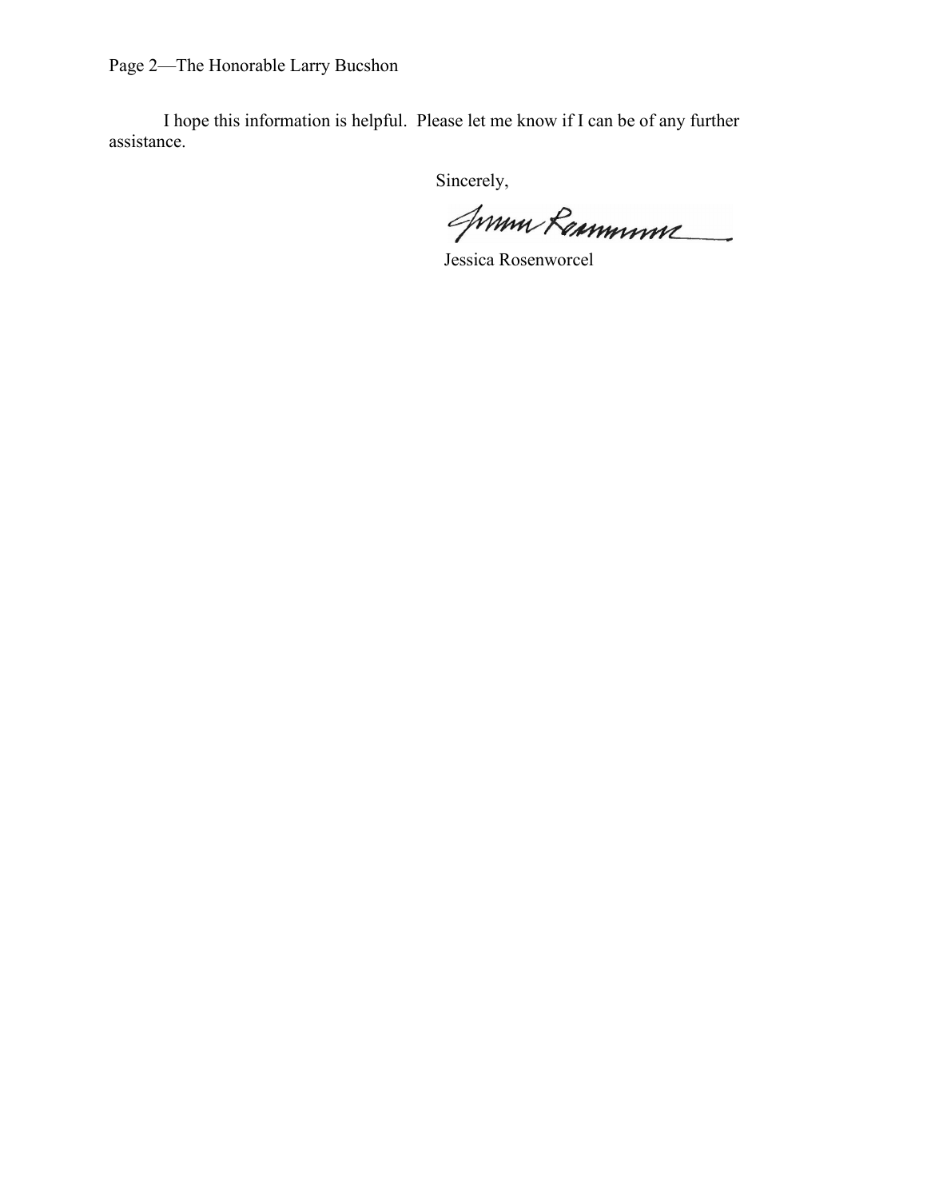I hope this information is helpful. Please let me know if I can be of any further assistance.

Sincerely,

Jessica Rosenworcel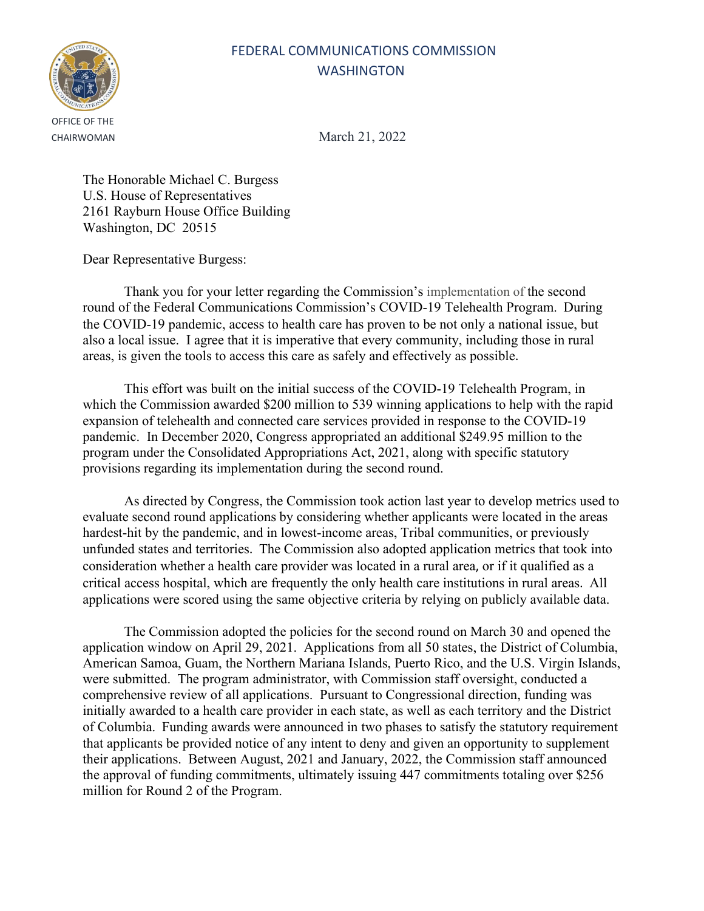FEDERAL COMMUNICATIONS COMMISSION
WASHINGTON

OFFICE OF THE CHAIRWOMAN

March 21, 2022

The Honorable Michael C. Burgess
U.S. House of Representatives
2161 Rayburn House Office Building
Washington, DC 20515

Dear Representative Burgess:

Thank you for your letter regarding the Commission's implementation of the second round of the Federal Communications Commission's COVID-19 Telehealth Program. During the COVID-19 pandemic, access to health care has proven to be not only a national issue, but also a local issue. I agree that it is imperative that every community, including those in rural areas, is given the tools to access this care as safely and effectively as possible.

This effort was built on the initial success of the COVID-19 Telehealth Program, in which the Commission awarded $200 million to 539 winning applications to help with the rapid expansion of telehealth and connected care services provided in response to the COVID-19 pandemic. In December 2020, Congress appropriated an additional $249.95 million to the program under the Consolidated Appropriations Act, 2021, along with specific statutory provisions regarding its implementation during the second round.

As directed by Congress, the Commission took action last year to develop metrics used to evaluate second round applications by considering whether applicants were located in the areas hardest-hit by the pandemic, and in lowest-income areas, Tribal communities, or previously unfunded states and territories. The Commission also adopted application metrics that took into consideration whether a health care provider was located in a rural area, or if it qualified as a critical access hospital, which are frequently the only health care institutions in rural areas. All applications were scored using the same objective criteria by relying on publicly available data.

The Commission adopted the policies for the second round on March 30 and opened the application window on April 29, 2021. Applications from all 50 states, the District of Columbia, American Samoa, Guam, the Northern Mariana Islands, Puerto Rico, and the U.S. Virgin Islands, were submitted. The program administrator, with Commission staff oversight, conducted a comprehensive review of all applications. Pursuant to Congressional direction, funding was initially awarded to a health care provider in each state, as well as each territory and the District of Columbia. Funding awards were announced in two phases to satisfy the statutory requirement that applicants be provided notice of any intent to deny and given an opportunity to supplement their applications. Between August, 2021 and January, 2022, the Commission staff announced the approval of funding commitments, ultimately issuing 447 commitments totaling over $256 million for Round 2 of the Program.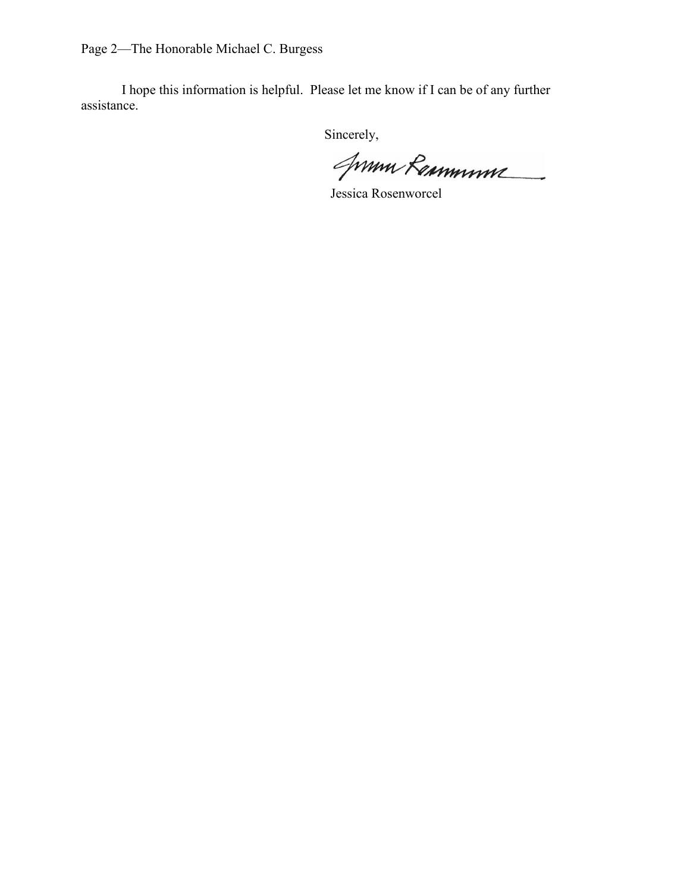I hope this information is helpful. Please let me know if I can be of any further assistance.

Sincerely,

Jessica Rosenworcel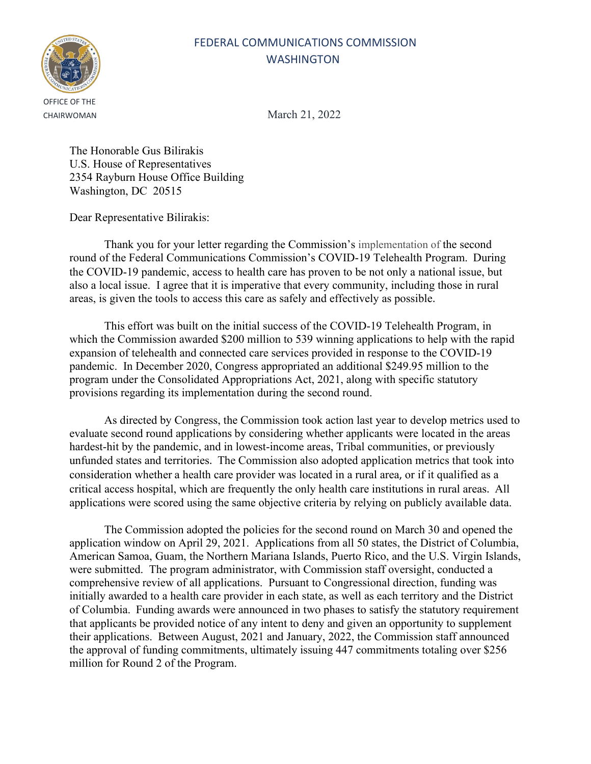FEDERAL COMMUNICATIONS COMMISSION
WASHINGTON

OFFICE OF THE CHAIRWOMAN

March 21, 2022

The Honorable Gus Bilirakis
U.S. House of Representatives
2354 Rayburn House Office Building
Washington, DC 20515

Dear Representative Bilirakis:

Thank you for your letter regarding the Commission's implementation of the second round of the Federal Communications Commission's COVID-19 Telehealth Program. During the COVID-19 pandemic, access to health care has proven to be not only a national issue, but also a local issue. I agree that it is imperative that every community, including those in rural areas, is given the tools to access this care as safely and effectively as possible.

This effort was built on the initial success of the COVID-19 Telehealth Program, in which the Commission awarded $200 million to 539 winning applications to help with the rapid expansion of telehealth and connected care services provided in response to the COVID-19 pandemic. In December 2020, Congress appropriated an additional $249.95 million to the program under the Consolidated Appropriations Act, 2021, along with specific statutory provisions regarding its implementation during the second round.

As directed by Congress, the Commission took action last year to develop metrics used to evaluate second round applications by considering whether applicants were located in the areas hardest-hit by the pandemic, and in lowest-income areas, Tribal communities, or previously unfunded states and territories. The Commission also adopted application metrics that took into consideration whether a health care provider was located in a rural area, or if it qualified as a critical access hospital, which are frequently the only health care institutions in rural areas. All applications were scored using the same objective criteria by relying on publicly available data.

The Commission adopted the policies for the second round on March 30 and opened the application window on April 29, 2021. Applications from all 50 states, the District of Columbia, American Samoa, Guam, the Northern Mariana Islands, Puerto Rico, and the U.S. Virgin Islands, were submitted. The program administrator, with Commission staff oversight, conducted a comprehensive review of all applications. Pursuant to Congressional direction, funding was initially awarded to a health care provider in each state, as well as each territory and the District of Columbia. Funding awards were announced in two phases to satisfy the statutory requirement that applicants be provided notice of any intent to deny and given an opportunity to supplement their applications. Between August, 2021 and January, 2022, the Commission staff announced the approval of funding commitments, ultimately issuing 447 commitments totaling over $256 million for Round 2 of the Program.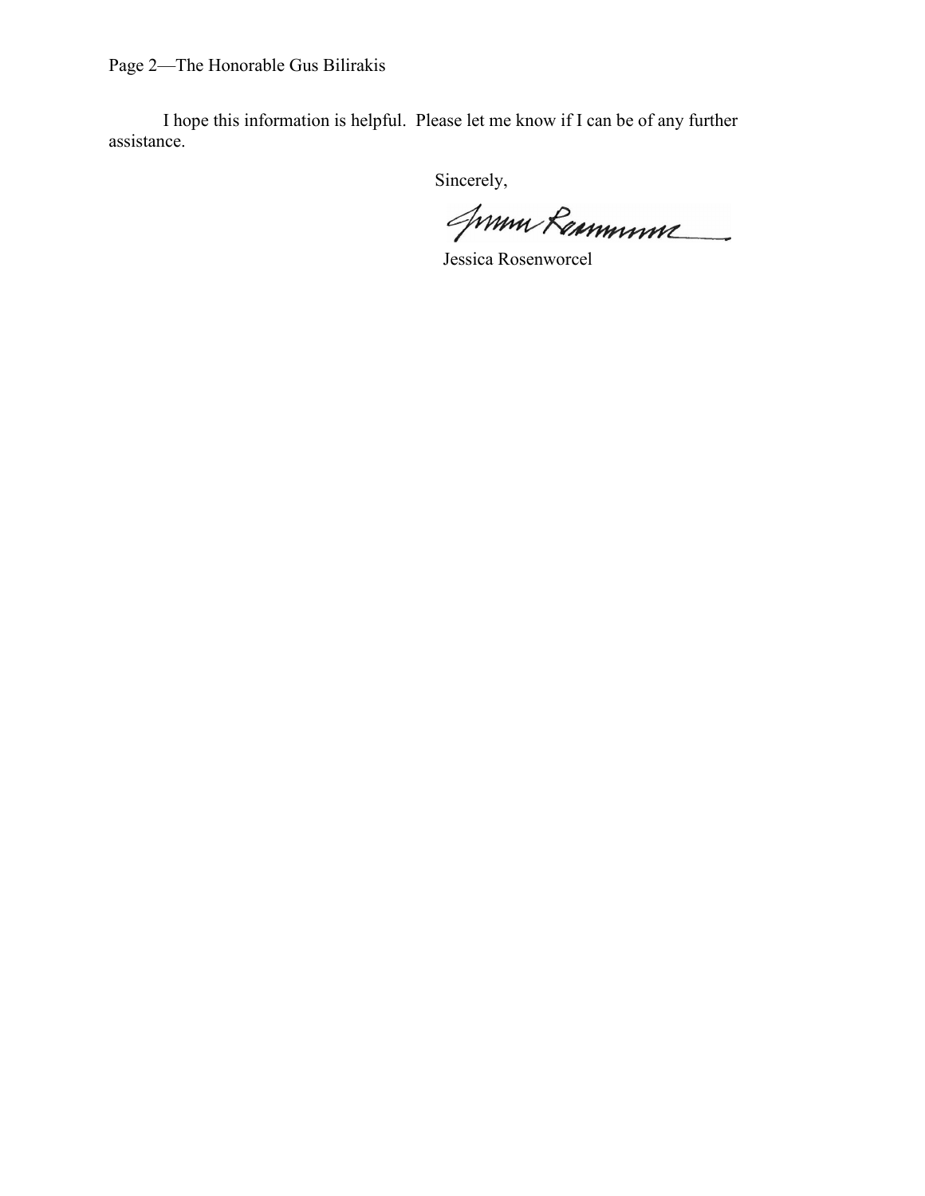I hope this information is helpful. Please let me know if I can be of any further assistance.

Sincerely,

Jessica Rosenworcel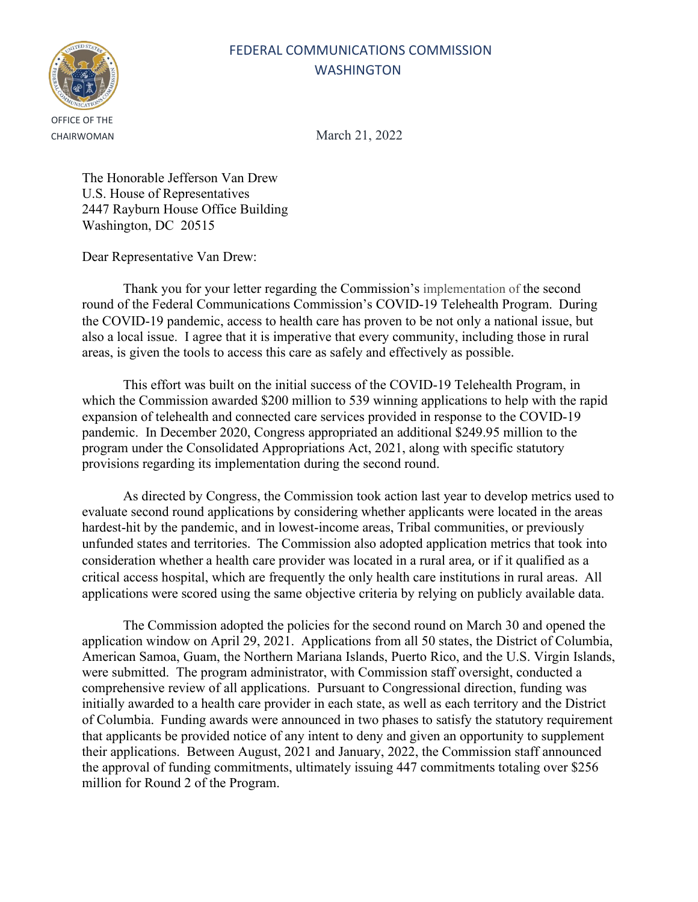FEDERAL COMMUNICATIONS COMMISSION
WASHINGTON

OFFICE OF THE CHAIRWOMAN

March 21, 2022

The Honorable Jefferson Van Drew
U.S. House of Representatives
2447 Rayburn House Office Building
Washington, DC 20515

Dear Representative Van Drew:

Thank you for your letter regarding the Commission's implementation of the second round of the Federal Communications Commission's COVID-19 Telehealth Program. During the COVID-19 pandemic, access to health care has proven to be not only a national issue, but also a local issue. I agree that it is imperative that every community, including those in rural areas, is given the tools to access this care as safely and effectively as possible.

This effort was built on the initial success of the COVID-19 Telehealth Program, in which the Commission awarded $200 million to 539 winning applications to help with the rapid expansion of telehealth and connected care services provided in response to the COVID-19 pandemic. In December 2020, Congress appropriated an additional $249.95 million to the program under the Consolidated Appropriations Act, 2021, along with specific statutory provisions regarding its implementation during the second round.

As directed by Congress, the Commission took action last year to develop metrics used to evaluate second round applications by considering whether applicants were located in the areas hardest-hit by the pandemic, and in lowest-income areas, Tribal communities, or previously unfunded states and territories. The Commission also adopted application metrics that took into consideration whether a health care provider was located in a rural area, or if it qualified as a critical access hospital, which are frequently the only health care institutions in rural areas. All applications were scored using the same objective criteria by relying on publicly available data.

The Commission adopted the policies for the second round on March 30 and opened the application window on April 29, 2021. Applications from all 50 states, the District of Columbia, American Samoa, Guam, the Northern Mariana Islands, Puerto Rico, and the U.S. Virgin Islands, were submitted. The program administrator, with Commission staff oversight, conducted a comprehensive review of all applications. Pursuant to Congressional direction, funding was initially awarded to a health care provider in each state, as well as each territory and the District of Columbia. Funding awards were announced in two phases to satisfy the statutory requirement that applicants be provided notice of any intent to deny and given an opportunity to supplement their applications. Between August, 2021 and January, 2022, the Commission staff announced the approval of funding commitments, ultimately issuing 447 commitments totaling over $256 million for Round 2 of the Program.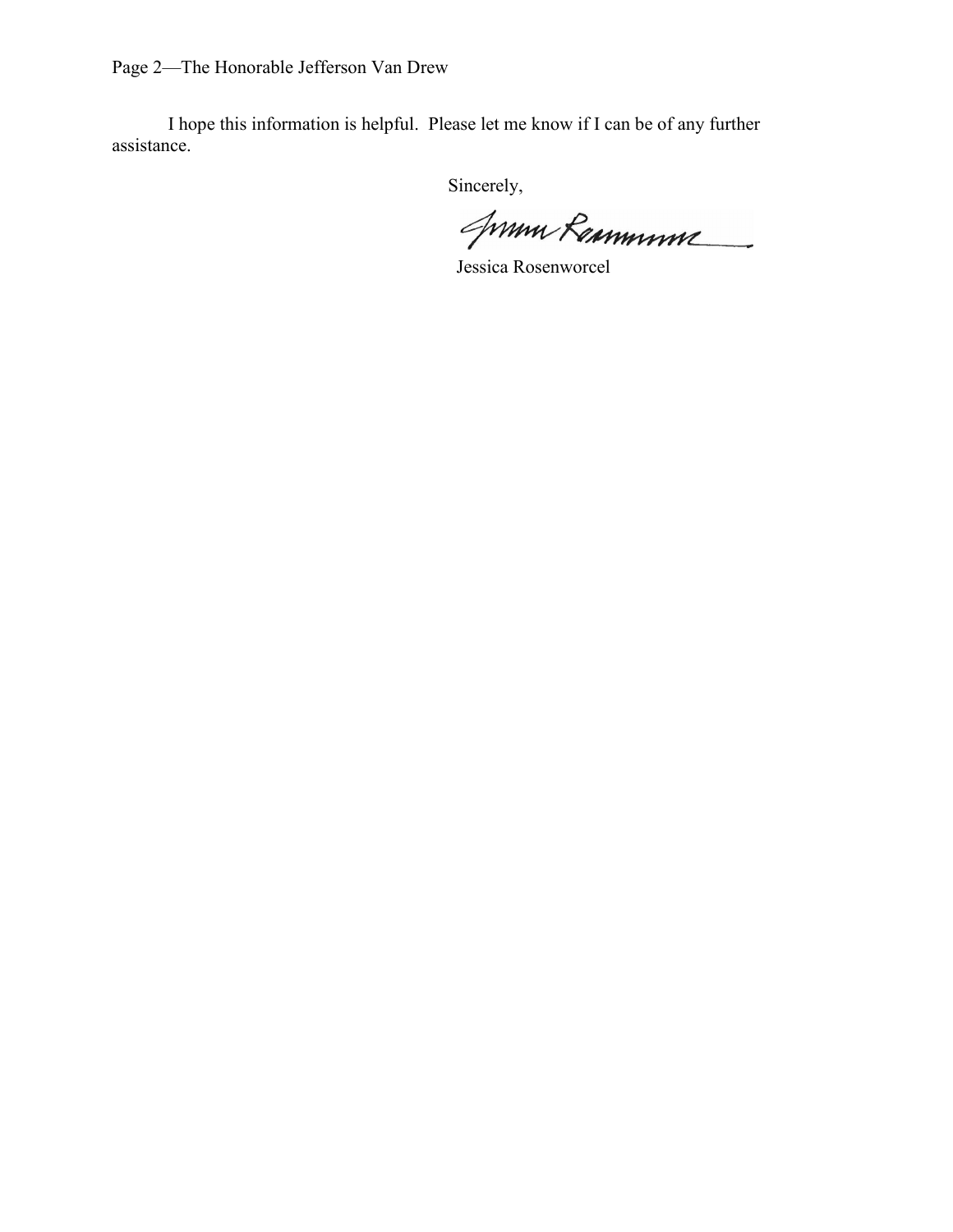I hope this information is helpful. Please let me know if I can be of any further assistance.

Sincerely,

Jessica Rosenworcel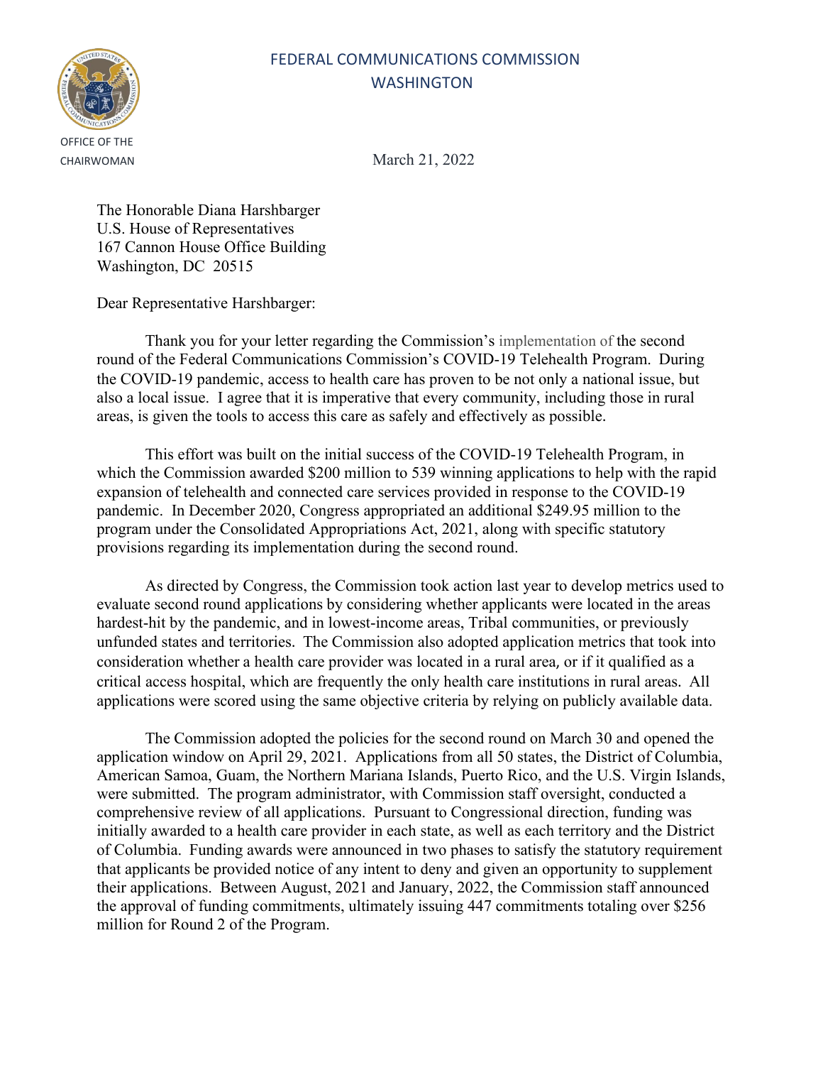FEDERAL COMMUNICATIONS COMMISSION
WASHINGTON

OFFICE OF THE CHAIRWOMAN

March 21, 2022

The Honorable Diana Harshbarger
U.S. House of Representatives
167 Cannon House Office Building
Washington, DC 20515

Dear Representative Harshbarger:

Thank you for your letter regarding the Commission's implementation of the second round of the Federal Communications Commission's COVID-19 Telehealth Program. During the COVID-19 pandemic, access to health care has proven to be not only a national issue, but also a local issue. I agree that it is imperative that every community, including those in rural areas, is given the tools to access this care as safely and effectively as possible.

This effort was built on the initial success of the COVID-19 Telehealth Program, in which the Commission awarded $200 million to 539 winning applications to help with the rapid expansion of telehealth and connected care services provided in response to the COVID-19 pandemic. In December 2020, Congress appropriated an additional $249.95 million to the program under the Consolidated Appropriations Act, 2021, along with specific statutory provisions regarding its implementation during the second round.

As directed by Congress, the Commission took action last year to develop metrics used to evaluate second round applications by considering whether applicants were located in the areas hardest-hit by the pandemic, and in lowest-income areas, Tribal communities, or previously unfunded states and territories. The Commission also adopted application metrics that took into consideration whether a health care provider was located in a rural area, or if it qualified as a critical access hospital, which are frequently the only health care institutions in rural areas. All applications were scored using the same objective criteria by relying on publicly available data.

The Commission adopted the policies for the second round on March 30 and opened the application window on April 29, 2021. Applications from all 50 states, the District of Columbia, American Samoa, Guam, the Northern Mariana Islands, Puerto Rico, and the U.S. Virgin Islands, were submitted. The program administrator, with Commission staff oversight, conducted a comprehensive review of all applications. Pursuant to Congressional direction, funding was initially awarded to a health care provider in each state, as well as each territory and the District of Columbia. Funding awards were announced in two phases to satisfy the statutory requirement that applicants be provided notice of any intent to deny and given an opportunity to supplement their applications. Between August, 2021 and January, 2022, the Commission staff announced the approval of funding commitments, ultimately issuing 447 commitments totaling over $256 million for Round 2 of the Program.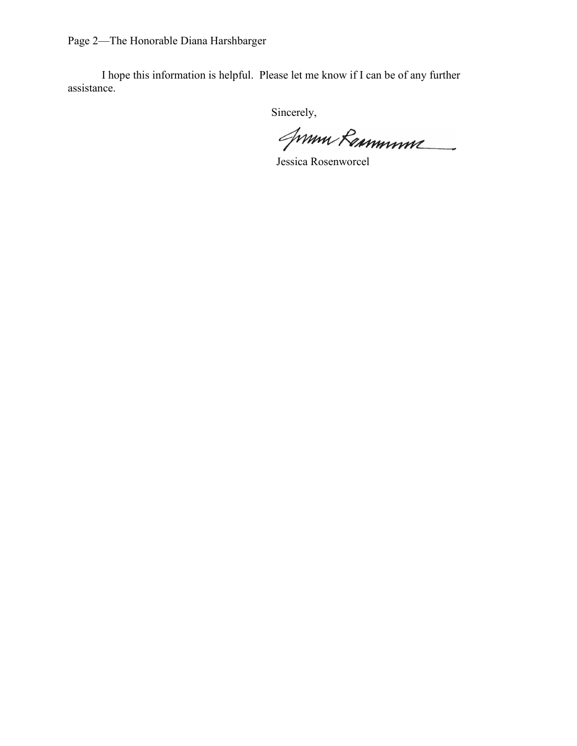Page 2—The Honorable Diana Harshbarger

I hope this information is helpful. Please let me know if I can be of any further assistance.

Sincerely,

Jessica Rosenworcel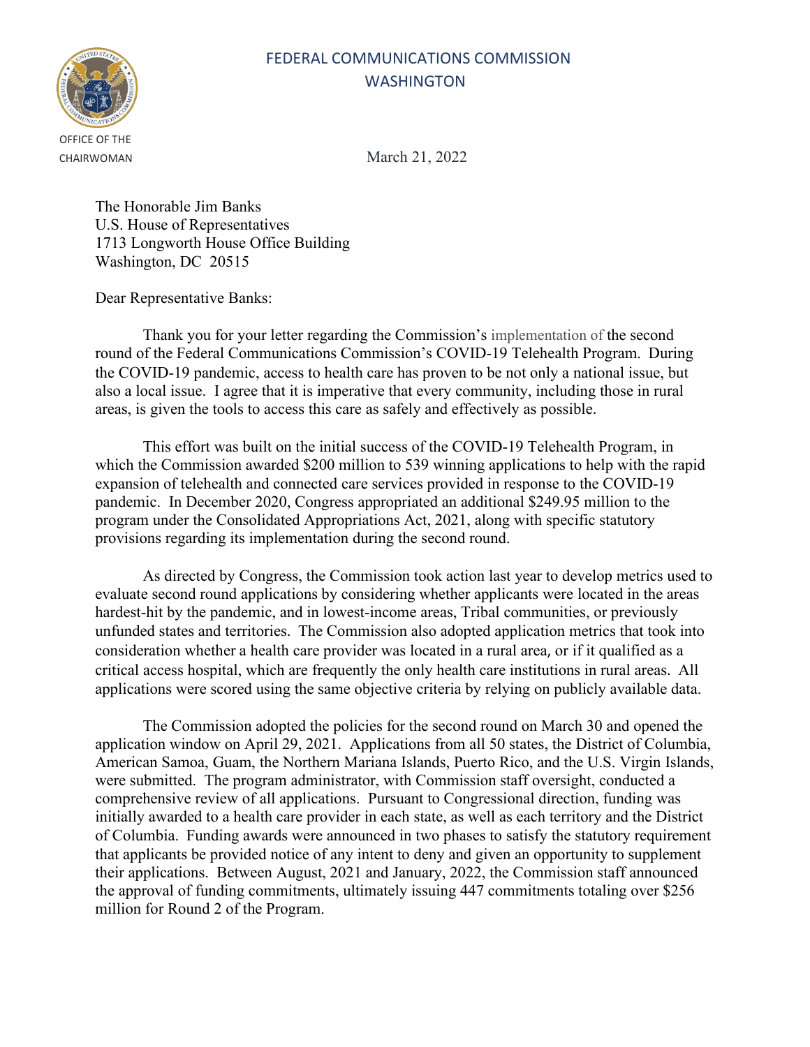FEDERAL COMMUNICATIONS COMMISSION
WASHINGTON

OFFICE OF THE CHAIRWOMAN

March 21, 2022

The Honorable Jim Banks
U.S. House of Representatives
1713 Longworth House Office Building
Washington, DC 20515

Dear Representative Banks:

Thank you for your letter regarding the Commission's implementation of the second round of the Federal Communications Commission's COVID-19 Telehealth Program. During the COVID-19 pandemic, access to health care has proven to be not only a national issue, but also a local issue. I agree that it is imperative that every community, including those in rural areas, is given the tools to access this care as safely and effectively as possible.

This effort was built on the initial success of the COVID-19 Telehealth Program, in which the Commission awarded $200 million to 539 winning applications to help with the rapid expansion of telehealth and connected care services provided in response to the COVID-19 pandemic. In December 2020, Congress appropriated an additional $249.95 million to the program under the Consolidated Appropriations Act, 2021, along with specific statutory provisions regarding its implementation during the second round.

As directed by Congress, the Commission took action last year to develop metrics used to evaluate second round applications by considering whether applicants were located in the areas hardest-hit by the pandemic, and in lowest-income areas, Tribal communities, or previously unfunded states and territories. The Commission also adopted application metrics that took into consideration whether a health care provider was located in a rural area, or if it qualified as a critical access hospital, which are frequently the only health care institutions in rural areas. All applications were scored using the same objective criteria by relying on publicly available data.

The Commission adopted the policies for the second round on March 30 and opened the application window on April 29, 2021. Applications from all 50 states, the District of Columbia, American Samoa, Guam, the Northern Mariana Islands, Puerto Rico, and the U.S. Virgin Islands, were submitted. The program administrator, with Commission staff oversight, conducted a comprehensive review of all applications. Pursuant to Congressional direction, funding was initially awarded to a health care provider in each state, as well as each territory and the District of Columbia. Funding awards were announced in two phases to satisfy the statutory requirement that applicants be provided notice of any intent to deny and given an opportunity to supplement their applications. Between August, 2021 and January, 2022, the Commission staff announced the approval of funding commitments, ultimately issuing 447 commitments totaling over $256 million for Round 2 of the Program.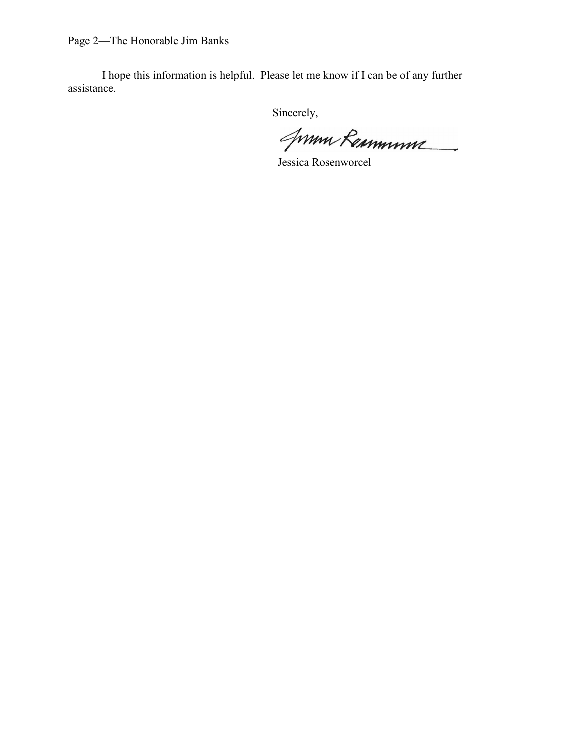I hope this information is helpful. Please let me know if I can be of any further assistance.

Sincerely,

Jessica Rosenworcel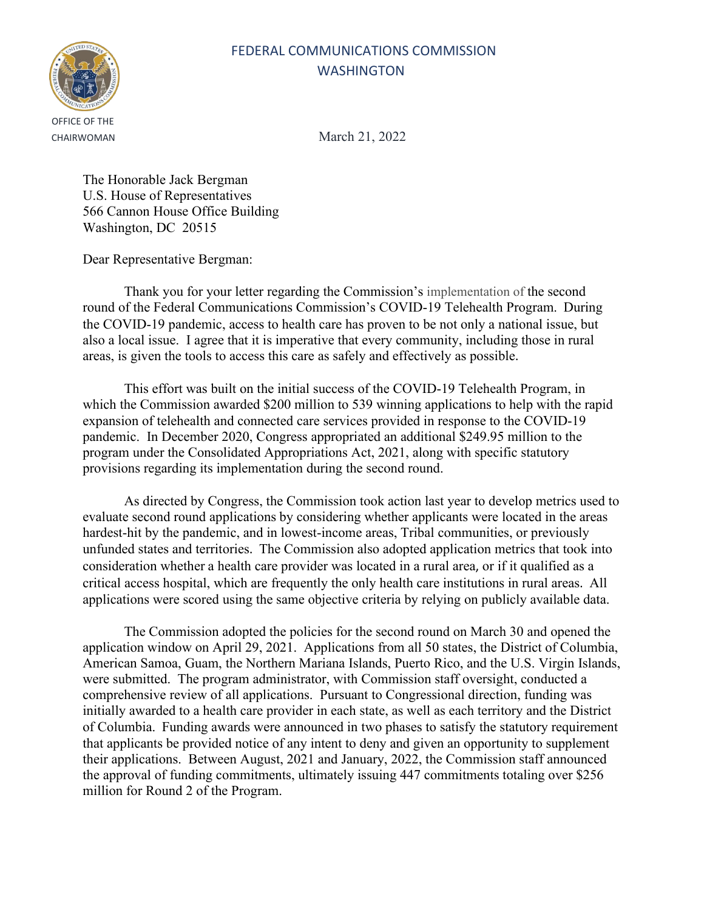FEDERAL COMMUNICATIONS COMMISSION
WASHINGTON

OFFICE OF THE
CHAIRWOMAN

March 21, 2022

The Honorable Jack Bergman
U.S. House of Representatives
566 Cannon House Office Building
Washington, DC 20515

Dear Representative Bergman:

Thank you for your letter regarding the Commission's implementation of the second round of the Federal Communications Commission's COVID-19 Telehealth Program. During the COVID-19 pandemic, access to health care has proven to be not only a national issue, but also a local issue. I agree that it is imperative that every community, including those in rural areas, is given the tools to access this care as safely and effectively as possible.

This effort was built on the initial success of the COVID-19 Telehealth Program, in which the Commission awarded $200 million to 539 winning applications to help with the rapid expansion of telehealth and connected care services provided in response to the COVID-19 pandemic. In December 2020, Congress appropriated an additional $249.95 million to the program under the Consolidated Appropriations Act, 2021, along with specific statutory provisions regarding its implementation during the second round.

As directed by Congress, the Commission took action last year to develop metrics used to evaluate second round applications by considering whether applicants were located in the areas hardest-hit by the pandemic, and in lowest-income areas, Tribal communities, or previously unfunded states and territories. The Commission also adopted application metrics that took into consideration whether a health care provider was located in a rural area, or if it qualified as a critical access hospital, which are frequently the only health care institutions in rural areas. All applications were scored using the same objective criteria by relying on publicly available data.

The Commission adopted the policies for the second round on March 30 and opened the application window on April 29, 2021. Applications from all 50 states, the District of Columbia, American Samoa, Guam, the Northern Mariana Islands, Puerto Rico, and the U.S. Virgin Islands, were submitted. The program administrator, with Commission staff oversight, conducted a comprehensive review of all applications. Pursuant to Congressional direction, funding was initially awarded to a health care provider in each state, as well as each territory and the District of Columbia. Funding awards were announced in two phases to satisfy the statutory requirement that applicants be provided notice of any intent to deny and given an opportunity to supplement their applications. Between August, 2021 and January, 2022, the Commission staff announced the approval of funding commitments, ultimately issuing 447 commitments totaling over $256 million for Round 2 of the Program.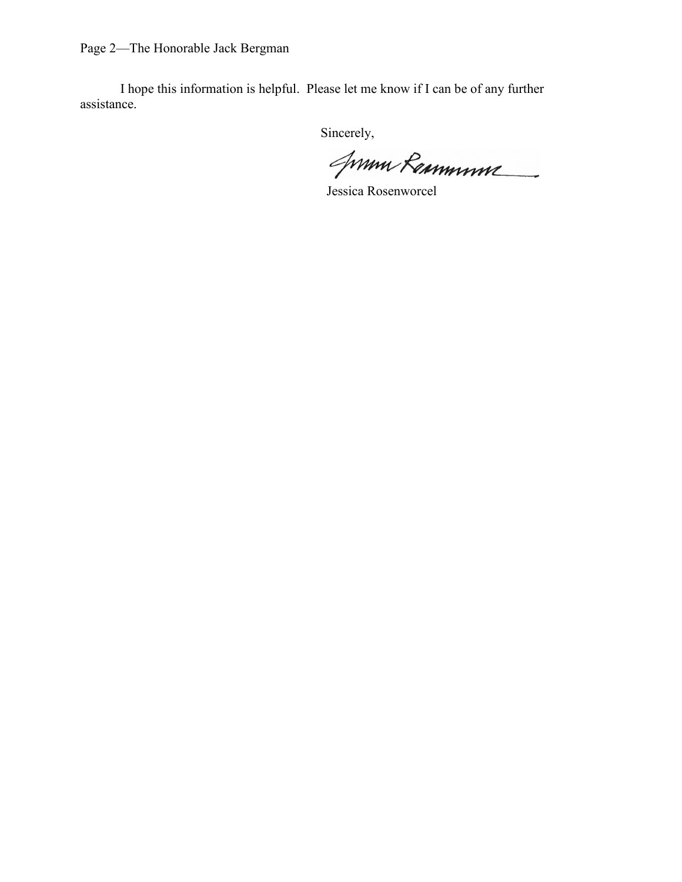I hope this information is helpful. Please let me know if I can be of any further assistance.

Sincerely,

Jessica Rosenworcel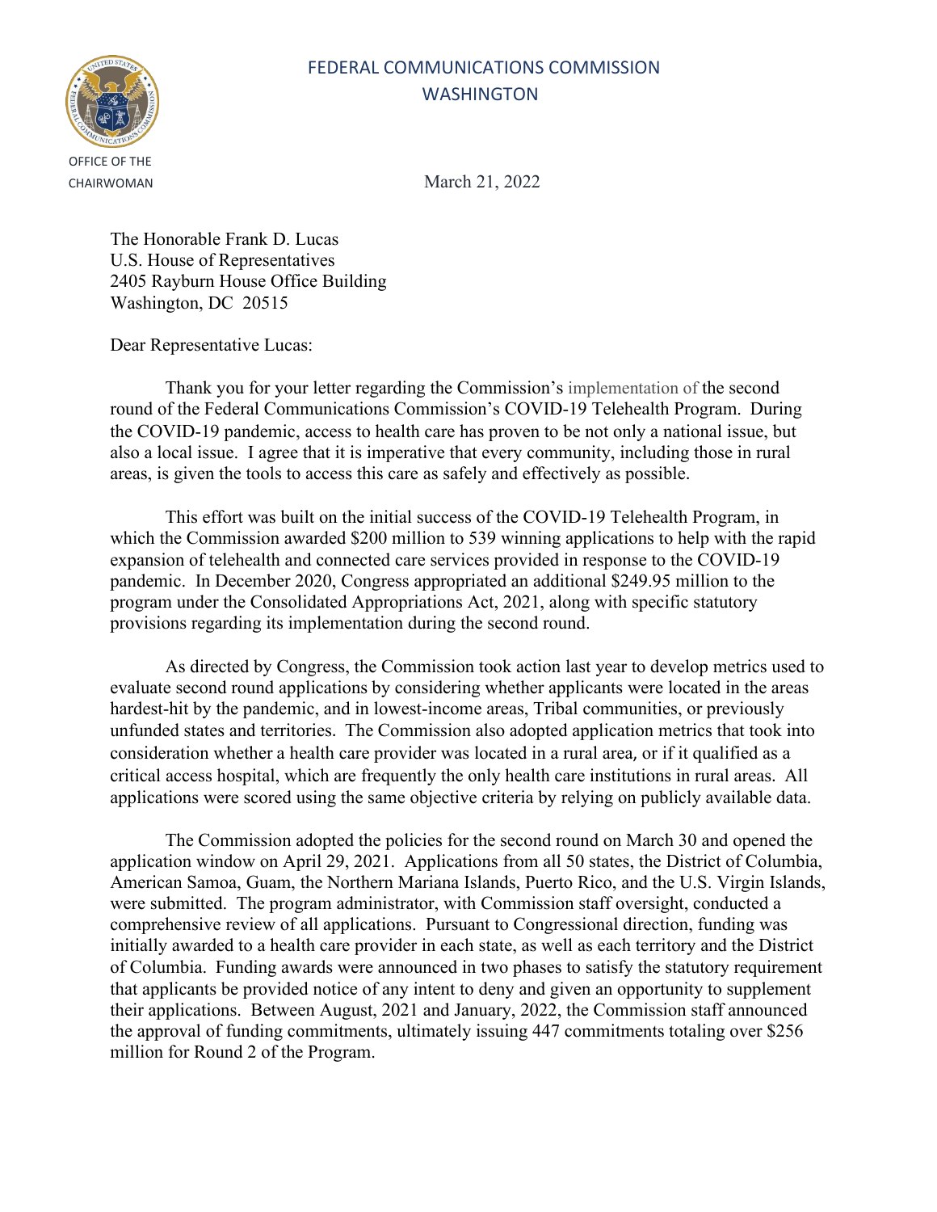FEDERAL COMMUNICATIONS COMMISSION
WASHINGTON

OFFICE OF THE CHAIRWOMAN

March 21, 2022

The Honorable Frank D. Lucas
U.S. House of Representatives
2405 Rayburn House Office Building
Washington, DC 20515

Dear Representative Lucas:

Thank you for your letter regarding the Commission's implementation of the second round of the Federal Communications Commission's COVID-19 Telehealth Program. During the COVID-19 pandemic, access to health care has proven to be not only a national issue, but also a local issue. I agree that it is imperative that every community, including those in rural areas, is given the tools to access this care as safely and effectively as possible.

This effort was built on the initial success of the COVID-19 Telehealth Program, in which the Commission awarded $200 million to 539 winning applications to help with the rapid expansion of telehealth and connected care services provided in response to the COVID-19 pandemic. In December 2020, Congress appropriated an additional $249.95 million to the program under the Consolidated Appropriations Act, 2021, along with specific statutory provisions regarding its implementation during the second round.

As directed by Congress, the Commission took action last year to develop metrics used to evaluate second round applications by considering whether applicants were located in the areas hardest-hit by the pandemic, and in lowest-income areas, Tribal communities, or previously unfunded states and territories. The Commission also adopted application metrics that took into consideration whether a health care provider was located in a rural area, or if it qualified as a critical access hospital, which are frequently the only health care institutions in rural areas. All applications were scored using the same objective criteria by relying on publicly available data.

The Commission adopted the policies for the second round on March 30 and opened the application window on April 29, 2021. Applications from all 50 states, the District of Columbia, American Samoa, Guam, the Northern Mariana Islands, Puerto Rico, and the U.S. Virgin Islands, were submitted. The program administrator, with Commission staff oversight, conducted a comprehensive review of all applications. Pursuant to Congressional direction, funding was initially awarded to a health care provider in each state, as well as each territory and the District of Columbia. Funding awards were announced in two phases to satisfy the statutory requirement that applicants be provided notice of any intent to deny and given an opportunity to supplement their applications. Between August, 2021 and January, 2022, the Commission staff announced the approval of funding commitments, ultimately issuing 447 commitments totaling over $256 million for Round 2 of the Program.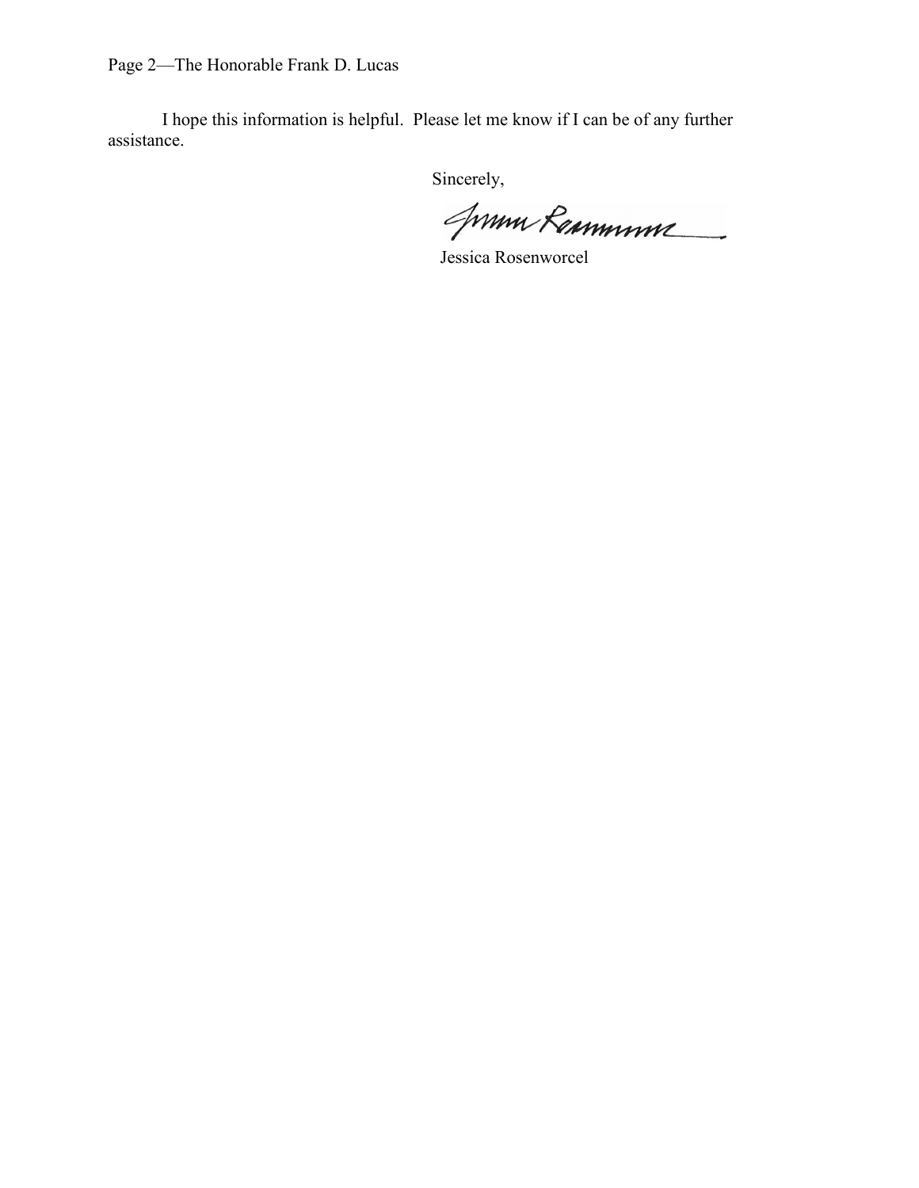I hope this information is helpful. Please let me know if I can be of any further assistance.

Sincerely,

Jessica Rosenworcel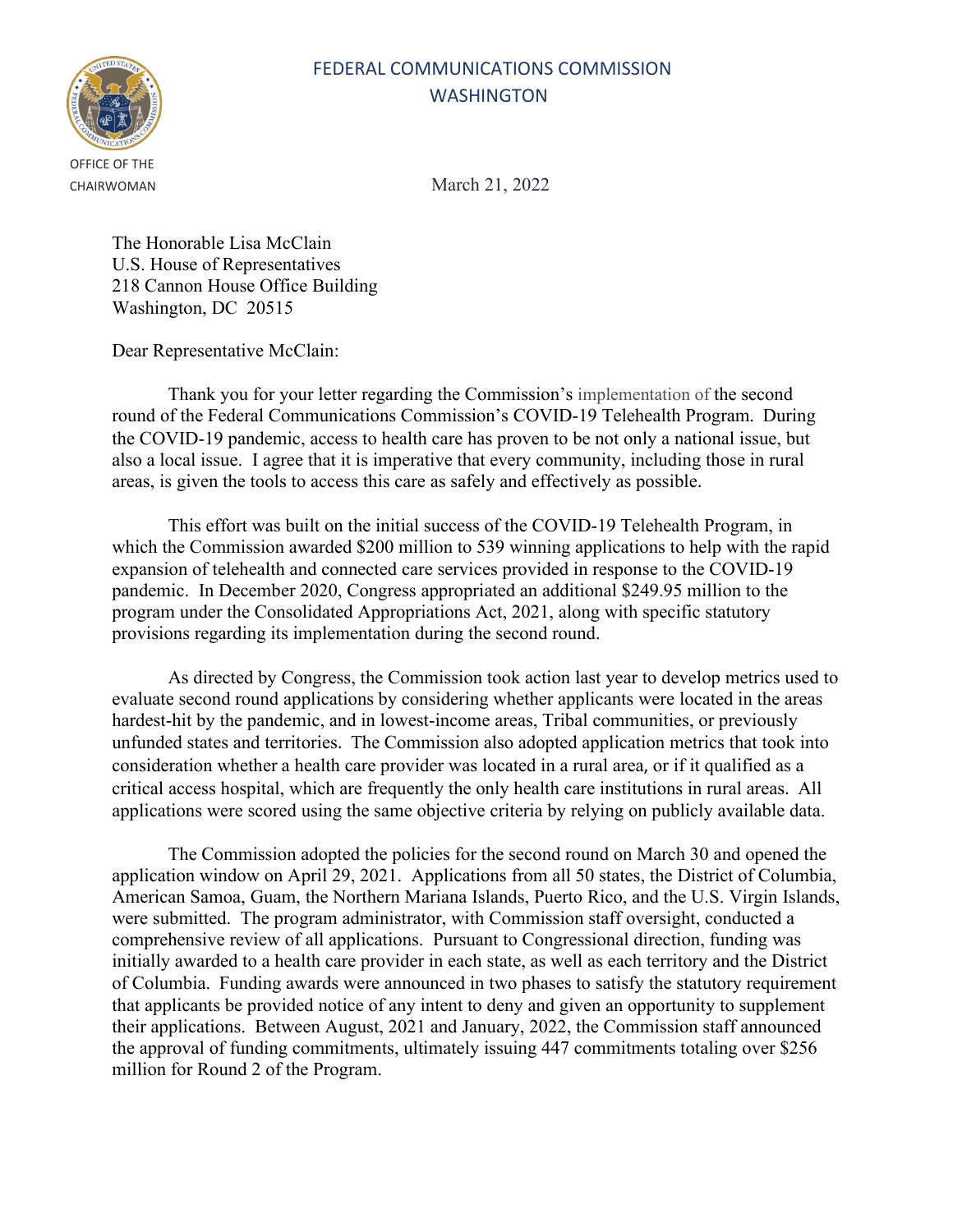FEDERAL COMMUNICATIONS COMMISSION
WASHINGTON

OFFICE OF THE CHAIRWOMAN

March 21, 2022

The Honorable Lisa McClain
U.S. House of Representatives
218 Cannon House Office Building
Washington, DC 20515

Dear Representative McClain:

Thank you for your letter regarding the Commission's implementation of the second round of the Federal Communications Commission's COVID-19 Telehealth Program. During the COVID-19 pandemic, access to health care has proven to be not only a national issue, but also a local issue. I agree that it is imperative that every community, including those in rural areas, is given the tools to access this care as safely and effectively as possible.

This effort was built on the initial success of the COVID-19 Telehealth Program, in which the Commission awarded $200 million to 539 winning applications to help with the rapid expansion of telehealth and connected care services provided in response to the COVID-19 pandemic. In December 2020, Congress appropriated an additional $249.95 million to the program under the Consolidated Appropriations Act, 2021, along with specific statutory provisions regarding its implementation during the second round.

As directed by Congress, the Commission took action last year to develop metrics used to evaluate second round applications by considering whether applicants were located in the areas hardest-hit by the pandemic, and in lowest-income areas, Tribal communities, or previously unfunded states and territories. The Commission also adopted application metrics that took into consideration whether a health care provider was located in a rural area, or if it qualified as a critical access hospital, which are frequently the only health care institutions in rural areas. All applications were scored using the same objective criteria by relying on publicly available data.

The Commission adopted the policies for the second round on March 30 and opened the application window on April 29, 2021. Applications from all 50 states, the District of Columbia, American Samoa, Guam, the Northern Mariana Islands, Puerto Rico, and the U.S. Virgin Islands, were submitted. The program administrator, with Commission staff oversight, conducted a comprehensive review of all applications. Pursuant to Congressional direction, funding was initially awarded to a health care provider in each state, as well as each territory and the District of Columbia. Funding awards were announced in two phases to satisfy the statutory requirement that applicants be provided notice of any intent to deny and given an opportunity to supplement their applications. Between August, 2021 and January, 2022, the Commission staff announced the approval of funding commitments, ultimately issuing 447 commitments totaling over $256 million for Round 2 of the Program.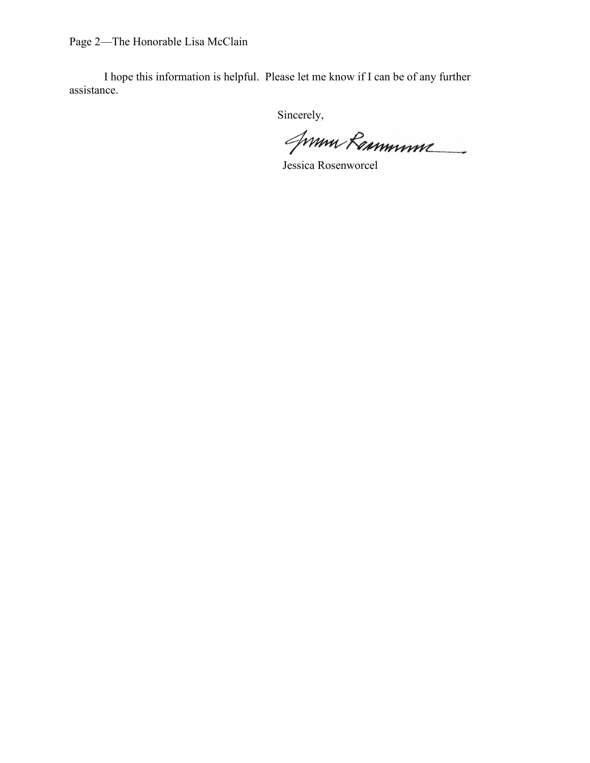I hope this information is helpful. Please let me know if I can be of any further assistance.

Sincerely,

Jessica Rosenworcel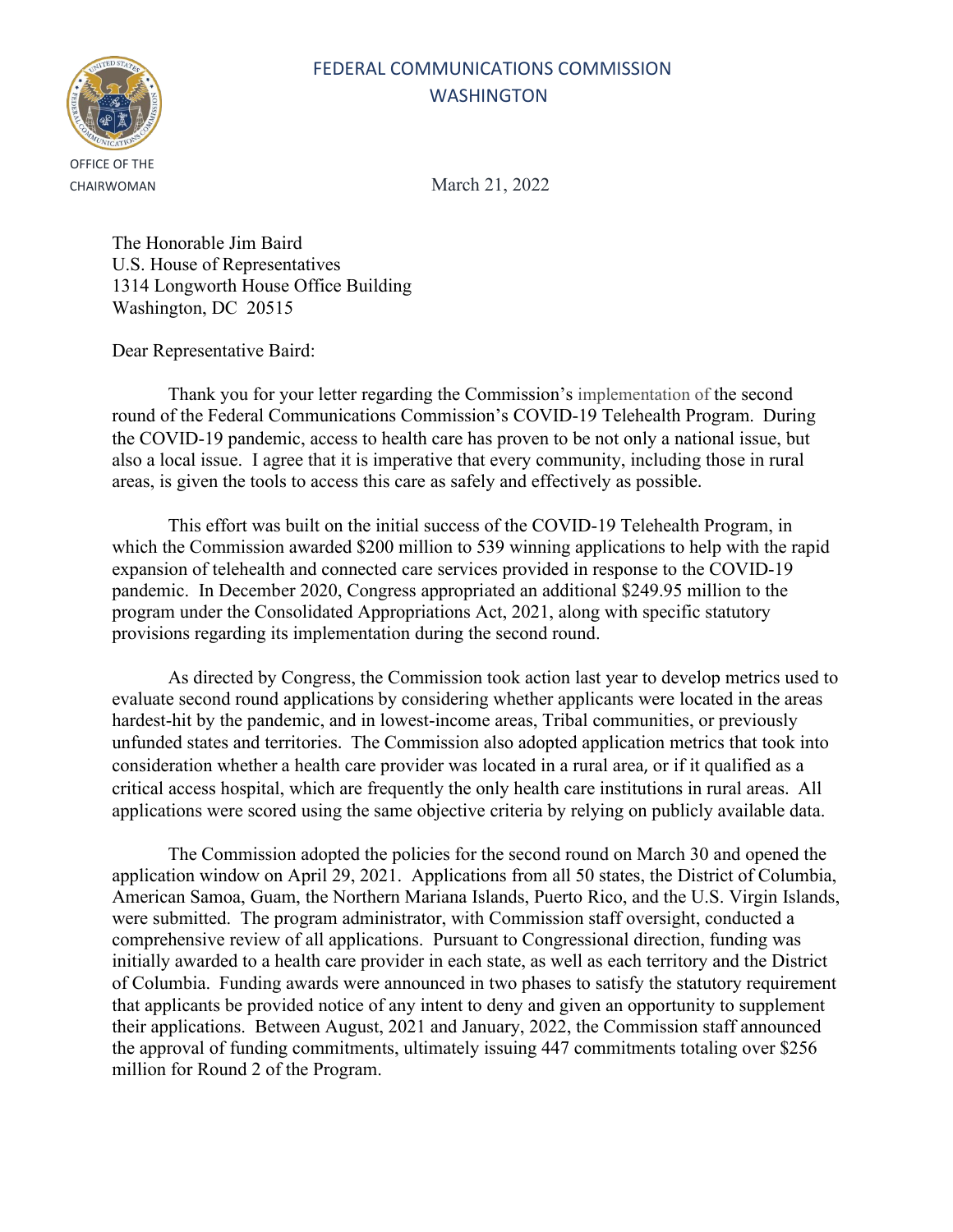FEDERAL COMMUNICATIONS COMMISSION
WASHINGTON

OFFICE OF THE CHAIRWOMAN

March 21, 2022

The Honorable Jim Baird
U.S. House of Representatives
1314 Longworth House Office Building
Washington, DC 20515

Dear Representative Baird:

Thank you for your letter regarding the Commission's implementation of the second round of the Federal Communications Commission's COVID-19 Telehealth Program. During the COVID-19 pandemic, access to health care has proven to be not only a national issue, but also a local issue. I agree that it is imperative that every community, including those in rural areas, is given the tools to access this care as safely and effectively as possible.

This effort was built on the initial success of the COVID-19 Telehealth Program, in which the Commission awarded $200 million to 539 winning applications to help with the rapid expansion of telehealth and connected care services provided in response to the COVID-19 pandemic. In December 2020, Congress appropriated an additional $249.95 million to the program under the Consolidated Appropriations Act, 2021, along with specific statutory provisions regarding its implementation during the second round.

As directed by Congress, the Commission took action last year to develop metrics used to evaluate second round applications by considering whether applicants were located in the areas hardest-hit by the pandemic, and in lowest-income areas, Tribal communities, or previously unfunded states and territories. The Commission also adopted application metrics that took into consideration whether a health care provider was located in a rural area, or if it qualified as a critical access hospital, which are frequently the only health care institutions in rural areas. All applications were scored using the same objective criteria by relying on publicly available data.

The Commission adopted the policies for the second round on March 30 and opened the application window on April 29, 2021. Applications from all 50 states, the District of Columbia, American Samoa, Guam, the Northern Mariana Islands, Puerto Rico, and the U.S. Virgin Islands, were submitted. The program administrator, with Commission staff oversight, conducted a comprehensive review of all applications. Pursuant to Congressional direction, funding was initially awarded to a health care provider in each state, as well as each territory and the District of Columbia. Funding awards were announced in two phases to satisfy the statutory requirement that applicants be provided notice of any intent to deny and given an opportunity to supplement their applications. Between August, 2021 and January, 2022, the Commission staff announced the approval of funding commitments, ultimately issuing 447 commitments totaling over $256 million for Round 2 of the Program.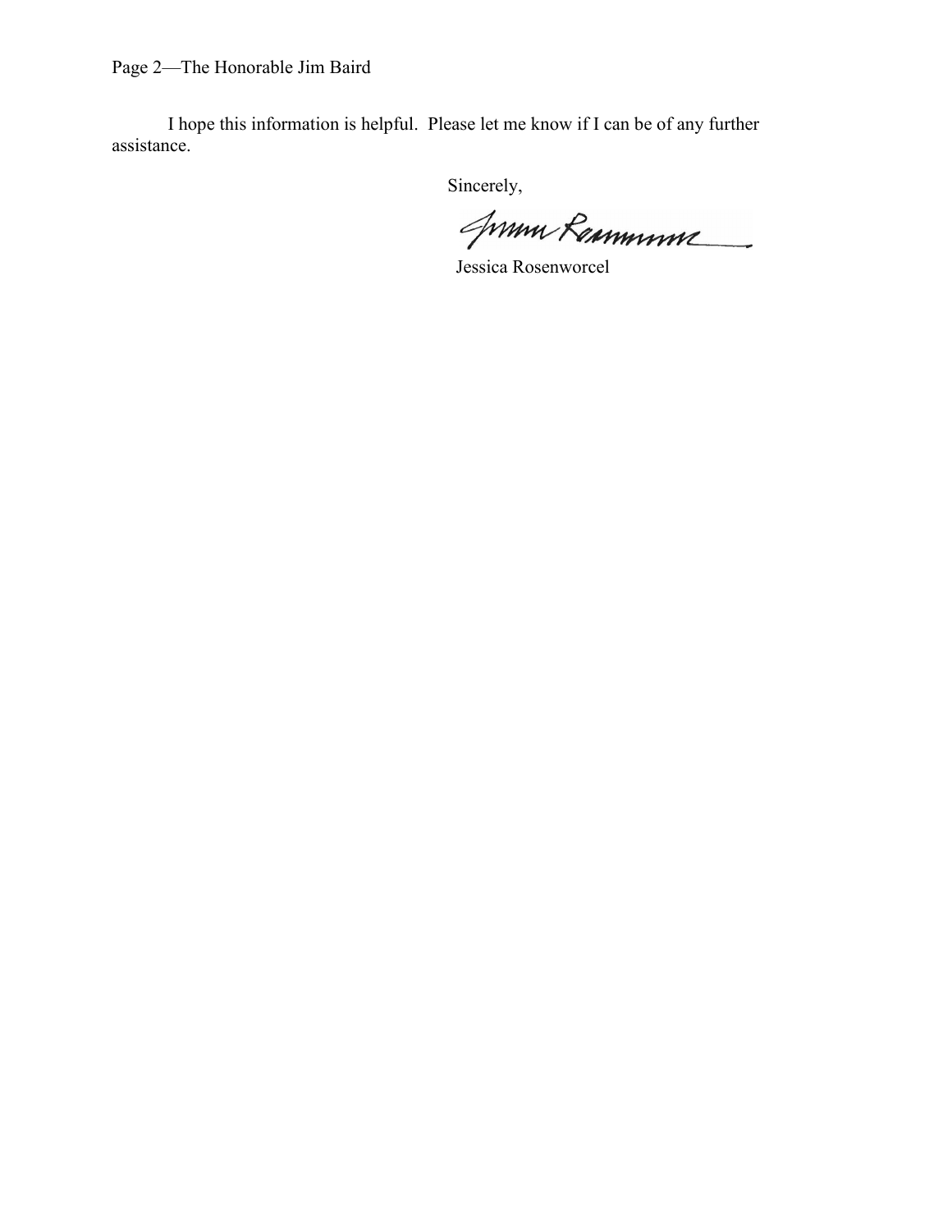I hope this information is helpful. Please let me know if I can be of any further assistance.

Sincerely,

Jessica Rosenworcel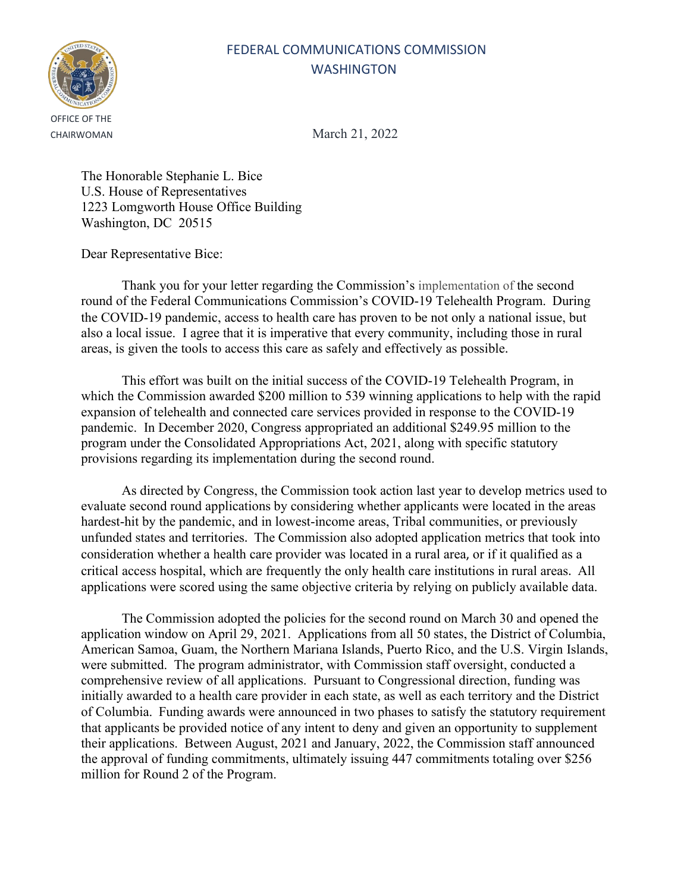FEDERAL COMMUNICATIONS COMMISSION
WASHINGTON

OFFICE OF THE CHAIRWOMAN

March 21, 2022

The Honorable Stephanie L. Bice
U.S. House of Representatives
1223 Lomgworth House Office Building
Washington, DC 20515

Dear Representative Bice:

Thank you for your letter regarding the Commission's implementation of the second round of the Federal Communications Commission's COVID-19 Telehealth Program. During the COVID-19 pandemic, access to health care has proven to be not only a national issue, but also a local issue. I agree that it is imperative that every community, including those in rural areas, is given the tools to access this care as safely and effectively as possible.

This effort was built on the initial success of the COVID-19 Telehealth Program, in which the Commission awarded $200 million to 539 winning applications to help with the rapid expansion of telehealth and connected care services provided in response to the COVID-19 pandemic. In December 2020, Congress appropriated an additional $249.95 million to the program under the Consolidated Appropriations Act, 2021, along with specific statutory provisions regarding its implementation during the second round.

As directed by Congress, the Commission took action last year to develop metrics used to evaluate second round applications by considering whether applicants were located in the areas hardest-hit by the pandemic, and in lowest-income areas, Tribal communities, or previously unfunded states and territories. The Commission also adopted application metrics that took into consideration whether a health care provider was located in a rural area, or if it qualified as a critical access hospital, which are frequently the only health care institutions in rural areas. All applications were scored using the same objective criteria by relying on publicly available data.

The Commission adopted the policies for the second round on March 30 and opened the application window on April 29, 2021. Applications from all 50 states, the District of Columbia, American Samoa, Guam, the Northern Mariana Islands, Puerto Rico, and the U.S. Virgin Islands, were submitted. The program administrator, with Commission staff oversight, conducted a comprehensive review of all applications. Pursuant to Congressional direction, funding was initially awarded to a health care provider in each state, as well as each territory and the District of Columbia. Funding awards were announced in two phases to satisfy the statutory requirement that applicants be provided notice of any intent to deny and given an opportunity to supplement their applications. Between August, 2021 and January, 2022, the Commission staff announced the approval of funding commitments, ultimately issuing 447 commitments totaling over $256 million for Round 2 of the Program.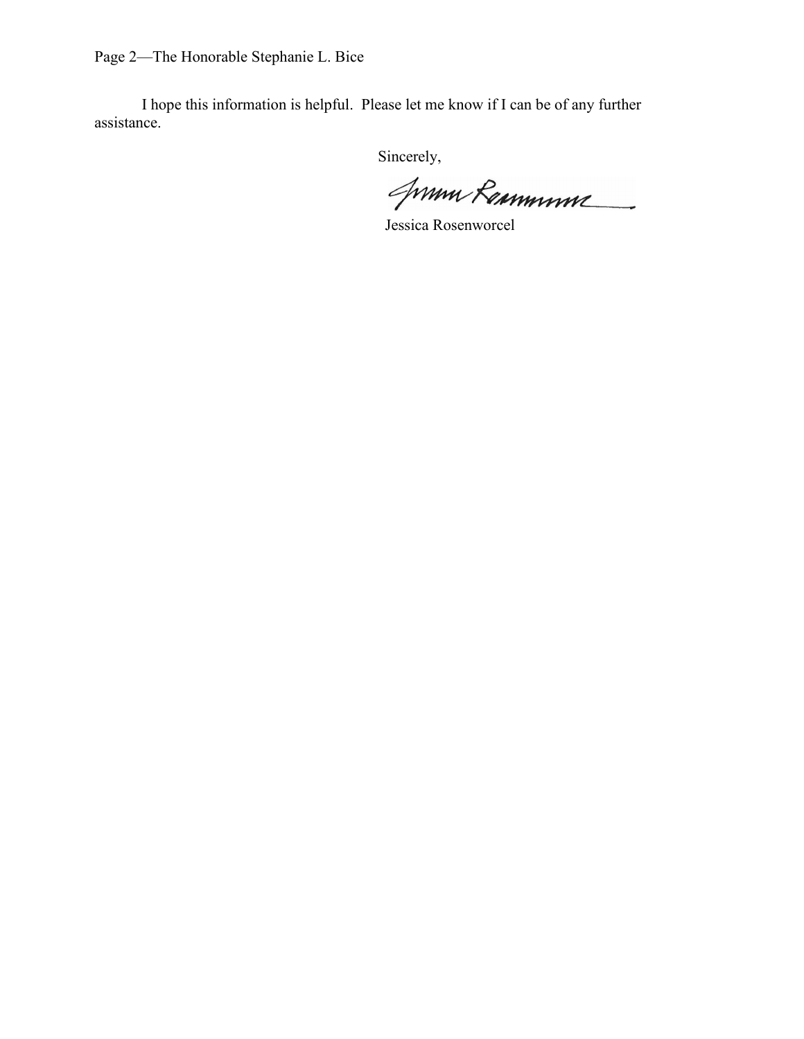I hope this information is helpful. Please let me know if I can be of any further assistance.

Sincerely,

Jessica Rosenworcel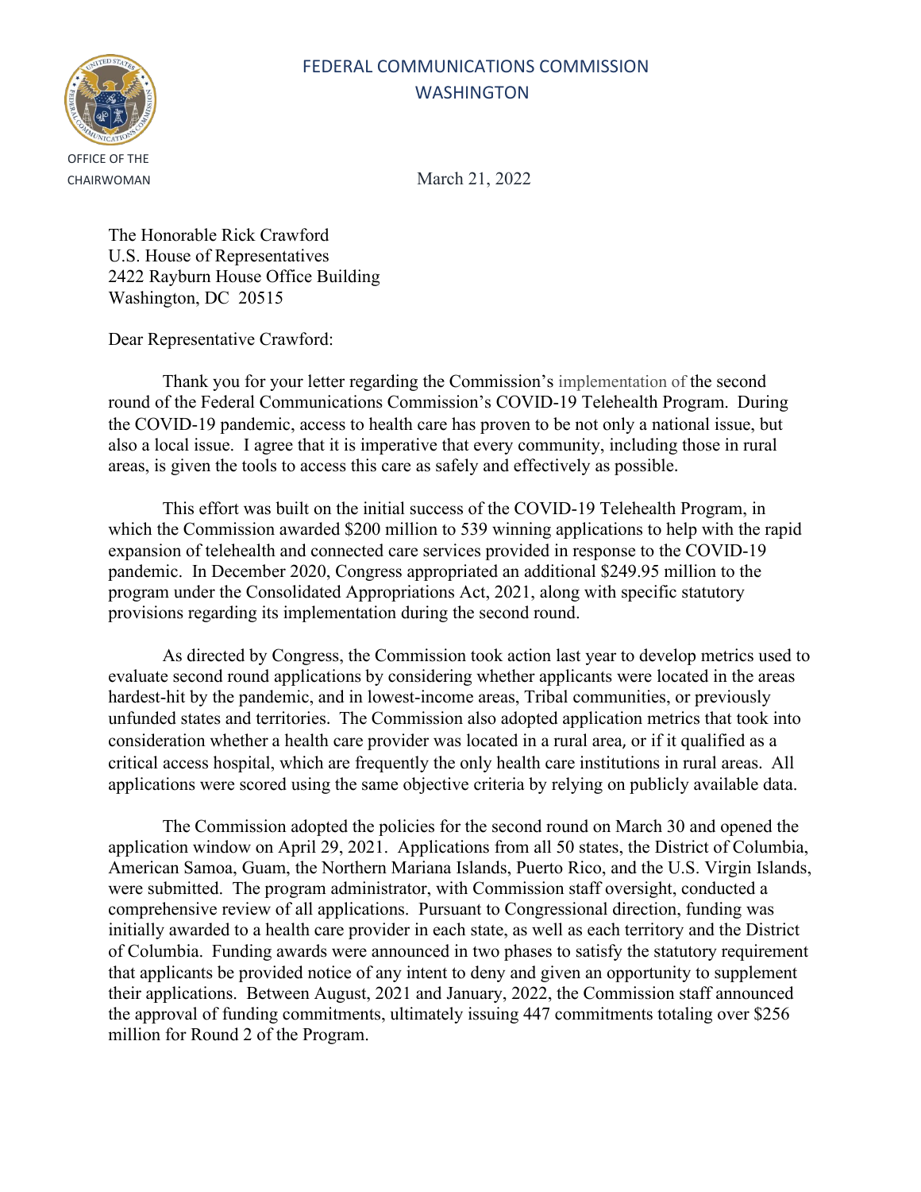FEDERAL COMMUNICATIONS COMMISSION
WASHINGTON

OFFICE OF THE CHAIRWOMAN

March 21, 2022

The Honorable Rick Crawford
U.S. House of Representatives
2422 Rayburn House Office Building
Washington, DC 20515

Dear Representative Crawford:

Thank you for your letter regarding the Commission's implementation of the second round of the Federal Communications Commission's COVID-19 Telehealth Program. During the COVID-19 pandemic, access to health care has proven to be not only a national issue, but also a local issue. I agree that it is imperative that every community, including those in rural areas, is given the tools to access this care as safely and effectively as possible.

This effort was built on the initial success of the COVID-19 Telehealth Program, in which the Commission awarded $200 million to 539 winning applications to help with the rapid expansion of telehealth and connected care services provided in response to the COVID-19 pandemic. In December 2020, Congress appropriated an additional $249.95 million to the program under the Consolidated Appropriations Act, 2021, along with specific statutory provisions regarding its implementation during the second round.

As directed by Congress, the Commission took action last year to develop metrics used to evaluate second round applications by considering whether applicants were located in the areas hardest-hit by the pandemic, and in lowest-income areas, Tribal communities, or previously unfunded states and territories. The Commission also adopted application metrics that took into consideration whether a health care provider was located in a rural area, or if it qualified as a critical access hospital, which are frequently the only health care institutions in rural areas. All applications were scored using the same objective criteria by relying on publicly available data.

The Commission adopted the policies for the second round on March 30 and opened the application window on April 29, 2021. Applications from all 50 states, the District of Columbia, American Samoa, Guam, the Northern Mariana Islands, Puerto Rico, and the U.S. Virgin Islands, were submitted. The program administrator, with Commission staff oversight, conducted a comprehensive review of all applications. Pursuant to Congressional direction, funding was initially awarded to a health care provider in each state, as well as each territory and the District of Columbia. Funding awards were announced in two phases to satisfy the statutory requirement that applicants be provided notice of any intent to deny and given an opportunity to supplement their applications. Between August, 2021 and January, 2022, the Commission staff announced the approval of funding commitments, ultimately issuing 447 commitments totaling over $256 million for Round 2 of the Program.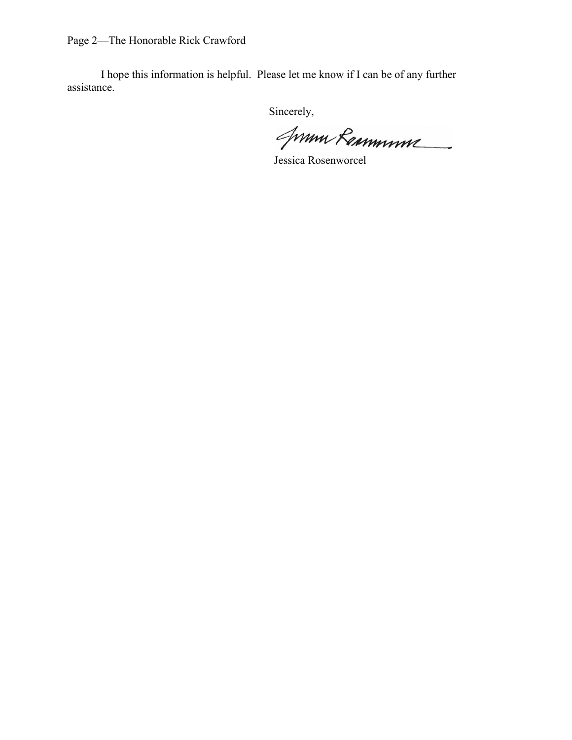I hope this information is helpful. Please let me know if I can be of any further assistance.

Sincerely,

Jessica Rosenworcel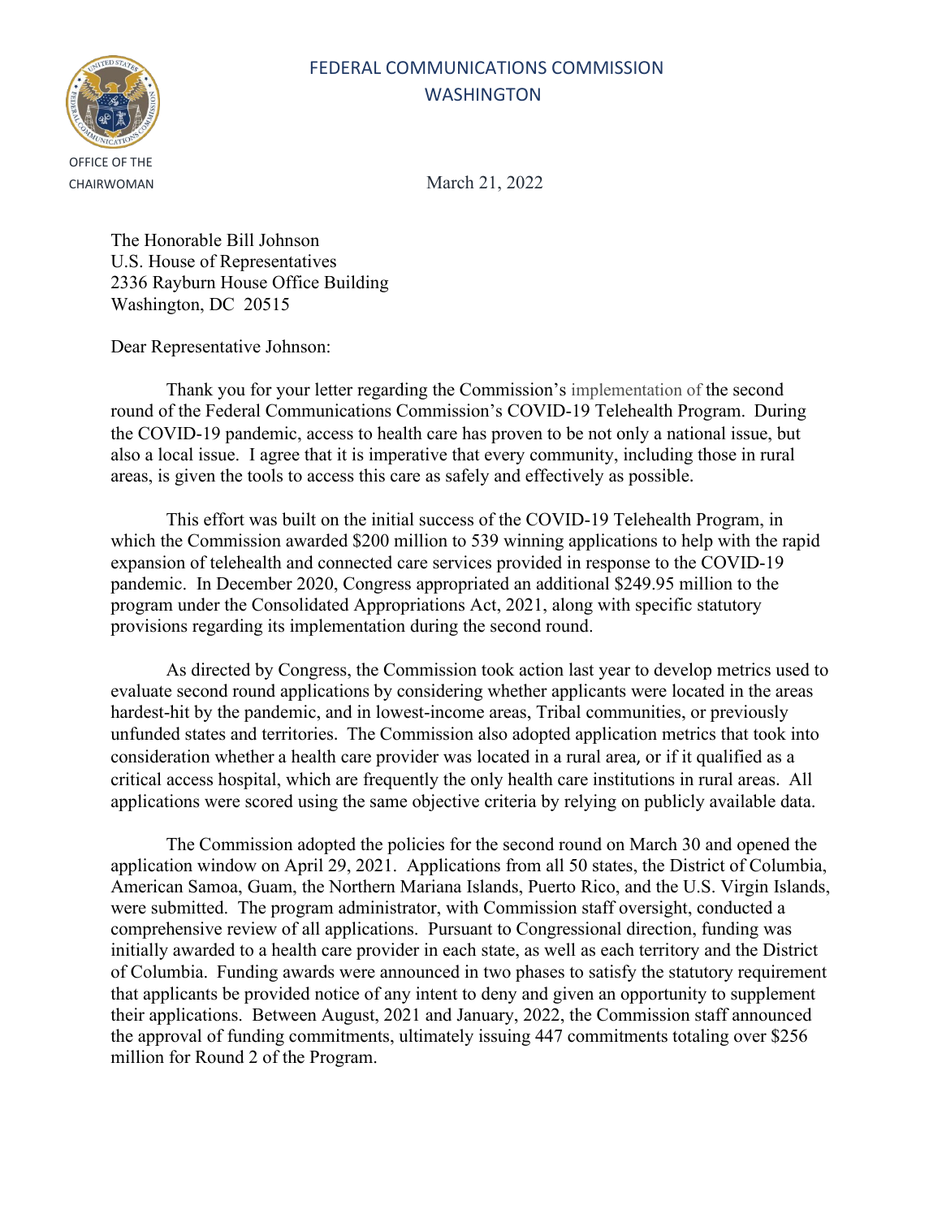FEDERAL COMMUNICATIONS COMMISSION
WASHINGTON

OFFICE OF THE CHAIRWOMAN

March 21, 2022

The Honorable Bill Johnson
U.S. House of Representatives
2336 Rayburn House Office Building
Washington, DC 20515

Dear Representative Johnson:

Thank you for your letter regarding the Commission's implementation of the second round of the Federal Communications Commission's COVID-19 Telehealth Program. During the COVID-19 pandemic, access to health care has proven to be not only a national issue, but also a local issue. I agree that it is imperative that every community, including those in rural areas, is given the tools to access this care as safely and effectively as possible.

This effort was built on the initial success of the COVID-19 Telehealth Program, in which the Commission awarded $200 million to 539 winning applications to help with the rapid expansion of telehealth and connected care services provided in response to the COVID-19 pandemic. In December 2020, Congress appropriated an additional $249.95 million to the program under the Consolidated Appropriations Act, 2021, along with specific statutory provisions regarding its implementation during the second round.

As directed by Congress, the Commission took action last year to develop metrics used to evaluate second round applications by considering whether applicants were located in the areas hardest-hit by the pandemic, and in lowest-income areas, Tribal communities, or previously unfunded states and territories. The Commission also adopted application metrics that took into consideration whether a health care provider was located in a rural area, or if it qualified as a critical access hospital, which are frequently the only health care institutions in rural areas. All applications were scored using the same objective criteria by relying on publicly available data.

The Commission adopted the policies for the second round on March 30 and opened the application window on April 29, 2021. Applications from all 50 states, the District of Columbia, American Samoa, Guam, the Northern Mariana Islands, Puerto Rico, and the U.S. Virgin Islands, were submitted. The program administrator, with Commission staff oversight, conducted a comprehensive review of all applications. Pursuant to Congressional direction, funding was initially awarded to a health care provider in each state, as well as each territory and the District of Columbia. Funding awards were announced in two phases to satisfy the statutory requirement that applicants be provided notice of any intent to deny and given an opportunity to supplement their applications. Between August, 2021 and January, 2022, the Commission staff announced the approval of funding commitments, ultimately issuing 447 commitments totaling over $256 million for Round 2 of the Program.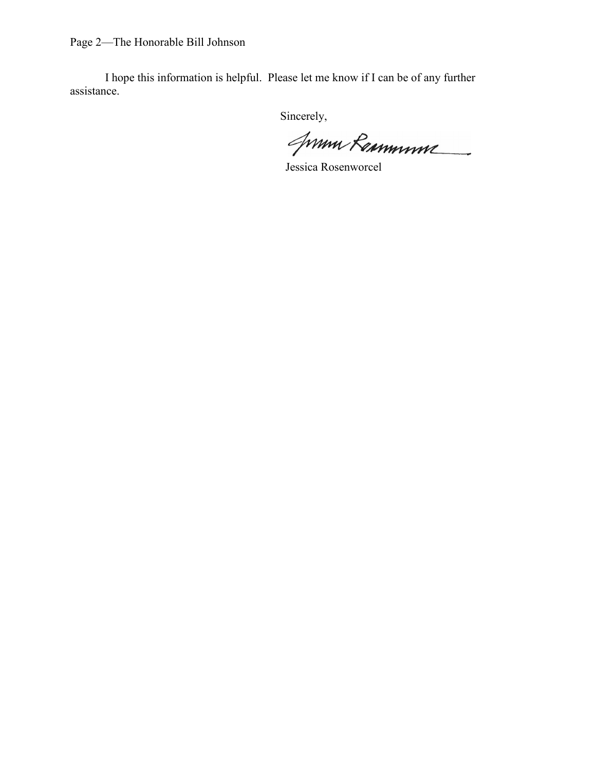I hope this information is helpful. Please let me know if I can be of any further assistance.

Sincerely,

Jessica Rosenworcel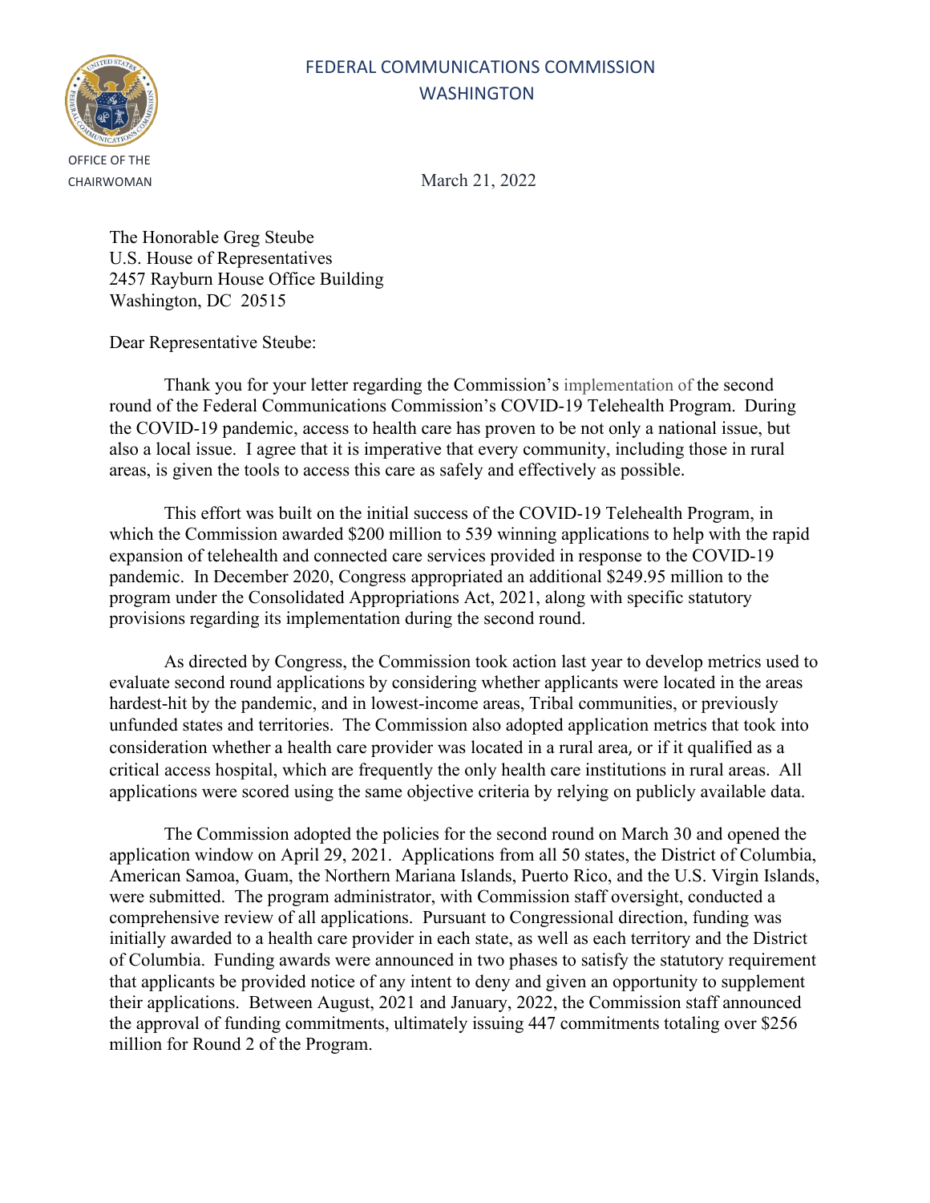FEDERAL COMMUNICATIONS COMMISSION
WASHINGTON

OFFICE OF THE CHAIRWOMAN

March 21, 2022

The Honorable Greg Steube
U.S. House of Representatives
2457 Rayburn House Office Building
Washington, DC 20515

Dear Representative Steube:

Thank you for your letter regarding the Commission's implementation of the second round of the Federal Communications Commission's COVID-19 Telehealth Program. During the COVID-19 pandemic, access to health care has proven to be not only a national issue, but also a local issue. I agree that it is imperative that every community, including those in rural areas, is given the tools to access this care as safely and effectively as possible.

This effort was built on the initial success of the COVID-19 Telehealth Program, in which the Commission awarded $200 million to 539 winning applications to help with the rapid expansion of telehealth and connected care services provided in response to the COVID-19 pandemic. In December 2020, Congress appropriated an additional $249.95 million to the program under the Consolidated Appropriations Act, 2021, along with specific statutory provisions regarding its implementation during the second round.

As directed by Congress, the Commission took action last year to develop metrics used to evaluate second round applications by considering whether applicants were located in the areas hardest-hit by the pandemic, and in lowest-income areas, Tribal communities, or previously unfunded states and territories. The Commission also adopted application metrics that took into consideration whether a health care provider was located in a rural area, or if it qualified as a critical access hospital, which are frequently the only health care institutions in rural areas. All applications were scored using the same objective criteria by relying on publicly available data.

The Commission adopted the policies for the second round on March 30 and opened the application window on April 29, 2021. Applications from all 50 states, the District of Columbia, American Samoa, Guam, the Northern Mariana Islands, Puerto Rico, and the U.S. Virgin Islands, were submitted. The program administrator, with Commission staff oversight, conducted a comprehensive review of all applications. Pursuant to Congressional direction, funding was initially awarded to a health care provider in each state, as well as each territory and the District of Columbia. Funding awards were announced in two phases to satisfy the statutory requirement that applicants be provided notice of any intent to deny and given an opportunity to supplement their applications. Between August, 2021 and January, 2022, the Commission staff announced the approval of funding commitments, ultimately issuing 447 commitments totaling over $256 million for Round 2 of the Program.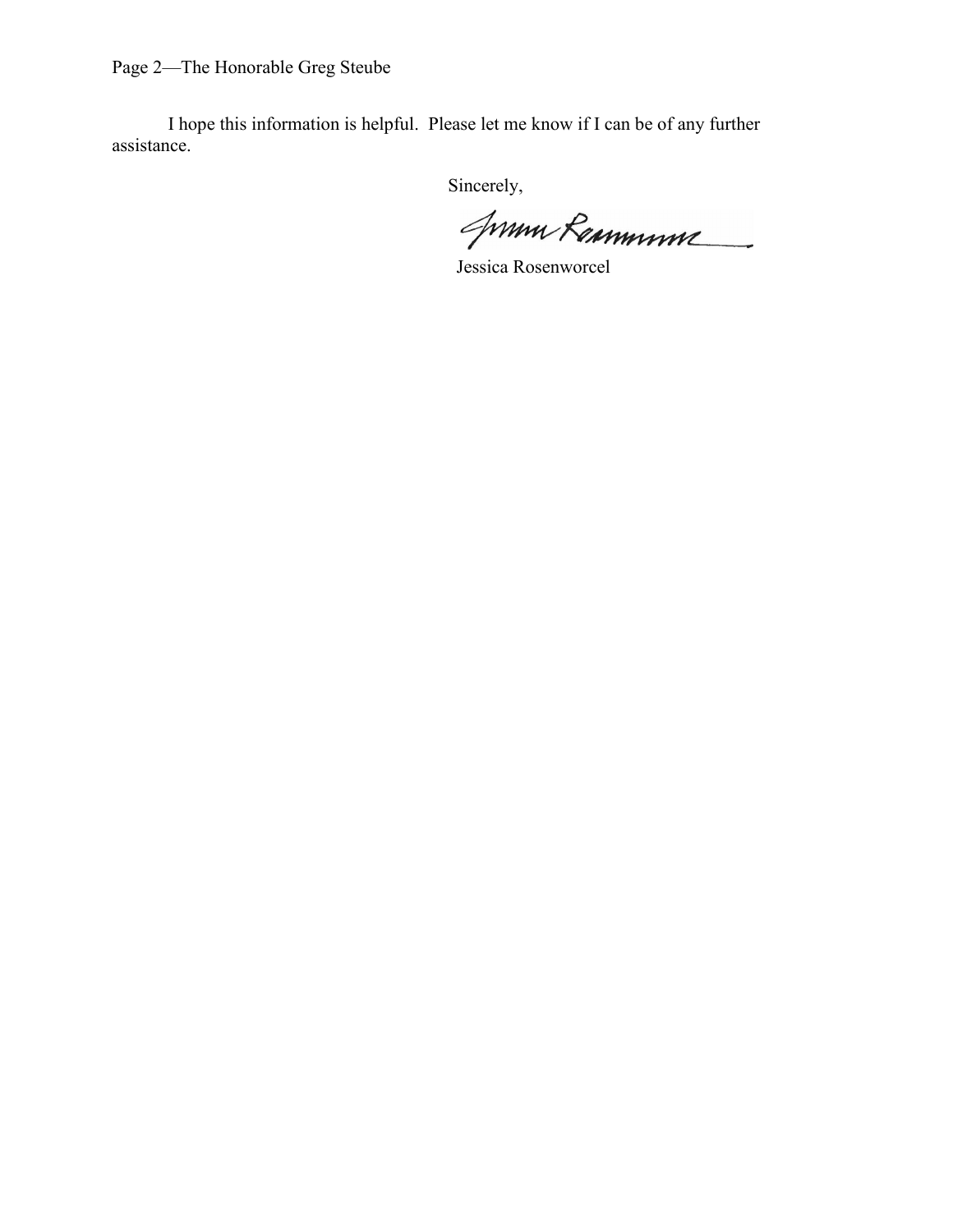I hope this information is helpful. Please let me know if I can be of any further assistance.

Sincerely,

Jessica Rosenworcel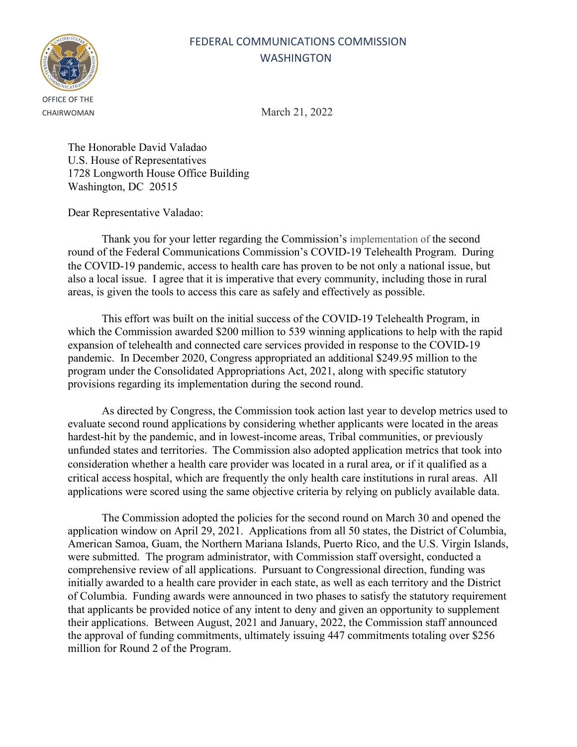FEDERAL COMMUNICATIONS COMMISSION
WASHINGTON

OFFICE OF THE CHAIRWOMAN

March 21, 2022

The Honorable David Valadao
U.S. House of Representatives
1728 Longworth House Office Building
Washington, DC 20515

Dear Representative Valadao:

Thank you for your letter regarding the Commission's implementation of the second round of the Federal Communications Commission's COVID-19 Telehealth Program. During the COVID-19 pandemic, access to health care has proven to be not only a national issue, but also a local issue. I agree that it is imperative that every community, including those in rural areas, is given the tools to access this care as safely and effectively as possible.

This effort was built on the initial success of the COVID-19 Telehealth Program, in which the Commission awarded $200 million to 539 winning applications to help with the rapid expansion of telehealth and connected care services provided in response to the COVID-19 pandemic. In December 2020, Congress appropriated an additional $249.95 million to the program under the Consolidated Appropriations Act, 2021, along with specific statutory provisions regarding its implementation during the second round.

As directed by Congress, the Commission took action last year to develop metrics used to evaluate second round applications by considering whether applicants were located in the areas hardest-hit by the pandemic, and in lowest-income areas, Tribal communities, or previously unfunded states and territories. The Commission also adopted application metrics that took into consideration whether a health care provider was located in a rural area, or if it qualified as a critical access hospital, which are frequently the only health care institutions in rural areas. All applications were scored using the same objective criteria by relying on publicly available data.

The Commission adopted the policies for the second round on March 30 and opened the application window on April 29, 2021. Applications from all 50 states, the District of Columbia, American Samoa, Guam, the Northern Mariana Islands, Puerto Rico, and the U.S. Virgin Islands, were submitted. The program administrator, with Commission staff oversight, conducted a comprehensive review of all applications. Pursuant to Congressional direction, funding was initially awarded to a health care provider in each state, as well as each territory and the District of Columbia. Funding awards were announced in two phases to satisfy the statutory requirement that applicants be provided notice of any intent to deny and given an opportunity to supplement their applications. Between August, 2021 and January, 2022, the Commission staff announced the approval of funding commitments, ultimately issuing 447 commitments totaling over $256 million for Round 2 of the Program.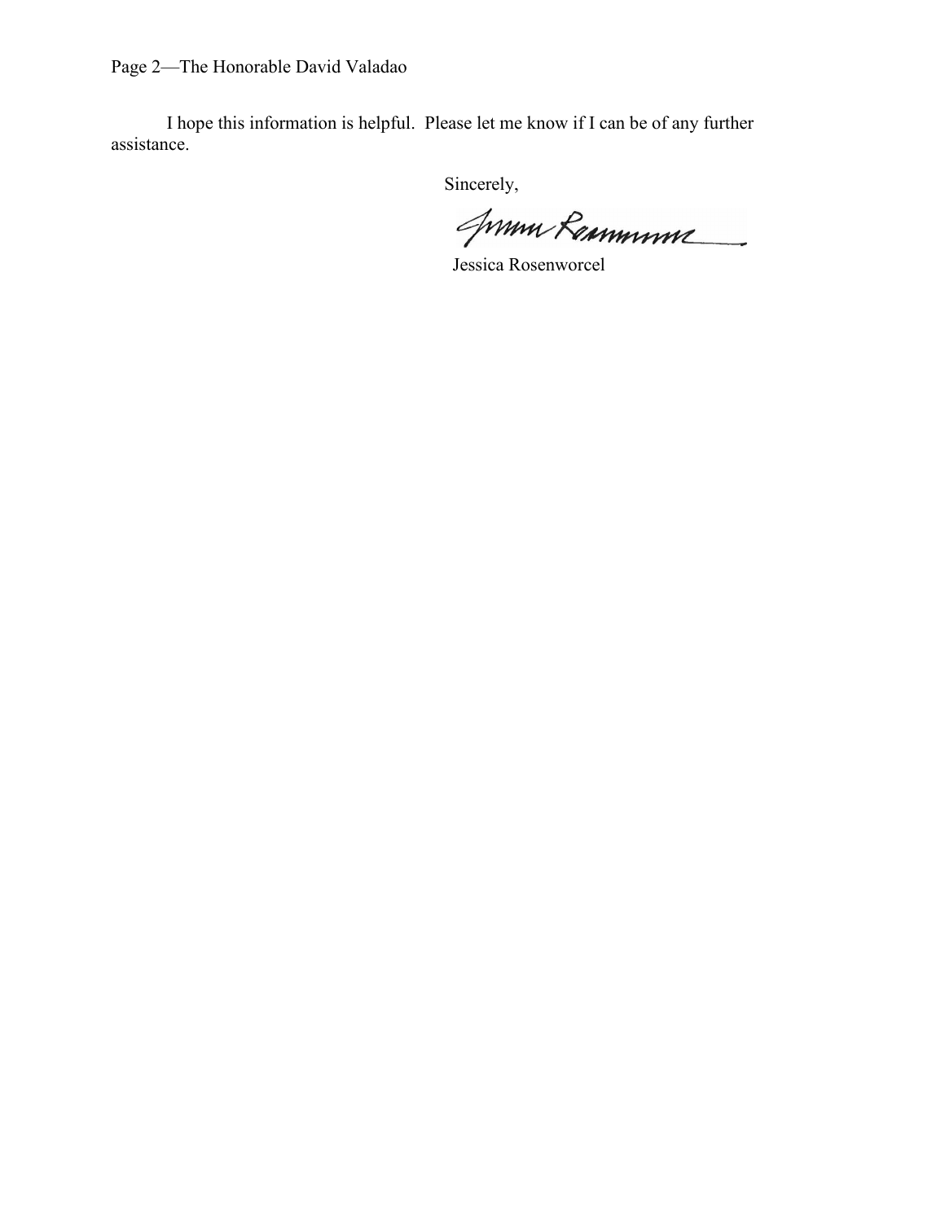I hope this information is helpful. Please let me know if I can be of any further assistance.

Sincerely,

Jessica Rosenworcel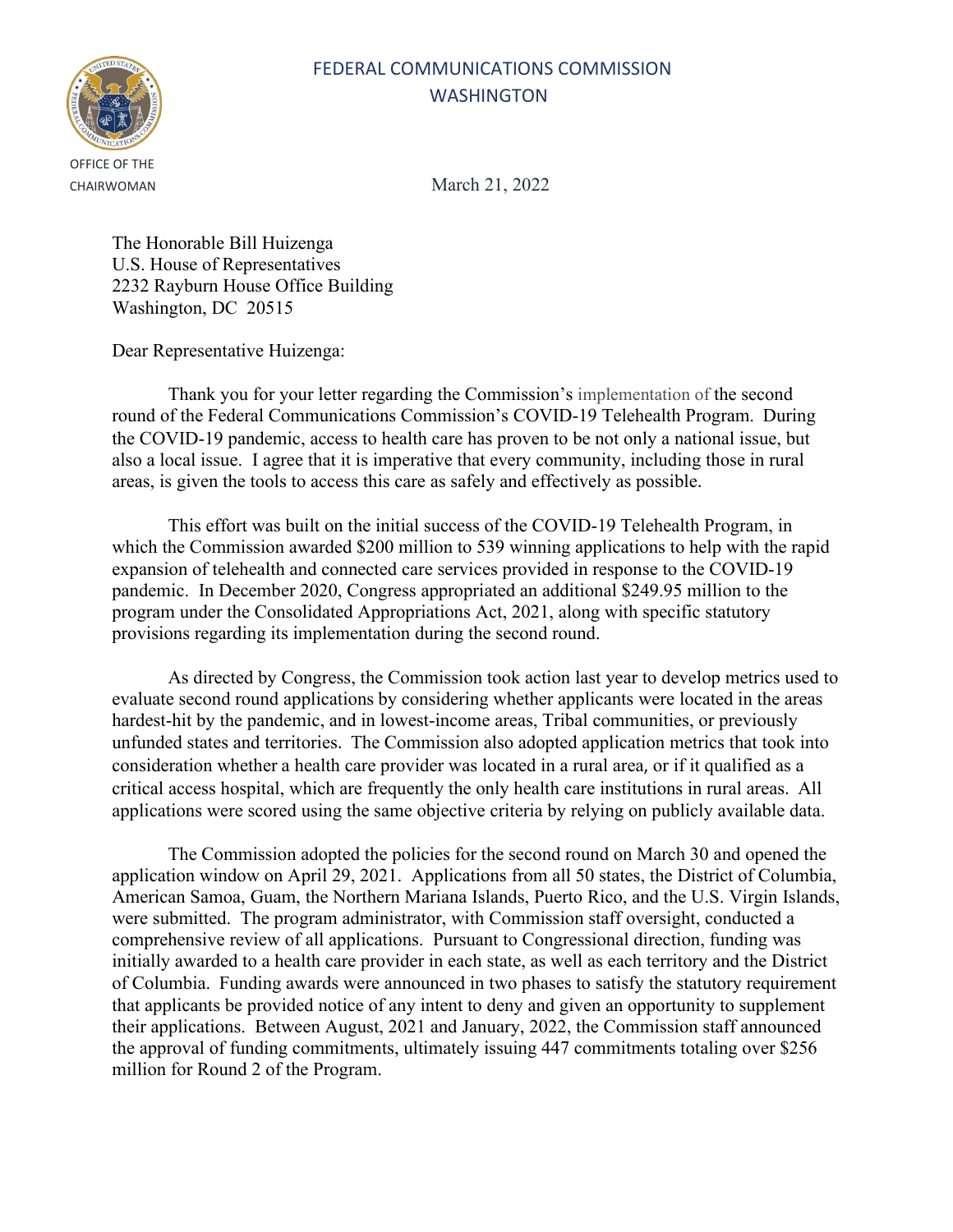FEDERAL COMMUNICATIONS COMMISSION
WASHINGTON

OFFICE OF THE CHAIRWOMAN

March 21, 2022

The Honorable Bill Huizenga
U.S. House of Representatives
2232 Rayburn House Office Building
Washington, DC 20515

Dear Representative Huizenga:

Thank you for your letter regarding the Commission's implementation of the second round of the Federal Communications Commission's COVID-19 Telehealth Program. During the COVID-19 pandemic, access to health care has proven to be not only a national issue, but also a local issue. I agree that it is imperative that every community, including those in rural areas, is given the tools to access this care as safely and effectively as possible.

This effort was built on the initial success of the COVID-19 Telehealth Program, in which the Commission awarded $200 million to 539 winning applications to help with the rapid expansion of telehealth and connected care services provided in response to the COVID-19 pandemic. In December 2020, Congress appropriated an additional $249.95 million to the program under the Consolidated Appropriations Act, 2021, along with specific statutory provisions regarding its implementation during the second round.

As directed by Congress, the Commission took action last year to develop metrics used to evaluate second round applications by considering whether applicants were located in the areas hardest-hit by the pandemic, and in lowest-income areas, Tribal communities, or previously unfunded states and territories. The Commission also adopted application metrics that took into consideration whether a health care provider was located in a rural area, or if it qualified as a critical access hospital, which are frequently the only health care institutions in rural areas. All applications were scored using the same objective criteria by relying on publicly available data.

The Commission adopted the policies for the second round on March 30 and opened the application window on April 29, 2021. Applications from all 50 states, the District of Columbia, American Samoa, Guam, the Northern Mariana Islands, Puerto Rico, and the U.S. Virgin Islands, were submitted. The program administrator, with Commission staff oversight, conducted a comprehensive review of all applications. Pursuant to Congressional direction, funding was initially awarded to a health care provider in each state, as well as each territory and the District of Columbia. Funding awards were announced in two phases to satisfy the statutory requirement that applicants be provided notice of any intent to deny and given an opportunity to supplement their applications. Between August, 2021 and January, 2022, the Commission staff announced the approval of funding commitments, ultimately issuing 447 commitments totaling over $256 million for Round 2 of the Program.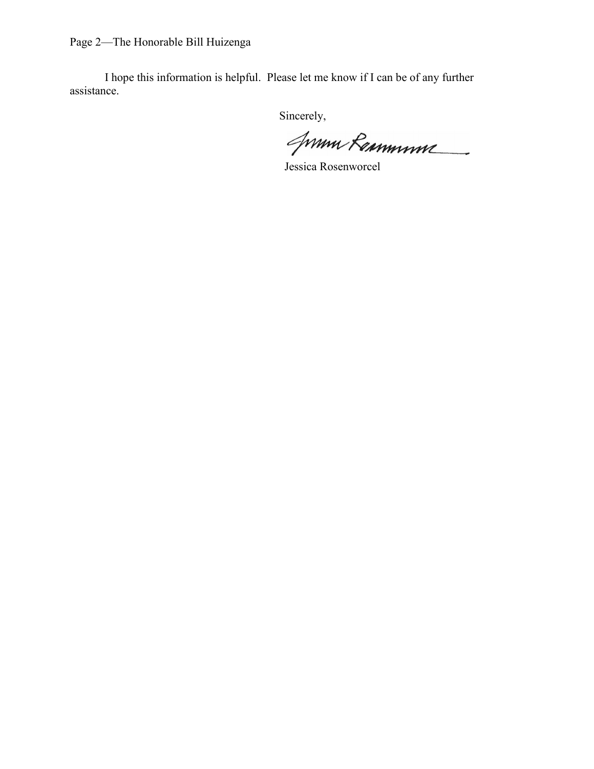I hope this information is helpful. Please let me know if I can be of any further assistance.

Sincerely,

Jessica Rosenworcel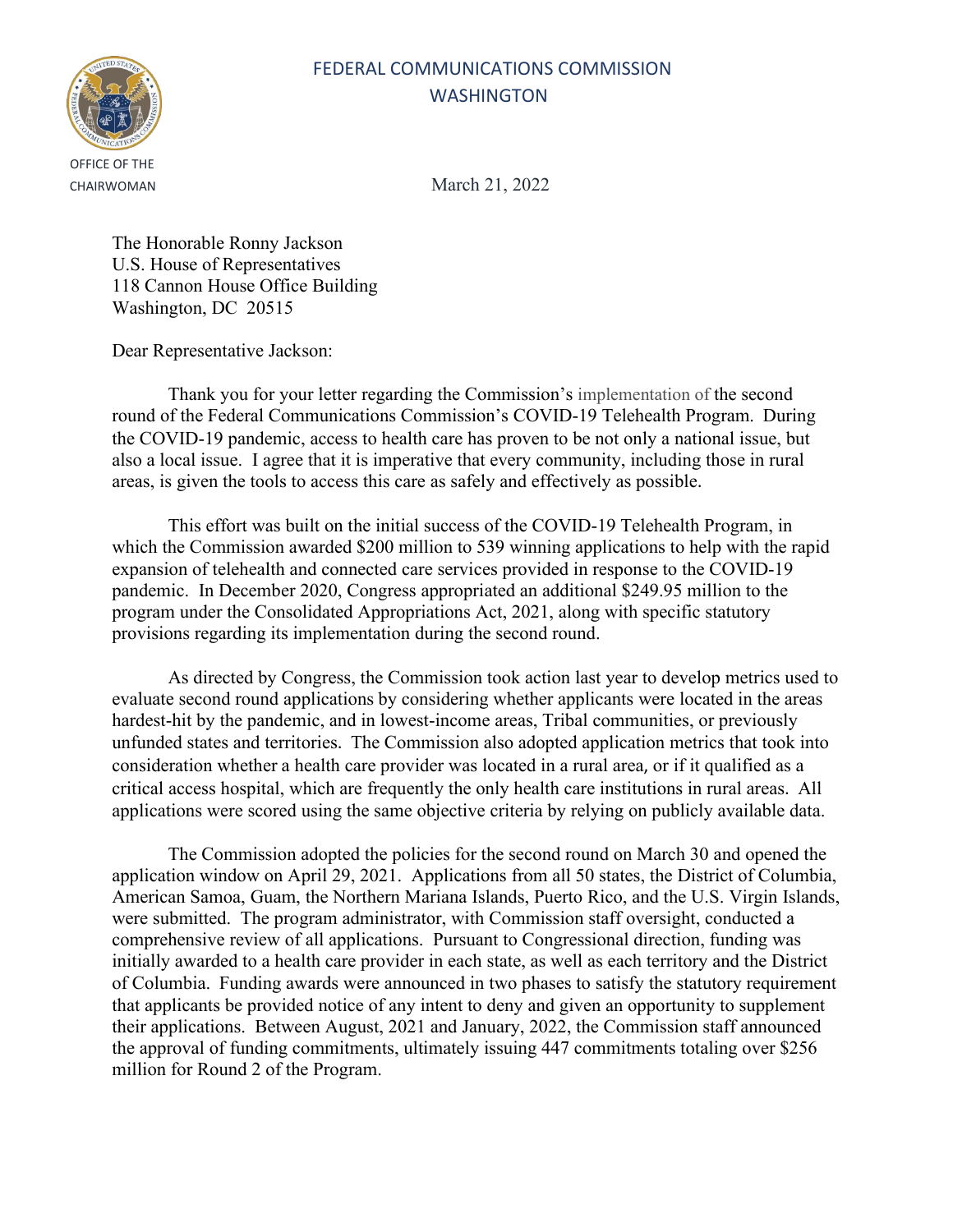FEDERAL COMMUNICATIONS COMMISSION
WASHINGTON

OFFICE OF THE CHAIRWOMAN

March 21, 2022

The Honorable Ronny Jackson
U.S. House of Representatives
118 Cannon House Office Building
Washington, DC 20515

Dear Representative Jackson:

Thank you for your letter regarding the Commission's implementation of the second round of the Federal Communications Commission's COVID-19 Telehealth Program. During the COVID-19 pandemic, access to health care has proven to be not only a national issue, but also a local issue. I agree that it is imperative that every community, including those in rural areas, is given the tools to access this care as safely and effectively as possible.

This effort was built on the initial success of the COVID-19 Telehealth Program, in which the Commission awarded $200 million to 539 winning applications to help with the rapid expansion of telehealth and connected care services provided in response to the COVID-19 pandemic. In December 2020, Congress appropriated an additional $249.95 million to the program under the Consolidated Appropriations Act, 2021, along with specific statutory provisions regarding its implementation during the second round.

As directed by Congress, the Commission took action last year to develop metrics used to evaluate second round applications by considering whether applicants were located in the areas hardest-hit by the pandemic, and in lowest-income areas, Tribal communities, or previously unfunded states and territories. The Commission also adopted application metrics that took into consideration whether a health care provider was located in a rural area, or if it qualified as a critical access hospital, which are frequently the only health care institutions in rural areas. All applications were scored using the same objective criteria by relying on publicly available data.

The Commission adopted the policies for the second round on March 30 and opened the application window on April 29, 2021. Applications from all 50 states, the District of Columbia, American Samoa, Guam, the Northern Mariana Islands, Puerto Rico, and the U.S. Virgin Islands, were submitted. The program administrator, with Commission staff oversight, conducted a comprehensive review of all applications. Pursuant to Congressional direction, funding was initially awarded to a health care provider in each state, as well as each territory and the District of Columbia. Funding awards were announced in two phases to satisfy the statutory requirement that applicants be provided notice of any intent to deny and given an opportunity to supplement their applications. Between August, 2021 and January, 2022, the Commission staff announced the approval of funding commitments, ultimately issuing 447 commitments totaling over $256 million for Round 2 of the Program.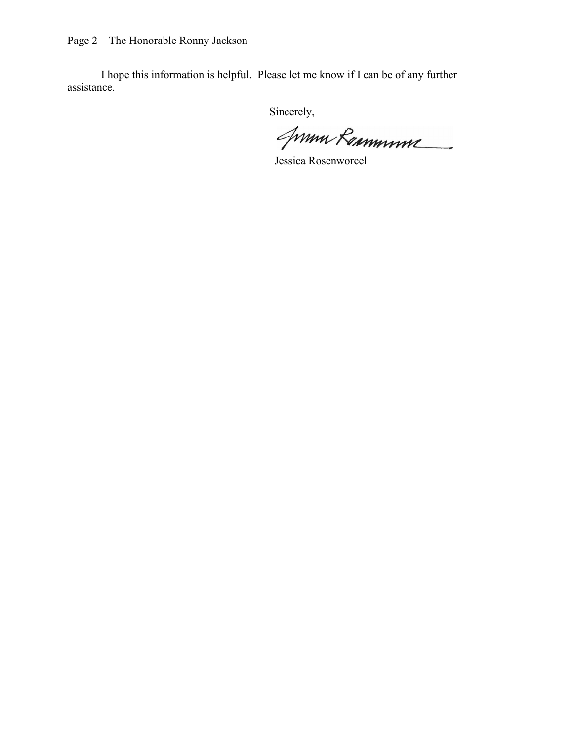I hope this information is helpful. Please let me know if I can be of any further assistance.

Sincerely,

Jessica Rosenworcel